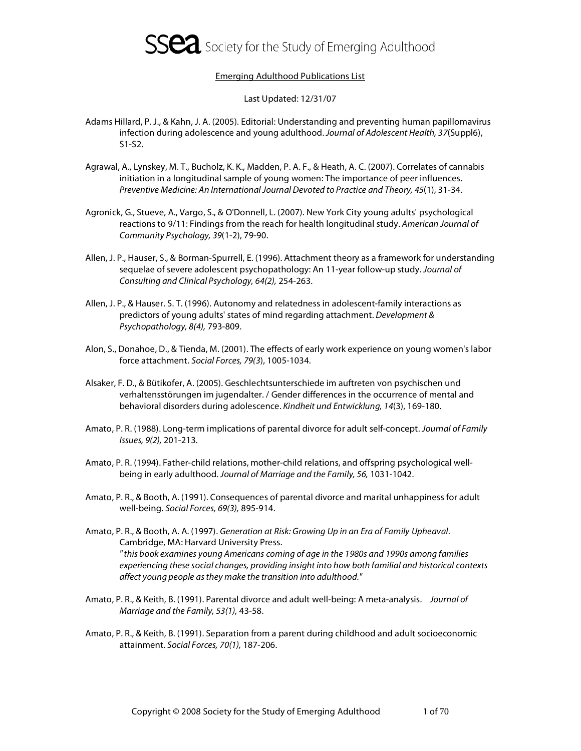# Society for the Study of Emerging Adulthood

## Emerging Adulthood Publications List

Last Updated: 12/31/07

Adams Hillard, P. J., & Kahn, J. A. (2005). Editorial: Understanding and preventing human papillomavirus infection during adolescence and young adulthood. *Journal of Adolescent Health, 37*(Suppl6), S1-S2.

Agrawal, A., Lynskey, M. T., Bucholz, K. K., Madden, P. A. F., & Heath, A. C. (2007). Correlates of cannabis initiation in a longitudinal sample of young women: The importance of peer influences. *Preventive Medicine: An International Journal Devoted to Practice and Theory, 45*(1), 31-34.

Agronick, G., Stueve, A., Vargo, S., & O'Donnell, L. (2007). New York City young adults' psychological reactions to 9/11: Findings from the reach for health longitudinal study. *American Journal of Community Psychology, 39*(1-2), 79-90.

Allen, J. P., Hauser, S., & Borman-Spurrell, E. (1996). Attachment theory as a framework for understanding sequelae of severe adolescent psychopathology: An 11-year follow-up study. *Journal of Consulting and Clinical Psychology, 64(2),* 254-263.

Allen, J. P., & Hauser. S. T. (1996). Autonomy and relatedness in adolescent-family interactions as predictors of young adults' states of mind regarding attachment. *Development & Psychopathology, 8(4),* 793-809.

Alon, S., Donahoe, D., & Tienda, M. (2001). The effects of early work experience on young women's labor force attachment. *Social Forces, 79(3*), 1005-1034.

Alsaker, F. D., & Bütikofer, A. (2005). Geschlechtsunterschiede im auftreten von psychischen und verhaltensstörungen im jugendalter. / Gender differences in the occurrence of mental and behavioral disorders during adolescence. *Kindheit und Entwicklung, 14*(3), 169-180.

Amato, P. R. (1988). Long-term implications of parental divorce for adult self-concept. *Journal of Family Issues, 9(2),* 201-213.

Amato, P. R. (1994). Father-child relations, mother-child relations, and offspring psychological well-being in early adulthood. *Journal of Marriage and the Family, 56,* 1031-1042.

Amato, P. R., & Booth, A. (1991). Consequences of parental divorce and marital unhappiness for adult well-being. *Social Forces, 69(3),* 895-914.

Amato, P. R., & Booth, A. A. (1997). *Generation at Risk: Growing Up in an Era of Family Upheaval*. Cambridge, MA: Harvard University Press.
*"this book examines young Americans coming of age in the 1980s and 1990s among families experiencing these social changes, providing insight into how both familial and historical contexts affect young people as they make the transition into adulthood."*

Amato, P. R., & Keith, B. (1991). Parental divorce and adult well-being: A meta-analysis. *Journal of Marriage and the Family, 53(1),* 43-58.

Amato, P. R., & Keith, B. (1991). Separation from a parent during childhood and adult socioeconomic attainment. *Social Forces, 70(1),* 187-206.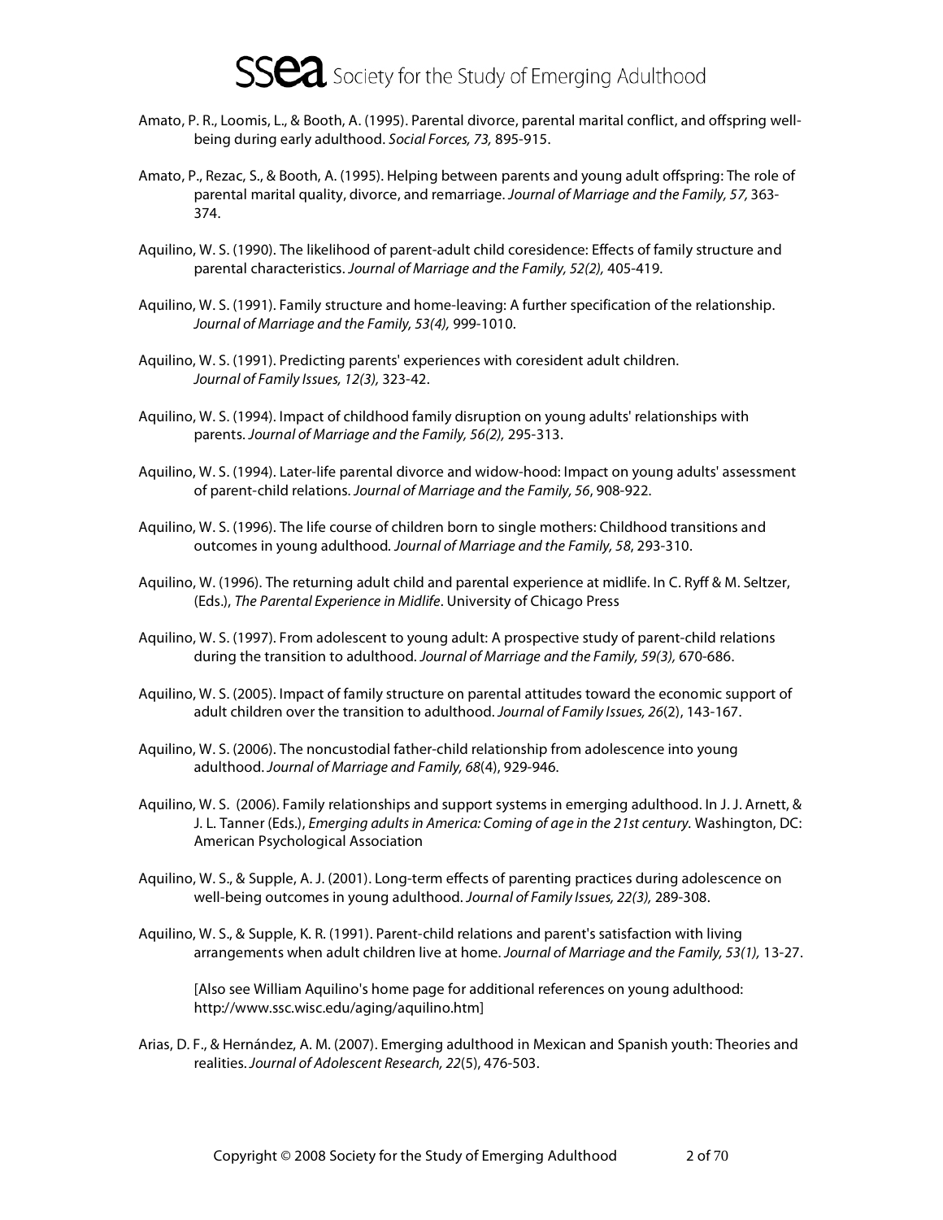Amato, P. R., Loomis, L., & Booth, A. (1995). Parental divorce, parental marital conflict, and offspring well-being during early adulthood. *Social Forces, 73,* 895-915.

Amato, P., Rezac, S., & Booth, A. (1995). Helping between parents and young adult offspring: The role of parental marital quality, divorce, and remarriage. *Journal of Marriage and the Family, 57,* 363-374.

Aquilino, W. S. (1990). The likelihood of parent-adult child coresidence: Effects of family structure and parental characteristics. *Journal of Marriage and the Family, 52(2),* 405-419.

Aquilino, W. S. (1991). Family structure and home-leaving: A further specification of the relationship. *Journal of Marriage and the Family, 53(4),* 999-1010.

Aquilino, W. S. (1991). Predicting parents' experiences with coresident adult children. *Journal of Family Issues, 12(3),* 323-42.

Aquilino, W. S. (1994). Impact of childhood family disruption on young adults' relationships with parents. *Journal of Marriage and the Family, 56(2),* 295-313.

Aquilino, W. S. (1994). Later-life parental divorce and widow-hood: Impact on young adults' assessment of parent-child relations. *Journal of Marriage and the Family, 56*, 908-922.

Aquilino, W. S. (1996). The life course of children born to single mothers: Childhood transitions and outcomes in young adulthood. *Journal of Marriage and the Family, 58*, 293-310.

Aquilino, W. (1996). The returning adult child and parental experience at midlife. In C. Ryff & M. Seltzer, (Eds.), *The Parental Experience in Midlife*. University of Chicago Press

Aquilino, W. S. (1997). From adolescent to young adult: A prospective study of parent-child relations during the transition to adulthood. *Journal of Marriage and the Family, 59(3),* 670-686.

Aquilino, W. S. (2005). Impact of family structure on parental attitudes toward the economic support of adult children over the transition to adulthood. *Journal of Family Issues, 26*(2), 143-167.

Aquilino, W. S. (2006). The noncustodial father-child relationship from adolescence into young adulthood. *Journal of Marriage and Family, 68*(4), 929-946.

Aquilino, W. S. (2006). Family relationships and support systems in emerging adulthood. In J. J. Arnett, & J. L. Tanner (Eds.), *Emerging adults in America: Coming of age in the 21st century.* Washington, DC: American Psychological Association

Aquilino, W. S., & Supple, A. J. (2001). Long-term effects of parenting practices during adolescence on well-being outcomes in young adulthood. *Journal of Family Issues, 22(3),* 289-308.

Aquilino, W. S., & Supple, K. R. (1991). Parent-child relations and parent's satisfaction with living arrangements when adult children live at home. *Journal of Marriage and the Family, 53(1),* 13-27.

[Also see William Aquilino's home page for additional references on young adulthood: http://www.ssc.wisc.edu/aging/aquilino.htm]

Arias, D. F., & Hernández, A. M. (2007). Emerging adulthood in Mexican and Spanish youth: Theories and realities. *Journal of Adolescent Research, 22*(5), 476-503.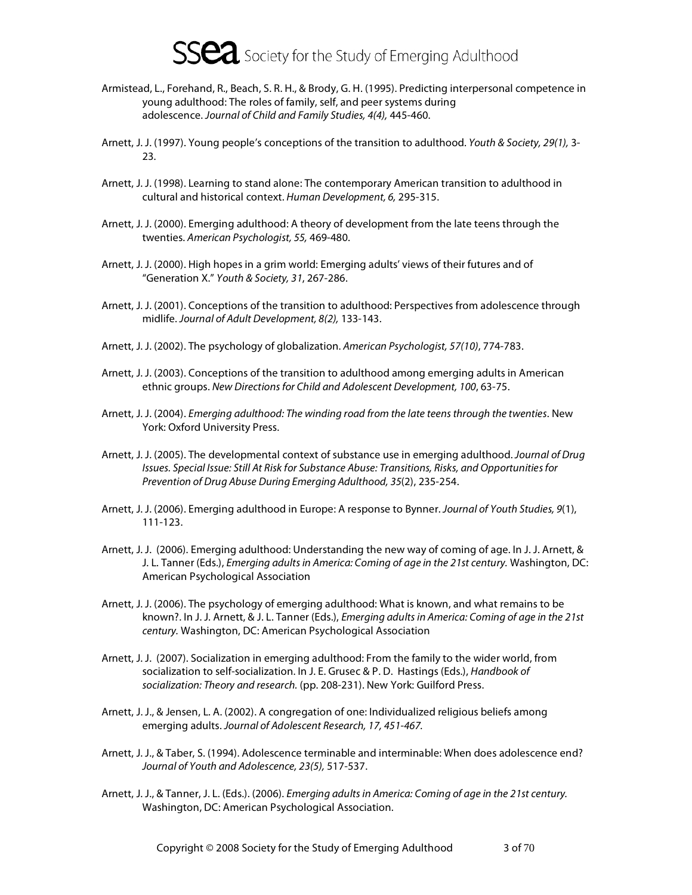Armistead, L., Forehand, R., Beach, S. R. H., & Brody, G. H. (1995). Predicting interpersonal competence in young adulthood: The roles of family, self, and peer systems during adolescence. *Journal of Child and Family Studies, 4(4),* 445-460.

Arnett, J. J. (1997). Young people's conceptions of the transition to adulthood. *Youth & Society, 29(1),* 3-23.

Arnett, J. J. (1998). Learning to stand alone: The contemporary American transition to adulthood in cultural and historical context. *Human Development, 6,* 295-315.

Arnett, J. J. (2000). Emerging adulthood: A theory of development from the late teens through the twenties. *American Psychologist, 55,* 469-480.

Arnett, J. J. (2000). High hopes in a grim world: Emerging adults' views of their futures and of "Generation X." *Youth & Society, 31*, 267-286.

Arnett, J. J. (2001). Conceptions of the transition to adulthood: Perspectives from adolescence through midlife. *Journal of Adult Development, 8(2),* 133-143.

Arnett, J. J. (2002). The psychology of globalization. *American Psychologist, 57(10)*, 774-783.

Arnett, J. J. (2003). Conceptions of the transition to adulthood among emerging adults in American ethnic groups. *New Directions for Child and Adolescent Development, 100*, 63-75.

Arnett, J. J. (2004). *Emerging adulthood: The winding road from the late teens through the twenties*. New York: Oxford University Press.

Arnett, J. J. (2005). The developmental context of substance use in emerging adulthood. *Journal of Drug Issues. Special Issue: Still At Risk for Substance Abuse: Transitions, Risks, and Opportunities for Prevention of Drug Abuse During Emerging Adulthood, 35*(2), 235-254.

Arnett, J. J. (2006). Emerging adulthood in Europe: A response to Bynner. *Journal of Youth Studies, 9*(1), 111-123.

Arnett, J. J. (2006). Emerging adulthood: Understanding the new way of coming of age. In J. J. Arnett, & J. L. Tanner (Eds.), *Emerging adults in America: Coming of age in the 21st century.* Washington, DC: American Psychological Association

Arnett, J. J. (2006). The psychology of emerging adulthood: What is known, and what remains to be known?. In J. J. Arnett, & J. L. Tanner (Eds.), *Emerging adults in America: Coming of age in the 21st century.* Washington, DC: American Psychological Association

Arnett, J. J. (2007). Socialization in emerging adulthood: From the family to the wider world, from socialization to self-socialization. In J. E. Grusec & P. D. Hastings (Eds.), *Handbook of socialization: Theory and research.* (pp. 208-231). New York: Guilford Press.

Arnett, J. J., & Jensen, L. A. (2002). A congregation of one: Individualized religious beliefs among emerging adults. *Journal of Adolescent Research, 17, 451-467.*

Arnett, J. J., & Taber, S. (1994). Adolescence terminable and interminable: When does adolescence end? *Journal of Youth and Adolescence, 23(5),* 517-537.

Arnett, J. J., & Tanner, J. L. (Eds.). (2006). *Emerging adults in America: Coming of age in the 21st century.* Washington, DC: American Psychological Association.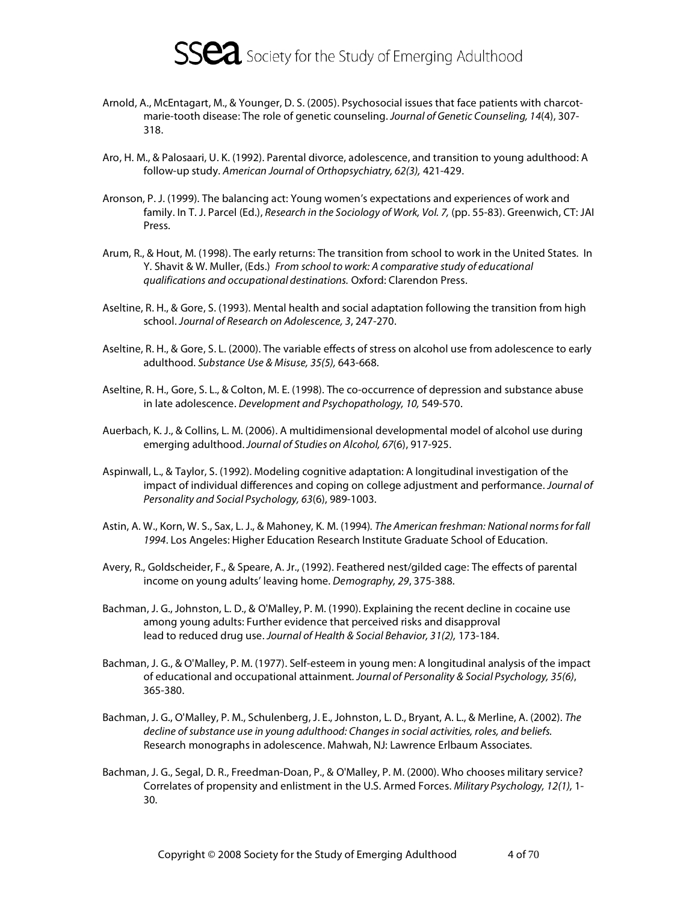Arnold, A., McEntagart, M., & Younger, D. S. (2005). Psychosocial issues that face patients with charcot-marie-tooth disease: The role of genetic counseling. *Journal of Genetic Counseling, 14*(4), 307-318.

Aro, H. M., & Palosaari, U. K. (1992). Parental divorce, adolescence, and transition to young adulthood: A follow-up study. *American Journal of Orthopsychiatry, 62(3),* 421-429.

Aronson, P. J. (1999). The balancing act: Young women's expectations and experiences of work and family. In T. J. Parcel (Ed.), *Research in the Sociology of Work, Vol. 7,* (pp. 55-83). Greenwich, CT: JAI Press.

Arum, R., & Hout, M. (1998). The early returns: The transition from school to work in the United States. In Y. Shavit & W. Muller, (Eds.) *From school to work: A comparative study of educational qualifications and occupational destinations.* Oxford: Clarendon Press.

Aseltine, R. H., & Gore, S. (1993). Mental health and social adaptation following the transition from high school. *Journal of Research on Adolescence, 3*, 247-270.

Aseltine, R. H., & Gore, S. L. (2000). The variable effects of stress on alcohol use from adolescence to early adulthood. *Substance Use & Misuse, 35(5),* 643-668.

Aseltine, R. H., Gore, S. L., & Colton, M. E. (1998). The co-occurrence of depression and substance abuse in late adolescence. *Development and Psychopathology, 10,* 549-570.

Auerbach, K. J., & Collins, L. M. (2006). A multidimensional developmental model of alcohol use during emerging adulthood. *Journal of Studies on Alcohol, 67*(6), 917-925.

Aspinwall, L., & Taylor, S. (1992). Modeling cognitive adaptation: A longitudinal investigation of the impact of individual differences and coping on college adjustment and performance. *Journal of Personality and Social Psychology, 63*(6), 989-1003.

Astin, A. W., Korn, W. S., Sax, L. J., & Mahoney, K. M. (1994). *The American freshman: National norms for fall 1994*. Los Angeles: Higher Education Research Institute Graduate School of Education.

Avery, R., Goldscheider, F., & Speare, A. Jr., (1992). Feathered nest/gilded cage: The effects of parental income on young adults' leaving home. *Demography, 29*, 375-388.

Bachman, J. G., Johnston, L. D., & O'Malley, P. M. (1990). Explaining the recent decline in cocaine use among young adults: Further evidence that perceived risks and disapproval lead to reduced drug use. *Journal of Health & Social Behavior, 31(2),* 173-184.

Bachman, J. G., & O'Malley, P. M. (1977). Self-esteem in young men: A longitudinal analysis of the impact of educational and occupational attainment. *Journal of Personality & Social Psychology, 35(6)*, 365-380.

Bachman, J. G., O'Malley, P. M., Schulenberg, J. E., Johnston, L. D., Bryant, A. L., & Merline, A. (2002). *The decline of substance use in young adulthood: Changes in social activities, roles, and beliefs.* Research monographs in adolescence. Mahwah, NJ: Lawrence Erlbaum Associates.

Bachman, J. G., Segal, D. R., Freedman-Doan, P., & O'Malley, P. M. (2000). Who chooses military service? Correlates of propensity and enlistment in the U.S. Armed Forces. *Military Psychology, 12(1),* 1-30.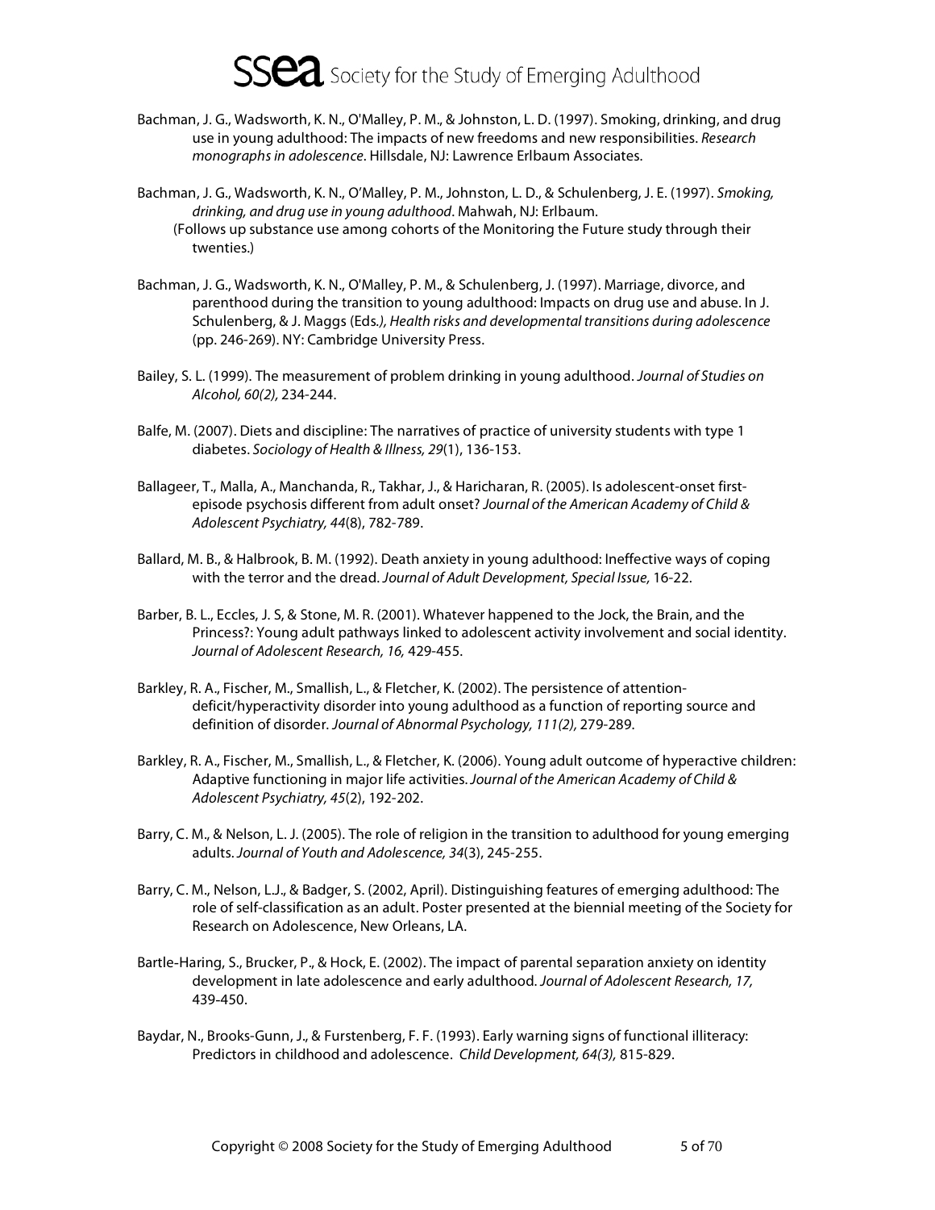Bachman, J. G., Wadsworth, K. N., O'Malley, P. M., & Johnston, L. D. (1997). Smoking, drinking, and drug use in young adulthood: The impacts of new freedoms and new responsibilities. *Research monographs in adolescence*. Hillsdale, NJ: Lawrence Erlbaum Associates.

Bachman, J. G., Wadsworth, K. N., O'Malley, P. M., Johnston, L. D., & Schulenberg, J. E. (1997). *Smoking, drinking, and drug use in young adulthood*. Mahwah, NJ: Erlbaum.
(Follows up substance use among cohorts of the Monitoring the Future study through their twenties.)

Bachman, J. G., Wadsworth, K. N., O'Malley, P. M., & Schulenberg, J. (1997). Marriage, divorce, and parenthood during the transition to young adulthood: Impacts on drug use and abuse. In J. Schulenberg, & J. Maggs (Eds*.), Health risks and developmental transitions during adolescence* (pp. 246-269). NY: Cambridge University Press.

Bailey, S. L. (1999). The measurement of problem drinking in young adulthood. *Journal of Studies on Alcohol, 60(2),* 234-244.

Balfe, M. (2007). Diets and discipline: The narratives of practice of university students with type 1 diabetes. *Sociology of Health & Illness, 29*(1), 136-153.

Ballageer, T., Malla, A., Manchanda, R., Takhar, J., & Haricharan, R. (2005). Is adolescent-onset first-episode psychosis different from adult onset? *Journal of the American Academy of Child & Adolescent Psychiatry, 44*(8), 782-789.

Ballard, M. B., & Halbrook, B. M. (1992). Death anxiety in young adulthood: Ineffective ways of coping with the terror and the dread. *Journal of Adult Development, Special Issue,* 16-22.

Barber, B. L., Eccles, J. S, & Stone, M. R. (2001). Whatever happened to the Jock, the Brain, and the Princess?: Young adult pathways linked to adolescent activity involvement and social identity. *Journal of Adolescent Research, 16,* 429-455.

Barkley, R. A., Fischer, M., Smallish, L., & Fletcher, K. (2002). The persistence of attention-deficit/hyperactivity disorder into young adulthood as a function of reporting source and definition of disorder. *Journal of Abnormal Psychology, 111(2),* 279-289.

Barkley, R. A., Fischer, M., Smallish, L., & Fletcher, K. (2006). Young adult outcome of hyperactive children: Adaptive functioning in major life activities. *Journal of the American Academy of Child & Adolescent Psychiatry, 45*(2), 192-202.

Barry, C. M., & Nelson, L. J. (2005). The role of religion in the transition to adulthood for young emerging adults. *Journal of Youth and Adolescence, 34*(3), 245-255.

Barry, C. M., Nelson, L.J., & Badger, S. (2002, April). Distinguishing features of emerging adulthood: The role of self-classification as an adult. Poster presented at the biennial meeting of the Society for Research on Adolescence, New Orleans, LA.

Bartle-Haring, S., Brucker, P., & Hock, E. (2002). The impact of parental separation anxiety on identity development in late adolescence and early adulthood. *Journal of Adolescent Research, 17,* 439-450.

Baydar, N., Brooks-Gunn, J., & Furstenberg, F. F. (1993). Early warning signs of functional illiteracy: Predictors in childhood and adolescence. *Child Development, 64(3),* 815-829.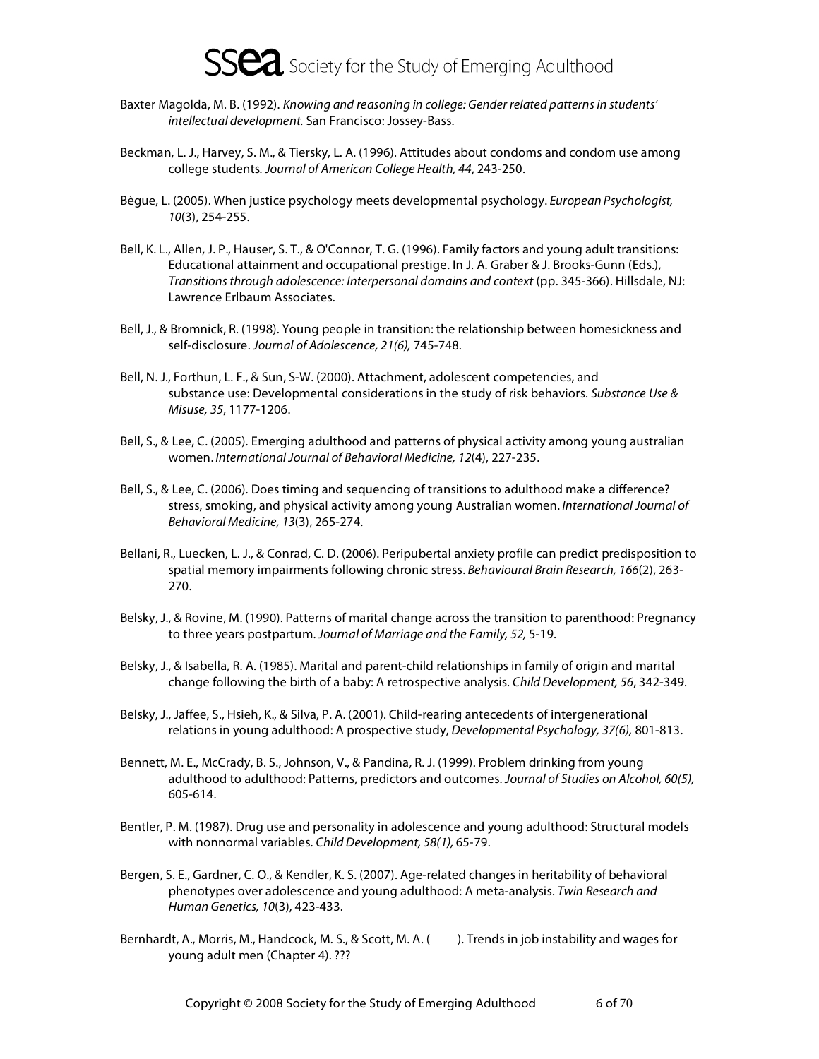Baxter Magolda, M. B. (1992). *Knowing and reasoning in college: Gender related patterns in students' intellectual development.* San Francisco: Jossey-Bass.

Beckman, L. J., Harvey, S. M., & Tiersky, L. A. (1996). Attitudes about condoms and condom use among college students. *Journal of American College Health, 44*, 243-250.

Bègue, L. (2005). When justice psychology meets developmental psychology. *European Psychologist, 10*(3), 254-255.

Bell, K. L., Allen, J. P., Hauser, S. T., & O'Connor, T. G. (1996). Family factors and young adult transitions: Educational attainment and occupational prestige. In J. A. Graber & J. Brooks-Gunn (Eds.), *Transitions through adolescence: Interpersonal domains and context* (pp. 345-366). Hillsdale, NJ: Lawrence Erlbaum Associates.

Bell, J., & Bromnick, R. (1998). Young people in transition: the relationship between homesickness and self-disclosure. *Journal of Adolescence, 21(6),* 745-748.

Bell, N. J., Forthun, L. F., & Sun, S-W. (2000). Attachment, adolescent competencies, and substance use: Developmental considerations in the study of risk behaviors. *Substance Use & Misuse, 35*, 1177-1206.

Bell, S., & Lee, C. (2005). Emerging adulthood and patterns of physical activity among young australian women. *International Journal of Behavioral Medicine, 12*(4), 227-235.

Bell, S., & Lee, C. (2006). Does timing and sequencing of transitions to adulthood make a difference? stress, smoking, and physical activity among young Australian women. *International Journal of Behavioral Medicine, 13*(3), 265-274.

Bellani, R., Luecken, L. J., & Conrad, C. D. (2006). Peripubertal anxiety profile can predict predisposition to spatial memory impairments following chronic stress. *Behavioural Brain Research, 166*(2), 263-270.

Belsky, J., & Rovine, M. (1990). Patterns of marital change across the transition to parenthood: Pregnancy to three years postpartum. *Journal of Marriage and the Family, 52,* 5-19.

Belsky, J., & Isabella, R. A. (1985). Marital and parent-child relationships in family of origin and marital change following the birth of a baby: A retrospective analysis. *Child Development, 56*, 342-349.

Belsky, J., Jaffee, S., Hsieh, K., & Silva, P. A. (2001). Child-rearing antecedents of intergenerational relations in young adulthood: A prospective study, *Developmental Psychology, 37(6),* 801-813.

Bennett, M. E., McCrady, B. S., Johnson, V., & Pandina, R. J. (1999). Problem drinking from young adulthood to adulthood: Patterns, predictors and outcomes. *Journal of Studies on Alcohol, 60(5),* 605-614.

Bentler, P. M. (1987). Drug use and personality in adolescence and young adulthood: Structural models with nonnormal variables. *Child Development, 58(1),* 65-79.

Bergen, S. E., Gardner, C. O., & Kendler, K. S. (2007). Age-related changes in heritability of behavioral phenotypes over adolescence and young adulthood: A meta-analysis. *Twin Research and Human Genetics, 10*(3), 423-433.

Bernhardt, A., Morris, M., Handcock, M. S., & Scott, M. A. (     ). Trends in job instability and wages for young adult men (Chapter 4). ???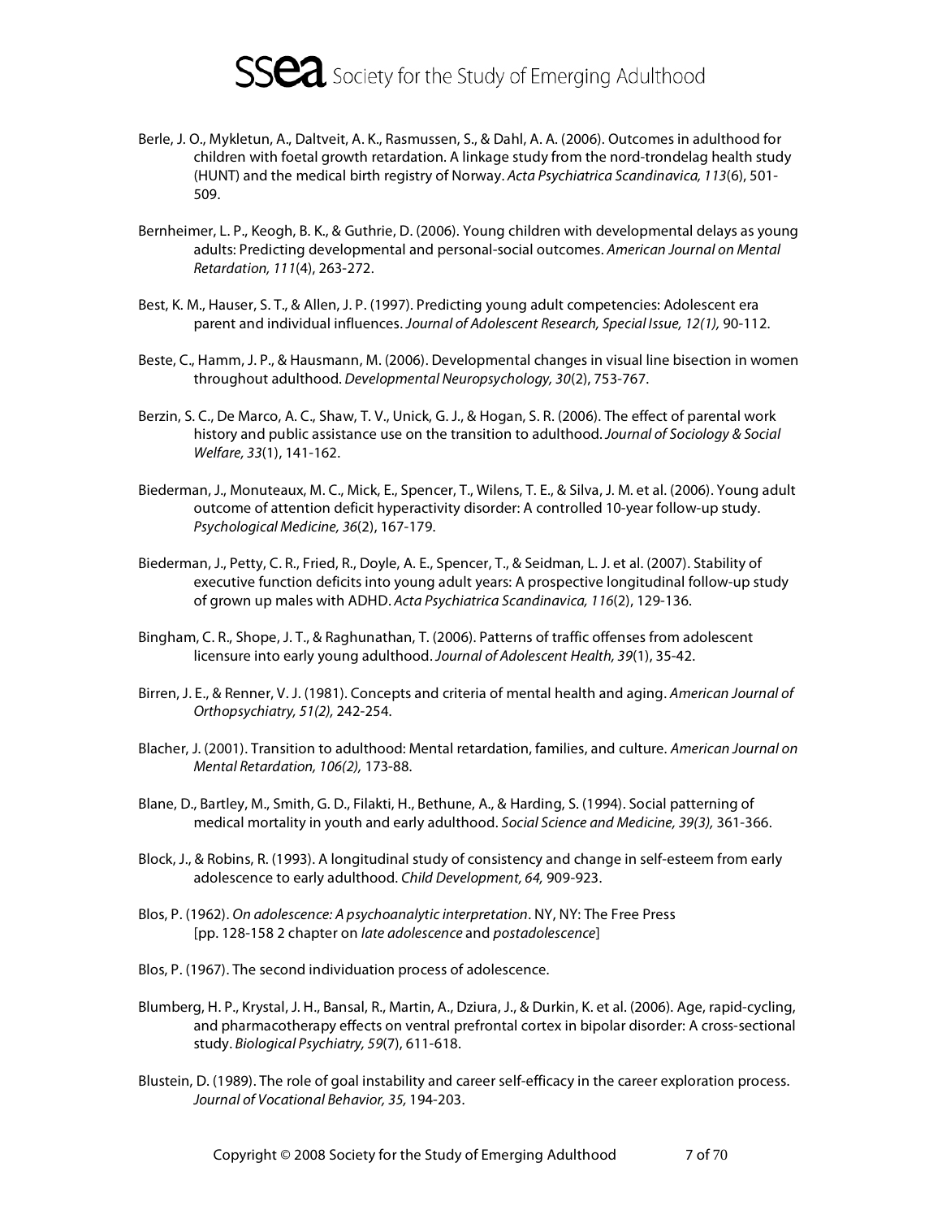Berle, J. O., Mykletun, A., Daltveit, A. K., Rasmussen, S., & Dahl, A. A. (2006). Outcomes in adulthood for children with foetal growth retardation. A linkage study from the nord-trondelag health study (HUNT) and the medical birth registry of Norway. *Acta Psychiatrica Scandinavica, 113*(6), 501-509.

Bernheimer, L. P., Keogh, B. K., & Guthrie, D. (2006). Young children with developmental delays as young adults: Predicting developmental and personal-social outcomes. *American Journal on Mental Retardation, 111*(4), 263-272.

Best, K. M., Hauser, S. T., & Allen, J. P. (1997). Predicting young adult competencies: Adolescent era parent and individual influences. *Journal of Adolescent Research, Special Issue, 12(1),* 90-112.

Beste, C., Hamm, J. P., & Hausmann, M. (2006). Developmental changes in visual line bisection in women throughout adulthood. *Developmental Neuropsychology, 30*(2), 753-767.

Berzin, S. C., De Marco, A. C., Shaw, T. V., Unick, G. J., & Hogan, S. R. (2006). The effect of parental work history and public assistance use on the transition to adulthood. *Journal of Sociology & Social Welfare, 33*(1), 141-162.

Biederman, J., Monuteaux, M. C., Mick, E., Spencer, T., Wilens, T. E., & Silva, J. M. et al. (2006). Young adult outcome of attention deficit hyperactivity disorder: A controlled 10-year follow-up study. *Psychological Medicine, 36*(2), 167-179.

Biederman, J., Petty, C. R., Fried, R., Doyle, A. E., Spencer, T., & Seidman, L. J. et al. (2007). Stability of executive function deficits into young adult years: A prospective longitudinal follow-up study of grown up males with ADHD. *Acta Psychiatrica Scandinavica, 116*(2), 129-136.

Bingham, C. R., Shope, J. T., & Raghunathan, T. (2006). Patterns of traffic offenses from adolescent licensure into early young adulthood. *Journal of Adolescent Health, 39*(1), 35-42.

Birren, J. E., & Renner, V. J. (1981). Concepts and criteria of mental health and aging. *American Journal of Orthopsychiatry, 51(2),* 242-254.

Blacher, J. (2001). Transition to adulthood: Mental retardation, families, and culture. *American Journal on Mental Retardation, 106(2),* 173-88.

Blane, D., Bartley, M., Smith, G. D., Filakti, H., Bethune, A., & Harding, S. (1994). Social patterning of medical mortality in youth and early adulthood. *Social Science and Medicine, 39(3),* 361-366.

Block, J., & Robins, R. (1993). A longitudinal study of consistency and change in self-esteem from early adolescence to early adulthood. *Child Development, 64,* 909-923.

Blos, P. (1962). *On adolescence: A psychoanalytic interpretation*. NY, NY: The Free Press [pp. 128-158 2 chapter on *late adolescence* and *postadolescence*]

Blos, P. (1967). The second individuation process of adolescence.

Blumberg, H. P., Krystal, J. H., Bansal, R., Martin, A., Dziura, J., & Durkin, K. et al. (2006). Age, rapid-cycling, and pharmacotherapy effects on ventral prefrontal cortex in bipolar disorder: A cross-sectional study. *Biological Psychiatry, 59*(7), 611-618.

Blustein, D. (1989). The role of goal instability and career self-efficacy in the career exploration process. *Journal of Vocational Behavior, 35,* 194-203.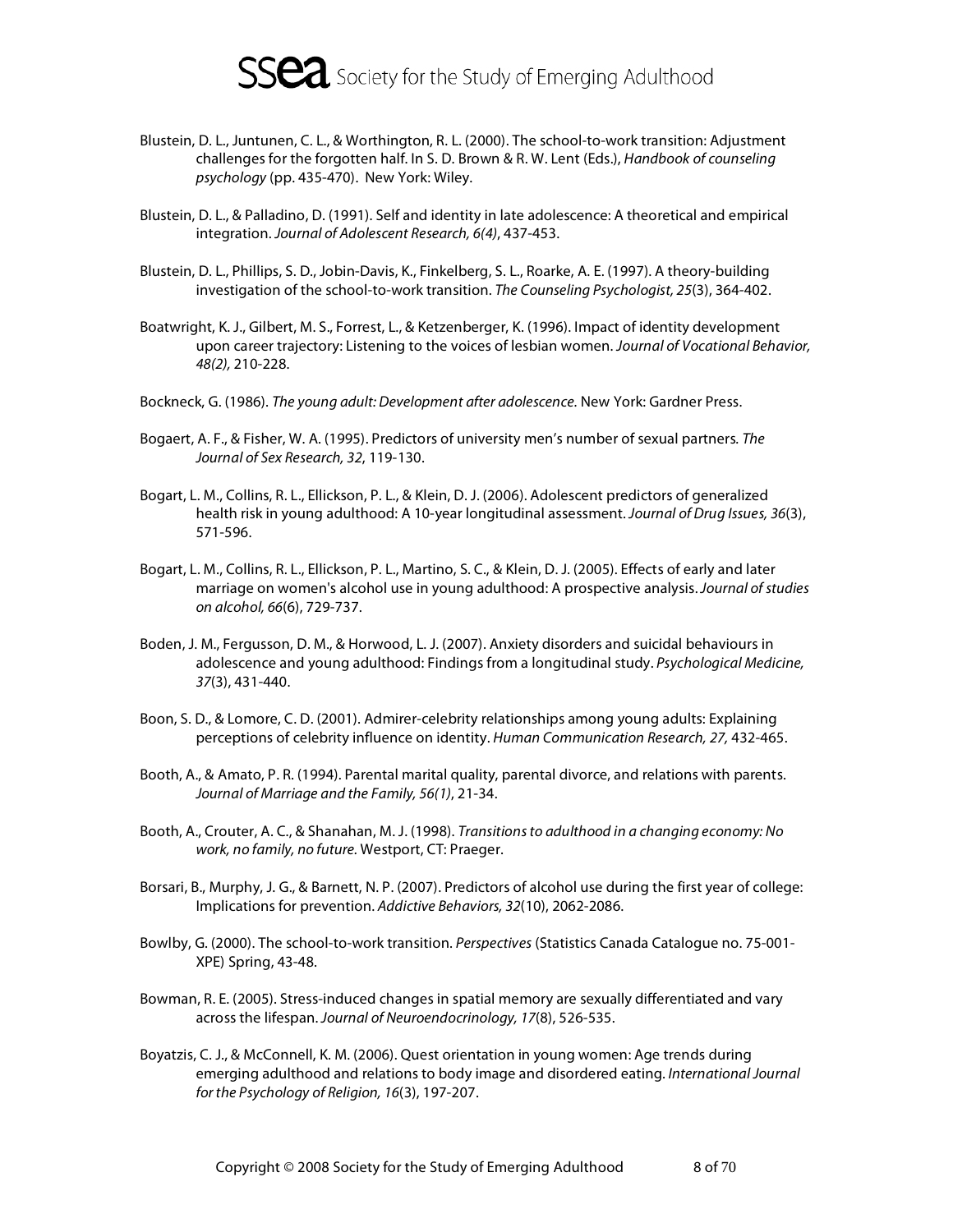Blustein, D. L., Juntunen, C. L., & Worthington, R. L. (2000). The school-to-work transition: Adjustment challenges for the forgotten half. In S. D. Brown & R. W. Lent (Eds.), *Handbook of counseling psychology* (pp. 435-470). New York: Wiley.

Blustein, D. L., & Palladino, D. (1991). Self and identity in late adolescence: A theoretical and empirical integration. *Journal of Adolescent Research, 6(4)*, 437-453.

Blustein, D. L., Phillips, S. D., Jobin-Davis, K., Finkelberg, S. L., Roarke, A. E. (1997). A theory-building investigation of the school-to-work transition. *The Counseling Psychologist, 25*(3), 364-402.

Boatwright, K. J., Gilbert, M. S., Forrest, L., & Ketzenberger, K. (1996). Impact of identity development upon career trajectory: Listening to the voices of lesbian women. *Journal of Vocational Behavior, 48(2),* 210-228.

Bockneck, G. (1986). *The young adult: Development after adolescence.* New York: Gardner Press.

Bogaert, A. F., & Fisher, W. A. (1995). Predictors of university men's number of sexual partners. *The Journal of Sex Research, 32*, 119-130.

Bogart, L. M., Collins, R. L., Ellickson, P. L., & Klein, D. J. (2006). Adolescent predictors of generalized health risk in young adulthood: A 10-year longitudinal assessment. *Journal of Drug Issues, 36*(3), 571-596.

Bogart, L. M., Collins, R. L., Ellickson, P. L., Martino, S. C., & Klein, D. J. (2005). Effects of early and later marriage on women's alcohol use in young adulthood: A prospective analysis. *Journal of studies on alcohol, 66*(6), 729-737.

Boden, J. M., Fergusson, D. M., & Horwood, L. J. (2007). Anxiety disorders and suicidal behaviours in adolescence and young adulthood: Findings from a longitudinal study. *Psychological Medicine, 37*(3), 431-440.

Boon, S. D., & Lomore, C. D. (2001). Admirer-celebrity relationships among young adults: Explaining perceptions of celebrity influence on identity. *Human Communication Research, 27,* 432-465.

Booth, A., & Amato, P. R. (1994). Parental marital quality, parental divorce, and relations with parents. *Journal of Marriage and the Family, 56(1)*, 21-34.

Booth, A., Crouter, A. C., & Shanahan, M. J. (1998). *Transitions to adulthood in a changing economy: No work, no family, no future.* Westport, CT: Praeger.

Borsari, B., Murphy, J. G., & Barnett, N. P. (2007). Predictors of alcohol use during the first year of college: Implications for prevention. *Addictive Behaviors, 32*(10), 2062-2086.

Bowlby, G. (2000). The school-to-work transition. *Perspectives* (Statistics Canada Catalogue no. 75-001-XPE) Spring, 43-48.

Bowman, R. E. (2005). Stress-induced changes in spatial memory are sexually differentiated and vary across the lifespan. *Journal of Neuroendocrinology, 17*(8), 526-535.

Boyatzis, C. J., & McConnell, K. M. (2006). Quest orientation in young women: Age trends during emerging adulthood and relations to body image and disordered eating. *International Journal for the Psychology of Religion, 16*(3), 197-207.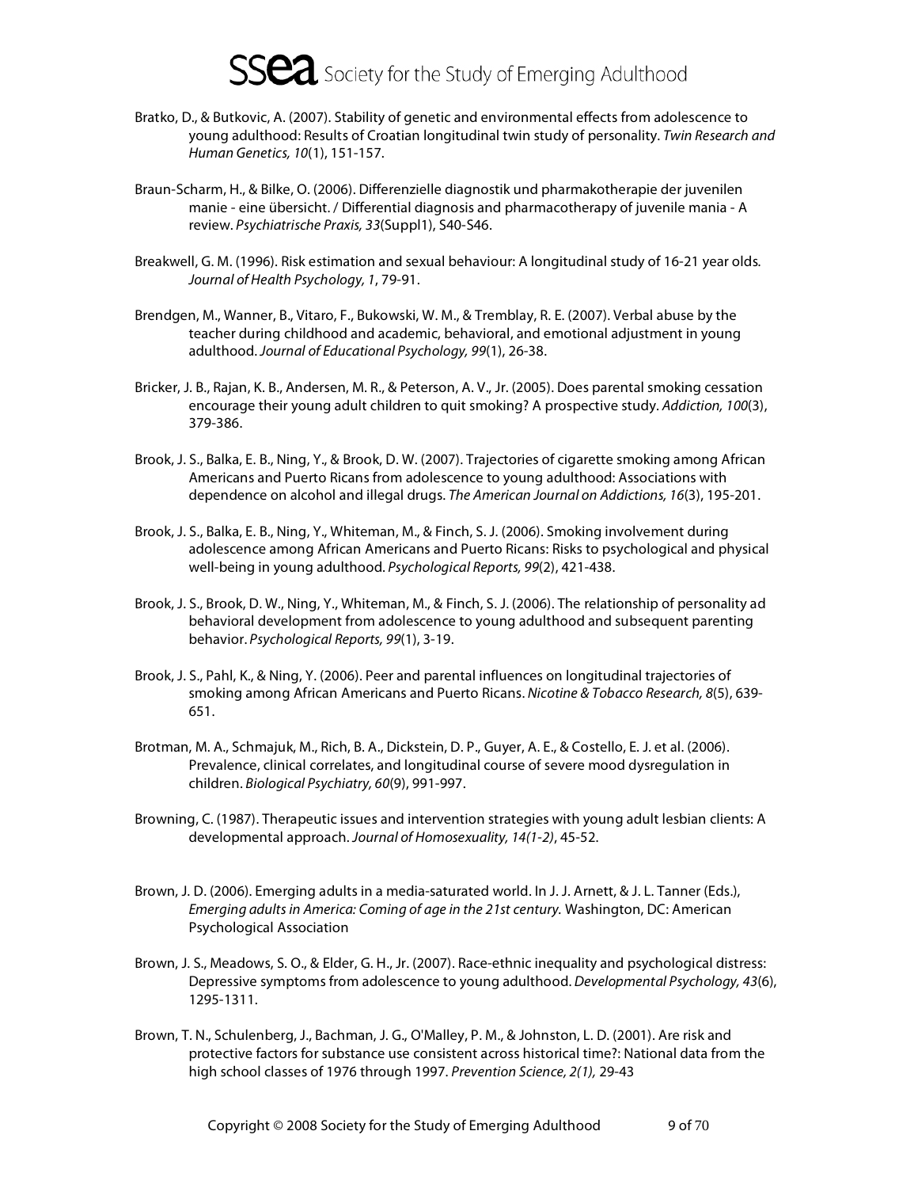Bratko, D., & Butkovic, A. (2007). Stability of genetic and environmental effects from adolescence to young adulthood: Results of Croatian longitudinal twin study of personality. *Twin Research and Human Genetics, 10*(1), 151-157.

Braun-Scharm, H., & Bilke, O. (2006). Differenzielle diagnostik und pharmakotherapie der juvenilen manie - eine übersicht. / Differential diagnosis and pharmacotherapy of juvenile mania - A review. *Psychiatrische Praxis, 33*(Suppl1), S40-S46.

Breakwell, G. M. (1996). Risk estimation and sexual behaviour: A longitudinal study of 16-21 year olds. *Journal of Health Psychology, 1*, 79-91.

Brendgen, M., Wanner, B., Vitaro, F., Bukowski, W. M., & Tremblay, R. E. (2007). Verbal abuse by the teacher during childhood and academic, behavioral, and emotional adjustment in young adulthood. *Journal of Educational Psychology, 99*(1), 26-38.

Bricker, J. B., Rajan, K. B., Andersen, M. R., & Peterson, A. V., Jr. (2005). Does parental smoking cessation encourage their young adult children to quit smoking? A prospective study. *Addiction, 100*(3), 379-386.

Brook, J. S., Balka, E. B., Ning, Y., & Brook, D. W. (2007). Trajectories of cigarette smoking among African Americans and Puerto Ricans from adolescence to young adulthood: Associations with dependence on alcohol and illegal drugs. *The American Journal on Addictions, 16*(3), 195-201.

Brook, J. S., Balka, E. B., Ning, Y., Whiteman, M., & Finch, S. J. (2006). Smoking involvement during adolescence among African Americans and Puerto Ricans: Risks to psychological and physical well-being in young adulthood. *Psychological Reports, 99*(2), 421-438.

Brook, J. S., Brook, D. W., Ning, Y., Whiteman, M., & Finch, S. J. (2006). The relationship of personality ad behavioral development from adolescence to young adulthood and subsequent parenting behavior. *Psychological Reports, 99*(1), 3-19.

Brook, J. S., Pahl, K., & Ning, Y. (2006). Peer and parental influences on longitudinal trajectories of smoking among African Americans and Puerto Ricans. *Nicotine & Tobacco Research, 8*(5), 639-651.

Brotman, M. A., Schmajuk, M., Rich, B. A., Dickstein, D. P., Guyer, A. E., & Costello, E. J. et al. (2006). Prevalence, clinical correlates, and longitudinal course of severe mood dysregulation in children. *Biological Psychiatry, 60*(9), 991-997.

Browning, C. (1987). Therapeutic issues and intervention strategies with young adult lesbian clients: A developmental approach. *Journal of Homosexuality, 14(1-2)*, 45-52.

Brown, J. D. (2006). Emerging adults in a media-saturated world. In J. J. Arnett, & J. L. Tanner (Eds.), *Emerging adults in America: Coming of age in the 21st century.* Washington, DC: American Psychological Association

Brown, J. S., Meadows, S. O., & Elder, G. H., Jr. (2007). Race-ethnic inequality and psychological distress: Depressive symptoms from adolescence to young adulthood. *Developmental Psychology, 43*(6), 1295-1311.

Brown, T. N., Schulenberg, J., Bachman, J. G., O'Malley, P. M., & Johnston, L. D. (2001). Are risk and protective factors for substance use consistent across historical time?: National data from the high school classes of 1976 through 1997. *Prevention Science, 2(1),* 29-43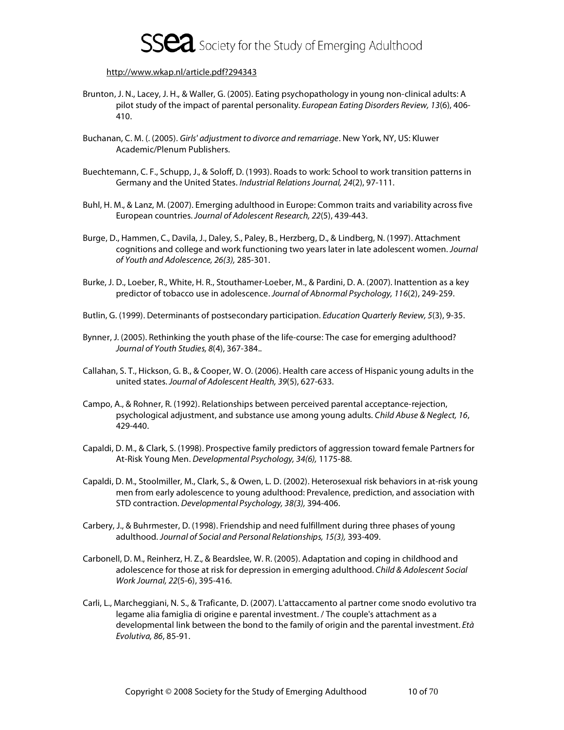http://www.wkap.nl/article.pdf?294343

Brunton, J. N., Lacey, J. H., & Waller, G. (2005). Eating psychopathology in young non-clinical adults: A pilot study of the impact of parental personality. *European Eating Disorders Review, 13*(6), 406-410.

Buchanan, C. M. (. (2005). *Girls' adjustment to divorce and remarriage*. New York, NY, US: Kluwer Academic/Plenum Publishers.

Buechtemann, C. F., Schupp, J., & Soloff, D. (1993). Roads to work: School to work transition patterns in Germany and the United States. *Industrial Relations Journal, 24*(2), 97-111.

Buhl, H. M., & Lanz, M. (2007). Emerging adulthood in Europe: Common traits and variability across five European countries. *Journal of Adolescent Research, 22*(5), 439-443.

Burge, D., Hammen, C., Davila, J., Daley, S., Paley, B., Herzberg, D., & Lindberg, N. (1997). Attachment cognitions and college and work functioning two years later in late adolescent women. *Journal of Youth and Adolescence, 26(3),* 285-301.

Burke, J. D., Loeber, R., White, H. R., Stouthamer-Loeber, M., & Pardini, D. A. (2007). Inattention as a key predictor of tobacco use in adolescence. *Journal of Abnormal Psychology, 116*(2), 249-259.

Butlin, G. (1999). Determinants of postsecondary participation. *Education Quarterly Review, 5*(3), 9-35.

Bynner, J. (2005). Rethinking the youth phase of the life-course: The case for emerging adulthood? *Journal of Youth Studies, 8*(4), 367-384..

Callahan, S. T., Hickson, G. B., & Cooper, W. O. (2006). Health care access of Hispanic young adults in the united states. *Journal of Adolescent Health, 39*(5), 627-633.

Campo, A., & Rohner, R. (1992). Relationships between perceived parental acceptance-rejection, psychological adjustment, and substance use among young adults. *Child Abuse & Neglect, 16*, 429-440.

Capaldi, D. M., & Clark, S. (1998). Prospective family predictors of aggression toward female Partners for At-Risk Young Men. *Developmental Psychology, 34(6),* 1175-88.

Capaldi, D. M., Stoolmiller, M., Clark, S., & Owen, L. D. (2002). Heterosexual risk behaviors in at-risk young men from early adolescence to young adulthood: Prevalence, prediction, and association with STD contraction. *Developmental Psychology, 38(3),* 394-406.

Carbery, J., & Buhrmester, D. (1998). Friendship and need fulfillment during three phases of young adulthood. *Journal of Social and Personal Relationships, 15(3),* 393-409.

Carbonell, D. M., Reinherz, H. Z., & Beardslee, W. R. (2005). Adaptation and coping in childhood and adolescence for those at risk for depression in emerging adulthood. *Child & Adolescent Social Work Journal, 22*(5-6), 395-416.

Carli, L., Marcheggiani, N. S., & Traficante, D. (2007). L'attaccamento al partner come snodo evolutivo tra legame alia famiglia di origine e parental investment. / The couple's attachment as a developmental link between the bond to the family of origin and the parental investment. *Età Evolutiva, 86*, 85-91.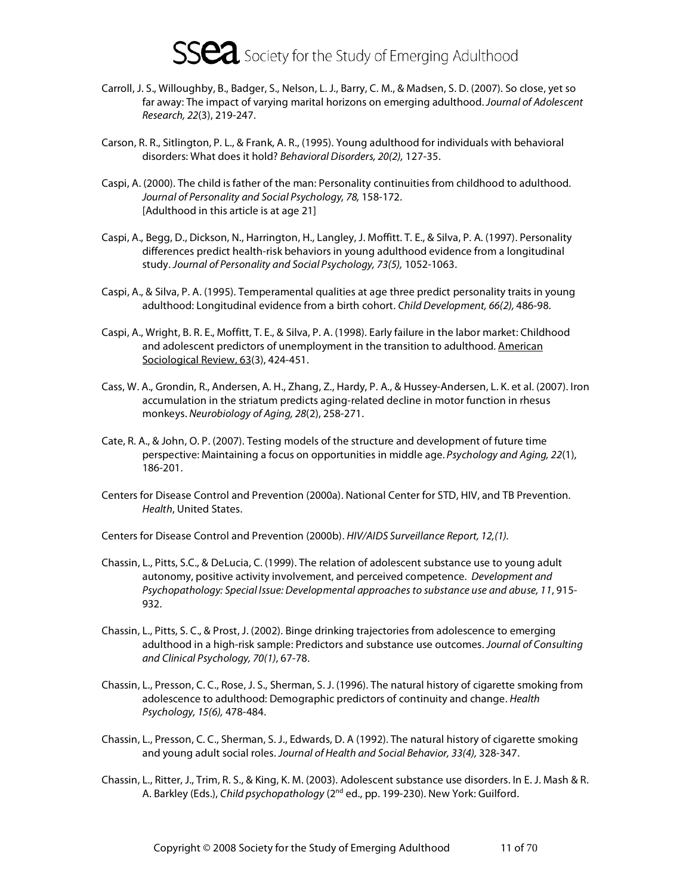Carroll, J. S., Willoughby, B., Badger, S., Nelson, L. J., Barry, C. M., & Madsen, S. D. (2007). So close, yet so far away: The impact of varying marital horizons on emerging adulthood. *Journal of Adolescent Research, 22*(3), 219-247.

Carson, R. R., Sitlington, P. L., & Frank, A. R., (1995). Young adulthood for individuals with behavioral disorders: What does it hold? *Behavioral Disorders, 20(2),* 127-35.

Caspi, A. (2000). The child is father of the man: Personality continuities from childhood to adulthood. *Journal of Personality and Social Psychology, 78,* 158-172.
[Adulthood in this article is at age 21]

Caspi, A., Begg, D., Dickson, N., Harrington, H., Langley, J. Moffitt. T. E., & Silva, P. A. (1997). Personality differences predict health-risk behaviors in young adulthood evidence from a longitudinal study. *Journal of Personality and Social Psychology, 73(5),* 1052-1063.

Caspi, A., & Silva, P. A. (1995). Temperamental qualities at age three predict personality traits in young adulthood: Longitudinal evidence from a birth cohort. *Child Development, 66(2),* 486-98.

Caspi, A., Wright, B. R. E., Moffitt, T. E., & Silva, P. A. (1998). Early failure in the labor market: Childhood and adolescent predictors of unemployment in the transition to adulthood. American Sociological Review, 63(3), 424-451.

Cass, W. A., Grondin, R., Andersen, A. H., Zhang, Z., Hardy, P. A., & Hussey-Andersen, L. K. et al. (2007). Iron accumulation in the striatum predicts aging-related decline in motor function in rhesus monkeys. *Neurobiology of Aging, 28*(2), 258-271.

Cate, R. A., & John, O. P. (2007). Testing models of the structure and development of future time perspective: Maintaining a focus on opportunities in middle age. *Psychology and Aging, 22*(1), 186-201.

Centers for Disease Control and Prevention (2000a). National Center for STD, HIV, and TB Prevention. *Health*, United States.

Centers for Disease Control and Prevention (2000b). *HIV/AIDS Surveillance Report, 12,(1).*

Chassin, L., Pitts, S.C., & DeLucia, C. (1999). The relation of adolescent substance use to young adult autonomy, positive activity involvement, and perceived competence. *Development and Psychopathology: Special Issue: Developmental approaches to substance use and abuse, 11*, 915-932.

Chassin, L., Pitts, S. C., & Prost, J. (2002). Binge drinking trajectories from adolescence to emerging adulthood in a high-risk sample: Predictors and substance use outcomes. *Journal of Consulting and Clinical Psychology, 70(1)*, 67-78.

Chassin, L., Presson, C. C., Rose, J. S., Sherman, S. J. (1996). The natural history of cigarette smoking from adolescence to adulthood: Demographic predictors of continuity and change. *Health Psychology, 15(6),* 478-484.

Chassin, L., Presson, C. C., Sherman, S. J., Edwards, D. A (1992). The natural history of cigarette smoking and young adult social roles. *Journal of Health and Social Behavior, 33(4),* 328-347.

Chassin, L., Ritter, J., Trim, R. S., & King, K. M. (2003). Adolescent substance use disorders. In E. J. Mash & R. A. Barkley (Eds.), *Child psychopathology* (2nd ed., pp. 199-230). New York: Guilford.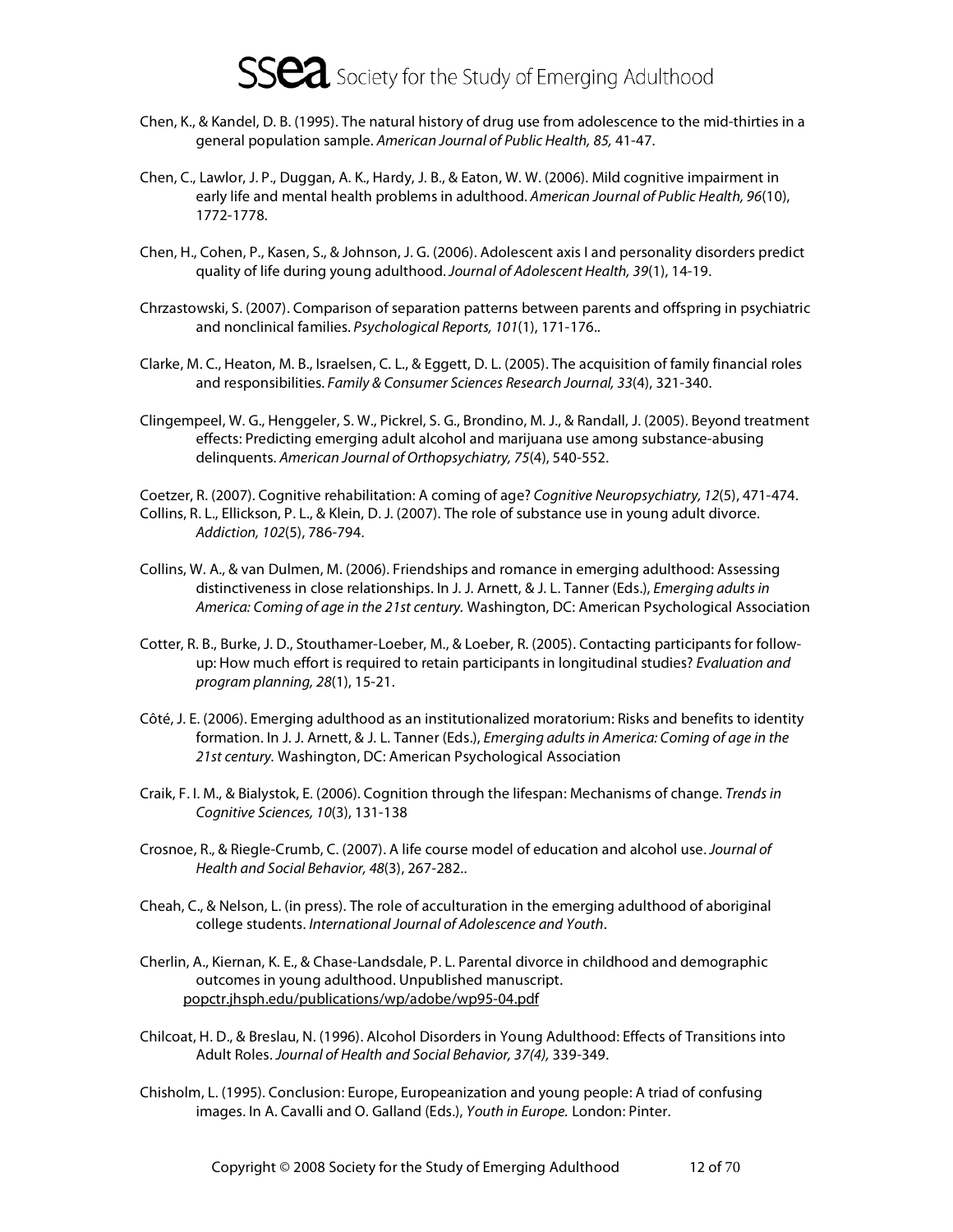Chen, K., & Kandel, D. B. (1995). The natural history of drug use from adolescence to the mid-thirties in a general population sample. *American Journal of Public Health, 85,* 41-47.

Chen, C., Lawlor, J. P., Duggan, A. K., Hardy, J. B., & Eaton, W. W. (2006). Mild cognitive impairment in early life and mental health problems in adulthood. *American Journal of Public Health, 96*(10), 1772-1778.

Chen, H., Cohen, P., Kasen, S., & Johnson, J. G. (2006). Adolescent axis I and personality disorders predict quality of life during young adulthood. *Journal of Adolescent Health, 39*(1), 14-19.

Chrzastowski, S. (2007). Comparison of separation patterns between parents and offspring in psychiatric and nonclinical families. *Psychological Reports, 101*(1), 171-176..

Clarke, M. C., Heaton, M. B., Israelsen, C. L., & Eggett, D. L. (2005). The acquisition of family financial roles and responsibilities. *Family & Consumer Sciences Research Journal, 33*(4), 321-340.

Clingempeel, W. G., Henggeler, S. W., Pickrel, S. G., Brondino, M. J., & Randall, J. (2005). Beyond treatment effects: Predicting emerging adult alcohol and marijuana use among substance-abusing delinquents. *American Journal of Orthopsychiatry, 75*(4), 540-552.

Coetzer, R. (2007). Cognitive rehabilitation: A coming of age? *Cognitive Neuropsychiatry, 12*(5), 471-474.

Collins, R. L., Ellickson, P. L., & Klein, D. J. (2007). The role of substance use in young adult divorce. *Addiction, 102*(5), 786-794.

Collins, W. A., & van Dulmen, M. (2006). Friendships and romance in emerging adulthood: Assessing distinctiveness in close relationships. In J. J. Arnett, & J. L. Tanner (Eds.), *Emerging adults in America: Coming of age in the 21st century.* Washington, DC: American Psychological Association

Cotter, R. B., Burke, J. D., Stouthamer-Loeber, M., & Loeber, R. (2005). Contacting participants for follow-up: How much effort is required to retain participants in longitudinal studies? *Evaluation and program planning, 28*(1), 15-21.

Côté, J. E. (2006). Emerging adulthood as an institutionalized moratorium: Risks and benefits to identity formation. In J. J. Arnett, & J. L. Tanner (Eds.), *Emerging adults in America: Coming of age in the 21st century.* Washington, DC: American Psychological Association

Craik, F. I. M., & Bialystok, E. (2006). Cognition through the lifespan: Mechanisms of change. *Trends in Cognitive Sciences, 10*(3), 131-138

Crosnoe, R., & Riegle-Crumb, C. (2007). A life course model of education and alcohol use. *Journal of Health and Social Behavior, 48*(3), 267-282..

Cheah, C., & Nelson, L. (in press). The role of acculturation in the emerging adulthood of aboriginal college students. *International Journal of Adolescence and Youth*.

Cherlin, A., Kiernan, K. E., & Chase-Landsdale, P. L. Parental divorce in childhood and demographic outcomes in young adulthood. Unpublished manuscript. popctr.jhsph.edu/publications/wp/adobe/wp95-04.pdf

Chilcoat, H. D., & Breslau, N. (1996). Alcohol Disorders in Young Adulthood: Effects of Transitions into Adult Roles. *Journal of Health and Social Behavior, 37(4),* 339-349.

Chisholm, L. (1995). Conclusion: Europe, Europeanization and young people: A triad of confusing images. In A. Cavalli and O. Galland (Eds.), *Youth in Europe.* London: Pinter.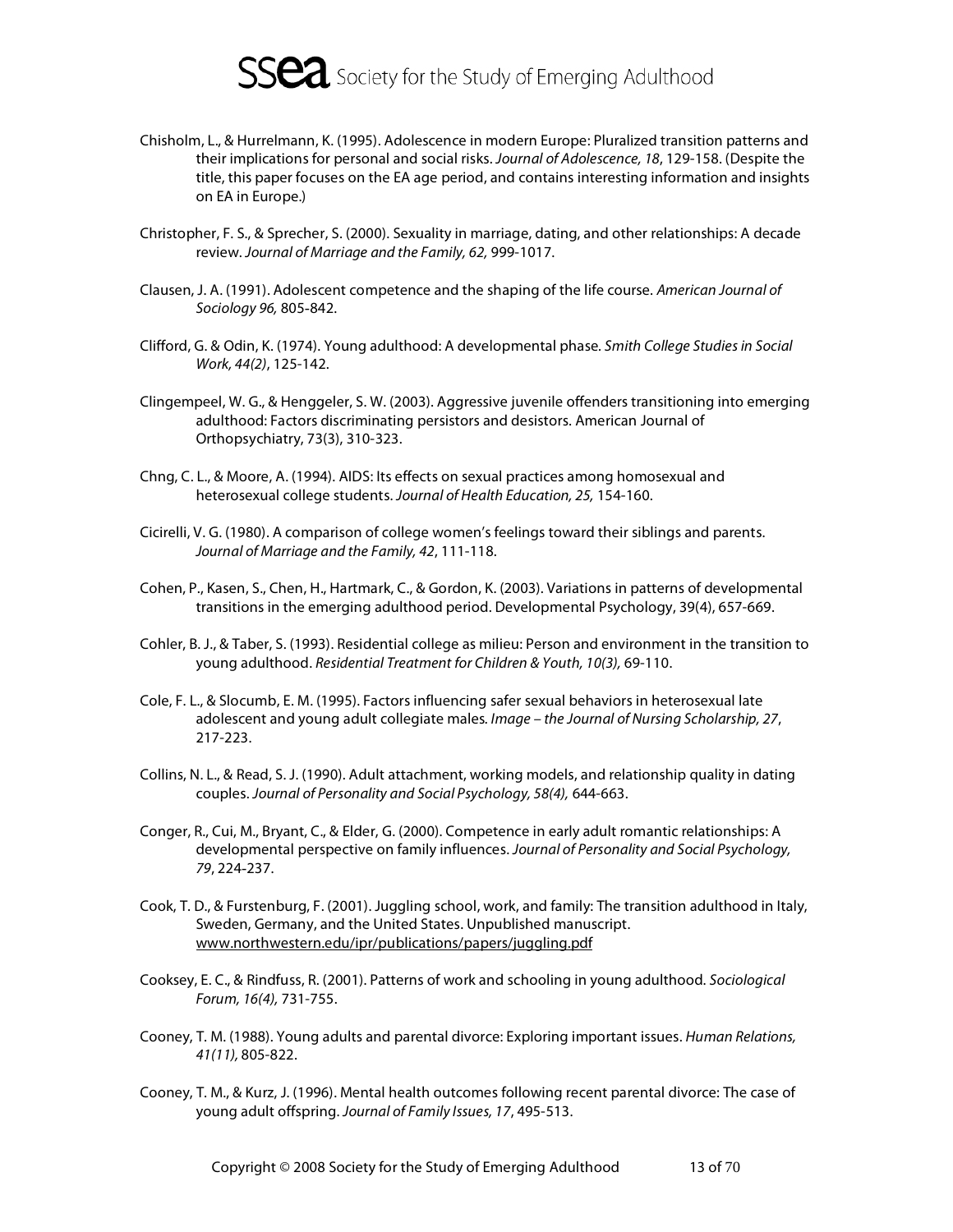Chisholm, L., & Hurrelmann, K. (1995). Adolescence in modern Europe: Pluralized transition patterns and their implications for personal and social risks. *Journal of Adolescence, 18*, 129-158. (Despite the title, this paper focuses on the EA age period, and contains interesting information and insights on EA in Europe.)

Christopher, F. S., & Sprecher, S. (2000). Sexuality in marriage, dating, and other relationships: A decade review. *Journal of Marriage and the Family, 62,* 999-1017.

Clausen, J. A. (1991). Adolescent competence and the shaping of the life course. *American Journal of Sociology 96,* 805-842.

Clifford, G. & Odin, K. (1974). Young adulthood: A developmental phase. *Smith College Studies in Social Work, 44(2)*, 125-142.

Clingempeel, W. G., & Henggeler, S. W. (2003). Aggressive juvenile offenders transitioning into emerging adulthood: Factors discriminating persistors and desistors. American Journal of Orthopsychiatry, 73(3), 310-323.

Chng, C. L., & Moore, A. (1994). AIDS: Its effects on sexual practices among homosexual and heterosexual college students. *Journal of Health Education, 25,* 154-160.

Cicirelli, V. G. (1980). A comparison of college women's feelings toward their siblings and parents. *Journal of Marriage and the Family, 42*, 111-118.

Cohen, P., Kasen, S., Chen, H., Hartmark, C., & Gordon, K. (2003). Variations in patterns of developmental transitions in the emerging adulthood period. Developmental Psychology, 39(4), 657-669.

Cohler, B. J., & Taber, S. (1993). Residential college as milieu: Person and environment in the transition to young adulthood. *Residential Treatment for Children & Youth, 10(3),* 69-110.

Cole, F. L., & Slocumb, E. M. (1995). Factors influencing safer sexual behaviors in heterosexual late adolescent and young adult collegiate males. *Image – the Journal of Nursing Scholarship, 27*, 217-223.

Collins, N. L., & Read, S. J. (1990). Adult attachment, working models, and relationship quality in dating couples. *Journal of Personality and Social Psychology, 58(4),* 644-663.

Conger, R., Cui, M., Bryant, C., & Elder, G. (2000). Competence in early adult romantic relationships: A developmental perspective on family influences. *Journal of Personality and Social Psychology, 79*, 224-237.

Cook, T. D., & Furstenburg, F. (2001). Juggling school, work, and family: The transition adulthood in Italy, Sweden, Germany, and the United States. Unpublished manuscript. www.northwestern.edu/ipr/publications/papers/juggling.pdf

Cooksey, E. C., & Rindfuss, R. (2001). Patterns of work and schooling in young adulthood. *Sociological Forum, 16(4),* 731-755.

Cooney, T. M. (1988). Young adults and parental divorce: Exploring important issues. *Human Relations, 41(11),* 805-822.

Cooney, T. M., & Kurz, J. (1996). Mental health outcomes following recent parental divorce: The case of young adult offspring. *Journal of Family Issues, 17*, 495-513.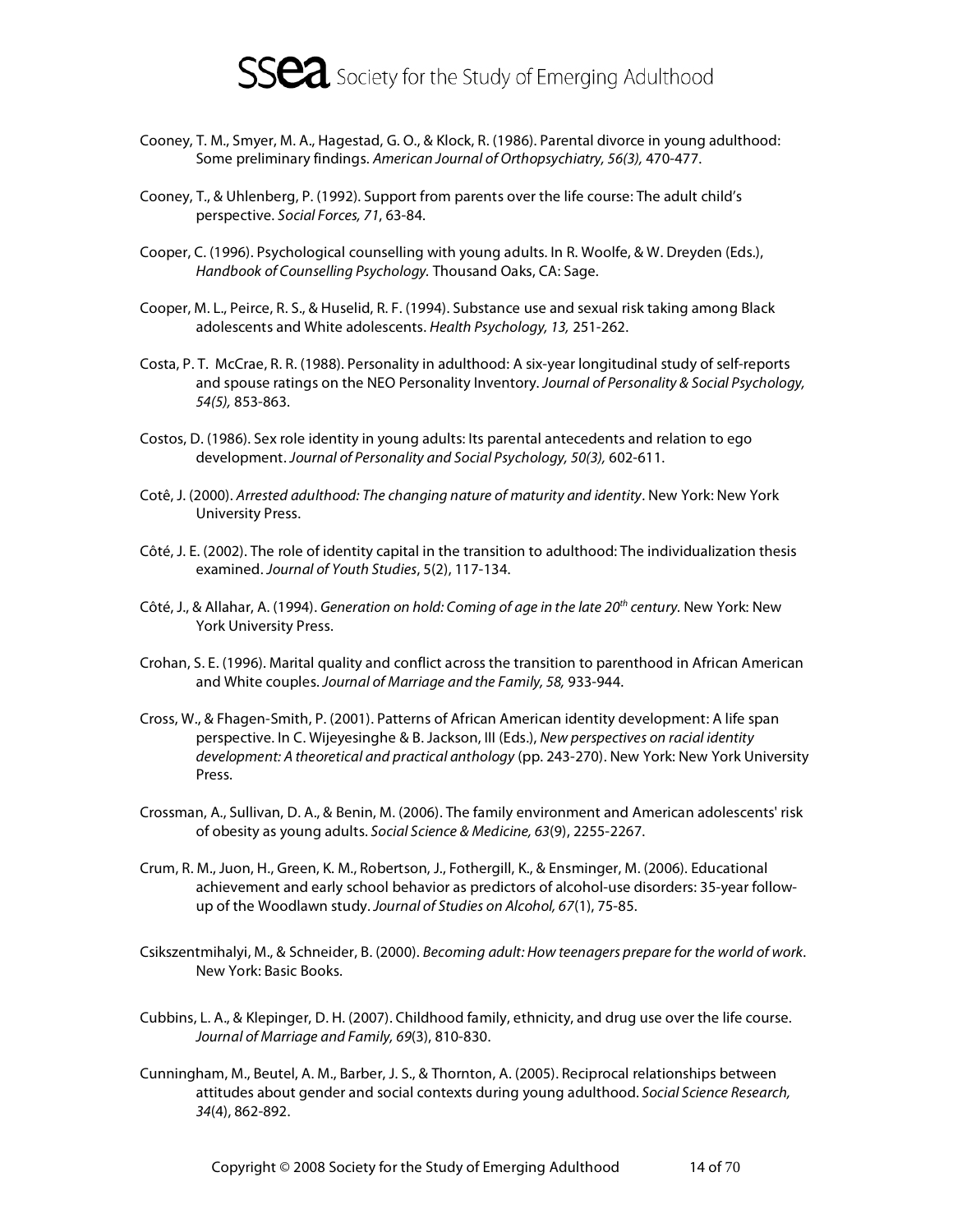Cooney, T. M., Smyer, M. A., Hagestad, G. O., & Klock, R. (1986). Parental divorce in young adulthood: Some preliminary findings. *American Journal of Orthopsychiatry, 56(3),* 470-477.

Cooney, T., & Uhlenberg, P. (1992). Support from parents over the life course: The adult child's perspective. *Social Forces, 71*, 63-84.

Cooper, C. (1996). Psychological counselling with young adults. In R. Woolfe, & W. Dreyden (Eds.), *Handbook of Counselling Psychology.* Thousand Oaks, CA: Sage.

Cooper, M. L., Peirce, R. S., & Huselid, R. F. (1994). Substance use and sexual risk taking among Black adolescents and White adolescents. *Health Psychology, 13,* 251-262.

Costa, P. T. McCrae, R. R. (1988). Personality in adulthood: A six-year longitudinal study of self-reports and spouse ratings on the NEO Personality Inventory. *Journal of Personality & Social Psychology, 54(5),* 853-863.

Costos, D. (1986). Sex role identity in young adults: Its parental antecedents and relation to ego development. *Journal of Personality and Social Psychology, 50(3),* 602-611.

Cotê, J. (2000). *Arrested adulthood: The changing nature of maturity and identity*. New York: New York University Press.

Côté, J. E. (2002). The role of identity capital in the transition to adulthood: The individualization thesis examined. *Journal of Youth Studies*, 5(2), 117-134.

Côté, J., & Allahar, A. (1994). *Generation on hold: Coming of age in the late 20th century.* New York: New York University Press.

Crohan, S. E. (1996). Marital quality and conflict across the transition to parenthood in African American and White couples. *Journal of Marriage and the Family, 58,* 933-944.

Cross, W., & Fhagen-Smith, P. (2001). Patterns of African American identity development: A life span perspective. In C. Wijeyesinghe & B. Jackson, III (Eds.), *New perspectives on racial identity development: A theoretical and practical anthology* (pp. 243-270). New York: New York University Press.

Crossman, A., Sullivan, D. A., & Benin, M. (2006). The family environment and American adolescents' risk of obesity as young adults. *Social Science & Medicine, 63*(9), 2255-2267.

Crum, R. M., Juon, H., Green, K. M., Robertson, J., Fothergill, K., & Ensminger, M. (2006). Educational achievement and early school behavior as predictors of alcohol-use disorders: 35-year follow-up of the Woodlawn study. *Journal of Studies on Alcohol, 67*(1), 75-85.

Csikszentmihalyi, M., & Schneider, B. (2000). *Becoming adult: How teenagers prepare for the world of work*. New York: Basic Books.

Cubbins, L. A., & Klepinger, D. H. (2007). Childhood family, ethnicity, and drug use over the life course. *Journal of Marriage and Family, 69*(3), 810-830.

Cunningham, M., Beutel, A. M., Barber, J. S., & Thornton, A. (2005). Reciprocal relationships between attitudes about gender and social contexts during young adulthood. *Social Science Research, 34*(4), 862-892.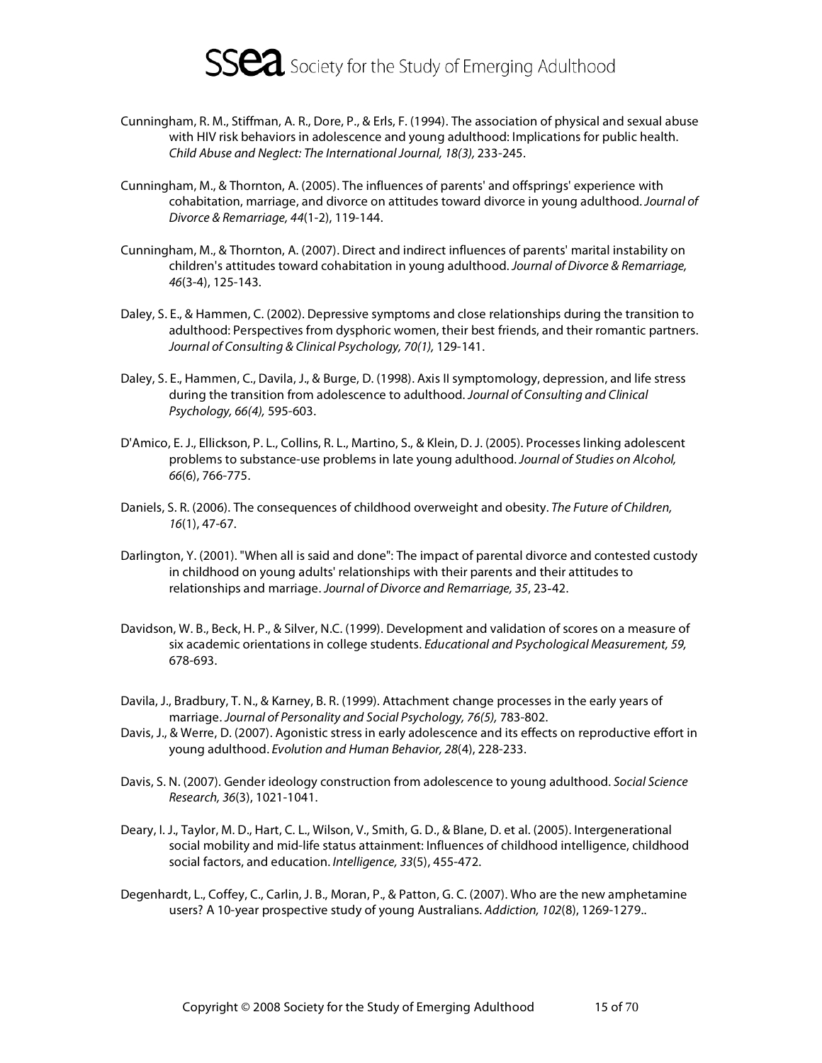Cunningham, R. M., Stiffman, A. R., Dore, P., & Erls, F. (1994). The association of physical and sexual abuse with HIV risk behaviors in adolescence and young adulthood: Implications for public health. *Child Abuse and Neglect: The International Journal, 18(3),* 233-245.

Cunningham, M., & Thornton, A. (2005). The influences of parents' and offsprings' experience with cohabitation, marriage, and divorce on attitudes toward divorce in young adulthood. *Journal of Divorce & Remarriage, 44*(1-2), 119-144.

Cunningham, M., & Thornton, A. (2007). Direct and indirect influences of parents' marital instability on children's attitudes toward cohabitation in young adulthood. *Journal of Divorce & Remarriage, 46*(3-4), 125-143.

Daley, S. E., & Hammen, C. (2002). Depressive symptoms and close relationships during the transition to adulthood: Perspectives from dysphoric women, their best friends, and their romantic partners. *Journal of Consulting & Clinical Psychology, 70(1),* 129-141.

Daley, S. E., Hammen, C., Davila, J., & Burge, D. (1998). Axis II symptomology, depression, and life stress during the transition from adolescence to adulthood. *Journal of Consulting and Clinical Psychology, 66(4),* 595-603.

D'Amico, E. J., Ellickson, P. L., Collins, R. L., Martino, S., & Klein, D. J. (2005). Processes linking adolescent problems to substance-use problems in late young adulthood. *Journal of Studies on Alcohol, 66*(6), 766-775.

Daniels, S. R. (2006). The consequences of childhood overweight and obesity. *The Future of Children, 16*(1), 47-67.

Darlington, Y. (2001). "When all is said and done": The impact of parental divorce and contested custody in childhood on young adults' relationships with their parents and their attitudes to relationships and marriage. *Journal of Divorce and Remarriage, 35*, 23-42.

Davidson, W. B., Beck, H. P., & Silver, N.C. (1999). Development and validation of scores on a measure of six academic orientations in college students. *Educational and Psychological Measurement, 59,* 678-693.

Davila, J., Bradbury, T. N., & Karney, B. R. (1999). Attachment change processes in the early years of marriage. *Journal of Personality and Social Psychology, 76(5),* 783-802.

Davis, J., & Werre, D. (2007). Agonistic stress in early adolescence and its effects on reproductive effort in young adulthood. *Evolution and Human Behavior, 28*(4), 228-233.

Davis, S. N. (2007). Gender ideology construction from adolescence to young adulthood. *Social Science Research, 36*(3), 1021-1041.

Deary, I. J., Taylor, M. D., Hart, C. L., Wilson, V., Smith, G. D., & Blane, D. et al. (2005). Intergenerational social mobility and mid-life status attainment: Influences of childhood intelligence, childhood social factors, and education. *Intelligence, 33*(5), 455-472.

Degenhardt, L., Coffey, C., Carlin, J. B., Moran, P., & Patton, G. C. (2007). Who are the new amphetamine users? A 10-year prospective study of young Australians. *Addiction, 102*(8), 1269-1279..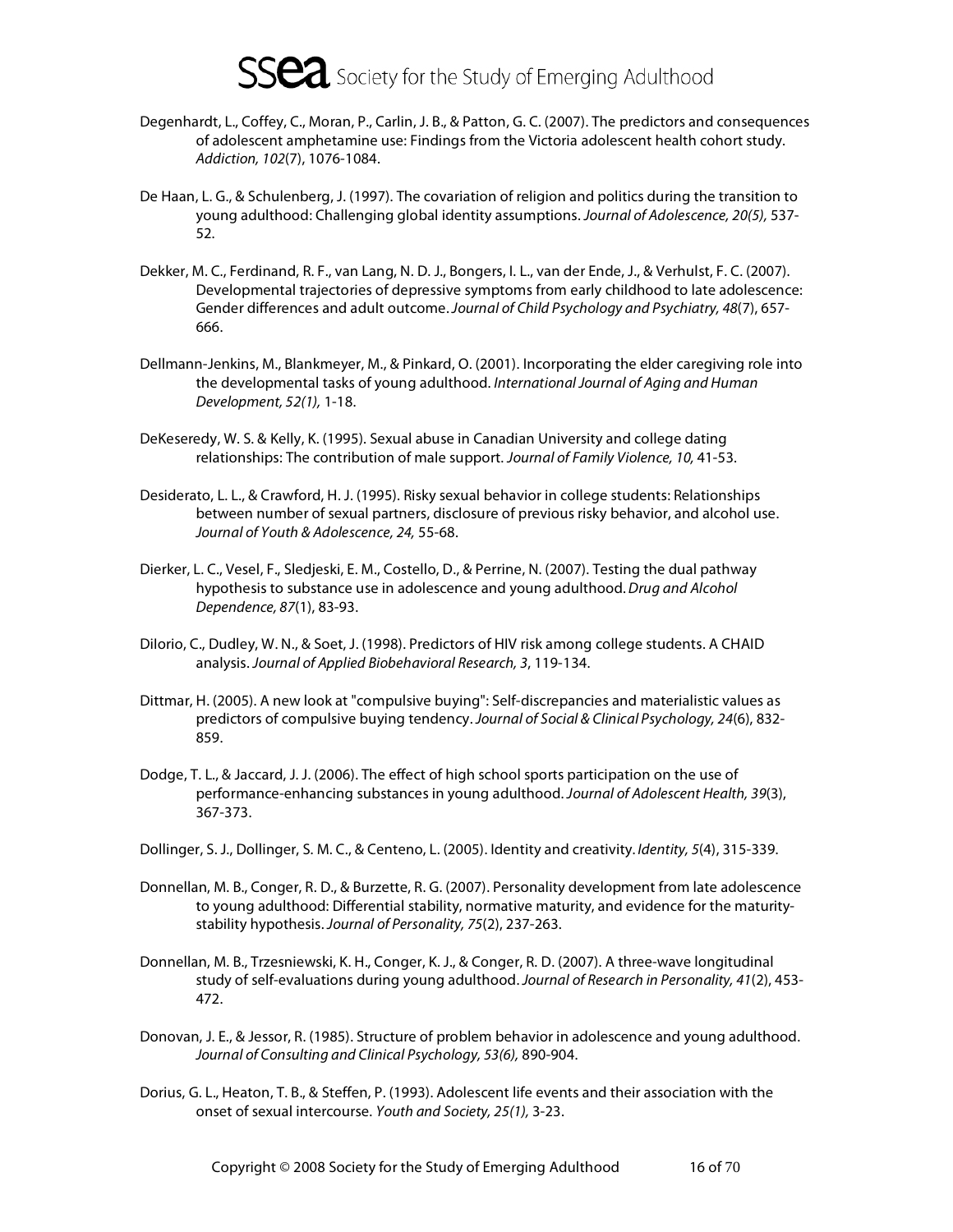Degenhardt, L., Coffey, C., Moran, P., Carlin, J. B., & Patton, G. C. (2007). The predictors and consequences of adolescent amphetamine use: Findings from the Victoria adolescent health cohort study. *Addiction, 102*(7), 1076-1084.

De Haan, L. G., & Schulenberg, J. (1997). The covariation of religion and politics during the transition to young adulthood: Challenging global identity assumptions. *Journal of Adolescence, 20(5),* 537-52.

Dekker, M. C., Ferdinand, R. F., van Lang, N. D. J., Bongers, I. L., van der Ende, J., & Verhulst, F. C. (2007). Developmental trajectories of depressive symptoms from early childhood to late adolescence: Gender differences and adult outcome. *Journal of Child Psychology and Psychiatry, 48*(7), 657-666.

Dellmann-Jenkins, M., Blankmeyer, M., & Pinkard, O. (2001). Incorporating the elder caregiving role into the developmental tasks of young adulthood. *International Journal of Aging and Human Development, 52(1),* 1-18.

DeKeseredy, W. S. & Kelly, K. (1995). Sexual abuse in Canadian University and college dating relationships: The contribution of male support. *Journal of Family Violence, 10,* 41-53.

Desiderato, L. L., & Crawford, H. J. (1995). Risky sexual behavior in college students: Relationships between number of sexual partners, disclosure of previous risky behavior, and alcohol use. *Journal of Youth & Adolescence, 24,* 55-68.

Dierker, L. C., Vesel, F., Sledjeski, E. M., Costello, D., & Perrine, N. (2007). Testing the dual pathway hypothesis to substance use in adolescence and young adulthood. *Drug and Alcohol Dependence, 87*(1), 83-93.

DiIorio, C., Dudley, W. N., & Soet, J. (1998). Predictors of HIV risk among college students. A CHAID analysis. *Journal of Applied Biobehavioral Research, 3*, 119-134.

Dittmar, H. (2005). A new look at "compulsive buying": Self-discrepancies and materialistic values as predictors of compulsive buying tendency. *Journal of Social & Clinical Psychology, 24*(6), 832-859.

Dodge, T. L., & Jaccard, J. J. (2006). The effect of high school sports participation on the use of performance-enhancing substances in young adulthood. *Journal of Adolescent Health, 39*(3), 367-373.

Dollinger, S. J., Dollinger, S. M. C., & Centeno, L. (2005). Identity and creativity. *Identity, 5*(4), 315-339.

Donnellan, M. B., Conger, R. D., & Burzette, R. G. (2007). Personality development from late adolescence to young adulthood: Differential stability, normative maturity, and evidence for the maturity-stability hypothesis. *Journal of Personality, 75*(2), 237-263.

Donnellan, M. B., Trzesniewski, K. H., Conger, K. J., & Conger, R. D. (2007). A three-wave longitudinal study of self-evaluations during young adulthood. *Journal of Research in Personality, 41*(2), 453-472.

Donovan, J. E., & Jessor, R. (1985). Structure of problem behavior in adolescence and young adulthood. *Journal of Consulting and Clinical Psychology, 53(6),* 890-904.

Dorius, G. L., Heaton, T. B., & Steffen, P. (1993). Adolescent life events and their association with the onset of sexual intercourse. *Youth and Society, 25(1),* 3-23.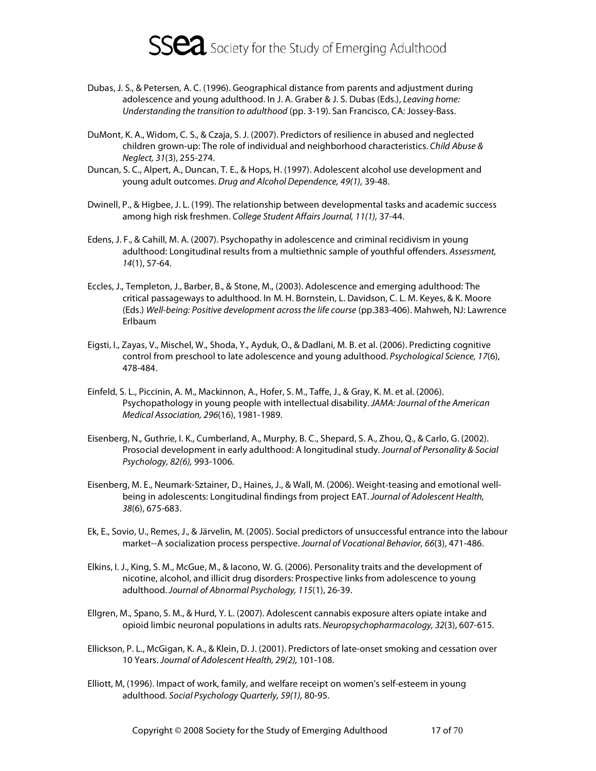Dubas, J. S., & Petersen, A. C. (1996). Geographical distance from parents and adjustment during adolescence and young adulthood. In J. A. Graber & J. S. Dubas (Eds.), *Leaving home: Understanding the transition to adulthood* (pp. 3-19). San Francisco, CA: Jossey-Bass.

DuMont, K. A., Widom, C. S., & Czaja, S. J. (2007). Predictors of resilience in abused and neglected children grown-up: The role of individual and neighborhood characteristics. *Child Abuse & Neglect, 31*(3), 255-274.

Duncan, S. C., Alpert, A., Duncan, T. E., & Hops, H. (1997). Adolescent alcohol use development and young adult outcomes. *Drug and Alcohol Dependence, 49(1),* 39-48.

Dwinell, P., & Higbee, J. L. (199). The relationship between developmental tasks and academic success among high risk freshmen. *College Student Affairs Journal, 11(1),* 37-44.

Edens, J. F., & Cahill, M. A. (2007). Psychopathy in adolescence and criminal recidivism in young adulthood: Longitudinal results from a multiethnic sample of youthful offenders. *Assessment, 14*(1), 57-64.

Eccles, J., Templeton, J., Barber, B., & Stone, M., (2003). Adolescence and emerging adulthood: The critical passageways to adulthood. In M. H. Bornstein, L. Davidson, C. L. M. Keyes, & K. Moore (Eds.) *Well-being: Positive development across the life course* (pp.383-406). Mahweh, NJ: Lawrence Erlbaum

Eigsti, I., Zayas, V., Mischel, W., Shoda, Y., Ayduk, O., & Dadlani, M. B. et al. (2006). Predicting cognitive control from preschool to late adolescence and young adulthood. *Psychological Science, 17*(6), 478-484.

Einfeld, S. L., Piccinin, A. M., Mackinnon, A., Hofer, S. M., Taffe, J., & Gray, K. M. et al. (2006). Psychopathology in young people with intellectual disability. *JAMA: Journal of the American Medical Association, 296*(16), 1981-1989.

Eisenberg, N., Guthrie, I. K., Cumberland, A., Murphy, B. C., Shepard, S. A., Zhou, Q., & Carlo, G. (2002). Prosocial development in early adulthood: A longitudinal study. *Journal of Personality & Social Psychology, 82(6),* 993-1006.

Eisenberg, M. E., Neumark-Sztainer, D., Haines, J., & Wall, M. (2006). Weight-teasing and emotional well-being in adolescents: Longitudinal findings from project EAT. *Journal of Adolescent Health, 38*(6), 675-683.

Ek, E., Sovio, U., Remes, J., & Järvelin, M. (2005). Social predictors of unsuccessful entrance into the labour market--A socialization process perspective. *Journal of Vocational Behavior, 66*(3), 471-486.

Elkins, I. J., King, S. M., McGue, M., & Iacono, W. G. (2006). Personality traits and the development of nicotine, alcohol, and illicit drug disorders: Prospective links from adolescence to young adulthood. *Journal of Abnormal Psychology, 115*(1), 26-39.

Ellgren, M., Spano, S. M., & Hurd, Y. L. (2007). Adolescent cannabis exposure alters opiate intake and opioid limbic neuronal populations in adults rats. *Neuropsychopharmacology, 32*(3), 607-615.

Ellickson, P. L., McGigan, K. A., & Klein, D. J. (2001). Predictors of late-onset smoking and cessation over 10 Years. *Journal of Adolescent Health, 29(2),* 101-108.

Elliott, M, (1996). Impact of work, family, and welfare receipt on women's self-esteem in young adulthood. *Social Psychology Quarterly, 59(1),* 80-95.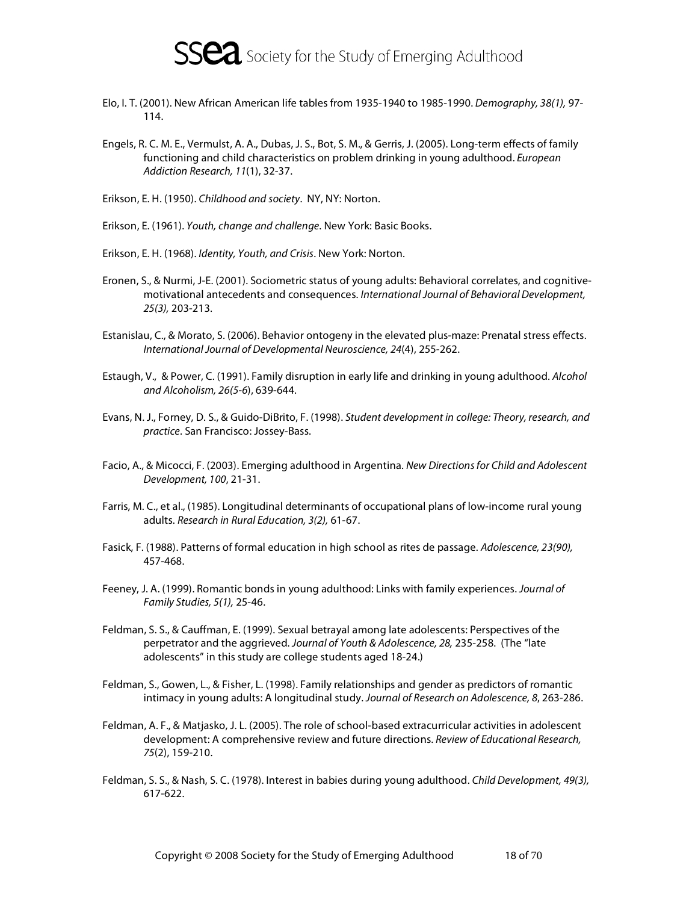Elo, I. T. (2001). New African American life tables from 1935-1940 to 1985-1990. *Demography, 38(1),* 97-114.

Engels, R. C. M. E., Vermulst, A. A., Dubas, J. S., Bot, S. M., & Gerris, J. (2005). Long-term effects of family functioning and child characteristics on problem drinking in young adulthood. *European Addiction Research, 11*(1), 32-37.

Erikson, E. H. (1950). *Childhood and society*. NY, NY: Norton.

Erikson, E. (1961). *Youth, change and challenge.* New York: Basic Books.

Erikson, E. H. (1968). *Identity, Youth, and Crisis*. New York: Norton.

Eronen, S., & Nurmi, J-E. (2001). Sociometric status of young adults: Behavioral correlates, and cognitive-motivational antecedents and consequences. *International Journal of Behavioral Development, 25(3),* 203-213.

Estanislau, C., & Morato, S. (2006). Behavior ontogeny in the elevated plus-maze: Prenatal stress effects. *International Journal of Developmental Neuroscience, 24*(4), 255-262.

Estaugh, V., & Power, C. (1991). Family disruption in early life and drinking in young adulthood. *Alcohol and Alcoholism, 26(5-6*), 639-644.

Evans, N. J., Forney, D. S., & Guido-DiBrito, F. (1998). *Student development in college: Theory, research, and practice*. San Francisco: Jossey-Bass.

Facio, A., & Micocci, F. (2003). Emerging adulthood in Argentina. *New Directions for Child and Adolescent Development, 100*, 21-31.

Farris, M. C., et al., (1985). Longitudinal determinants of occupational plans of low-income rural young adults. *Research in Rural Education, 3(2),* 61-67.

Fasick, F. (1988). Patterns of formal education in high school as rites de passage. *Adolescence, 23(90),* 457-468.

Feeney, J. A. (1999). Romantic bonds in young adulthood: Links with family experiences. *Journal of Family Studies, 5(1),* 25-46.

Feldman, S. S., & Cauffman, E. (1999). Sexual betrayal among late adolescents: Perspectives of the perpetrator and the aggrieved. *Journal of Youth & Adolescence, 28,* 235-258. (The "late adolescents" in this study are college students aged 18-24.)

Feldman, S., Gowen, L., & Fisher, L. (1998). Family relationships and gender as predictors of romantic intimacy in young adults: A longitudinal study. *Journal of Research on Adolescence, 8*, 263-286.

Feldman, A. F., & Matjasko, J. L. (2005). The role of school-based extracurricular activities in adolescent development: A comprehensive review and future directions. *Review of Educational Research, 75*(2), 159-210.

Feldman, S. S., & Nash, S. C. (1978). Interest in babies during young adulthood. *Child Development, 49(3),* 617-622.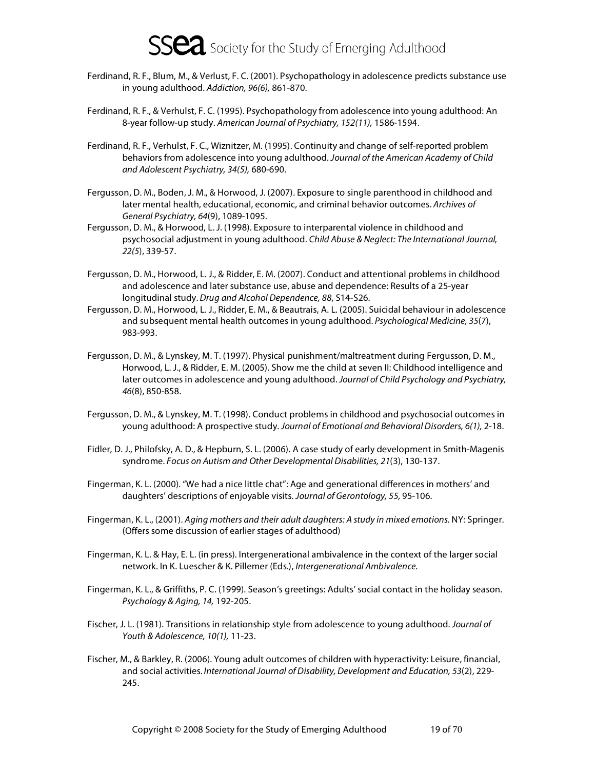Ferdinand, R. F., Blum, M., & Verlust, F. C. (2001). Psychopathology in adolescence predicts substance use in young adulthood. *Addiction, 96(6),* 861-870.

Ferdinand, R. F., & Verhulst, F. C. (1995). Psychopathology from adolescence into young adulthood: An 8-year follow-up study. *American Journal of Psychiatry, 152(11),* 1586-1594.

Ferdinand, R. F., Verhulst, F. C., Wiznitzer, M. (1995). Continuity and change of self-reported problem behaviors from adolescence into young adulthood. *Journal of the American Academy of Child and Adolescent Psychiatry, 34(5),* 680-690.

Fergusson, D. M., Boden, J. M., & Horwood, J. (2007). Exposure to single parenthood in childhood and later mental health, educational, economic, and criminal behavior outcomes. *Archives of General Psychiatry, 64*(9), 1089-1095.

Fergusson, D. M., & Horwood, L. J. (1998). Exposure to interparental violence in childhood and psychosocial adjustment in young adulthood. *Child Abuse & Neglect: The International Journal, 22(5*), 339-57.

Fergusson, D. M., Horwood, L. J., & Ridder, E. M. (2007). Conduct and attentional problems in childhood and adolescence and later substance use, abuse and dependence: Results of a 25-year longitudinal study. *Drug and Alcohol Dependence, 88*, S14-S26.

Fergusson, D. M., Horwood, L. J., Ridder, E. M., & Beautrais, A. L. (2005). Suicidal behaviour in adolescence and subsequent mental health outcomes in young adulthood. *Psychological Medicine, 35*(7), 983-993.

Fergusson, D. M., & Lynskey, M. T. (1997). Physical punishment/maltreatment during Fergusson, D. M., Horwood, L. J., & Ridder, E. M. (2005). Show me the child at seven II: Childhood intelligence and later outcomes in adolescence and young adulthood. *Journal of Child Psychology and Psychiatry, 46*(8), 850-858.

Fergusson, D. M., & Lynskey, M. T. (1998). Conduct problems in childhood and psychosocial outcomes in young adulthood: A prospective study. *Journal of Emotional and Behavioral Disorders, 6(1),* 2-18.

Fidler, D. J., Philofsky, A. D., & Hepburn, S. L. (2006). A case study of early development in Smith-Magenis syndrome. *Focus on Autism and Other Developmental Disabilities, 21*(3), 130-137.

Fingerman, K. L. (2000). "We had a nice little chat": Age and generational differences in mothers' and daughters' descriptions of enjoyable visits. *Journal of Gerontology, 55,* 95-106.

Fingerman, K. L., (2001). *Aging mothers and their adult daughters: A study in mixed emotions.* NY: Springer. (Offers some discussion of earlier stages of adulthood)

Fingerman, K. L. & Hay, E. L. (in press). Intergenerational ambivalence in the context of the larger social network. In K. Luescher & K. Pillemer (Eds.), *Intergenerational Ambivalence.*

Fingerman, K. L., & Griffiths, P. C. (1999). Season's greetings: Adults' social contact in the holiday season. *Psychology & Aging, 14,* 192-205.

Fischer, J. L. (1981). Transitions in relationship style from adolescence to young adulthood. *Journal of Youth & Adolescence, 10(1),* 11-23.

Fischer, M., & Barkley, R. (2006). Young adult outcomes of children with hyperactivity: Leisure, financial, and social activities. *International Journal of Disability, Development and Education, 53*(2), 229-245.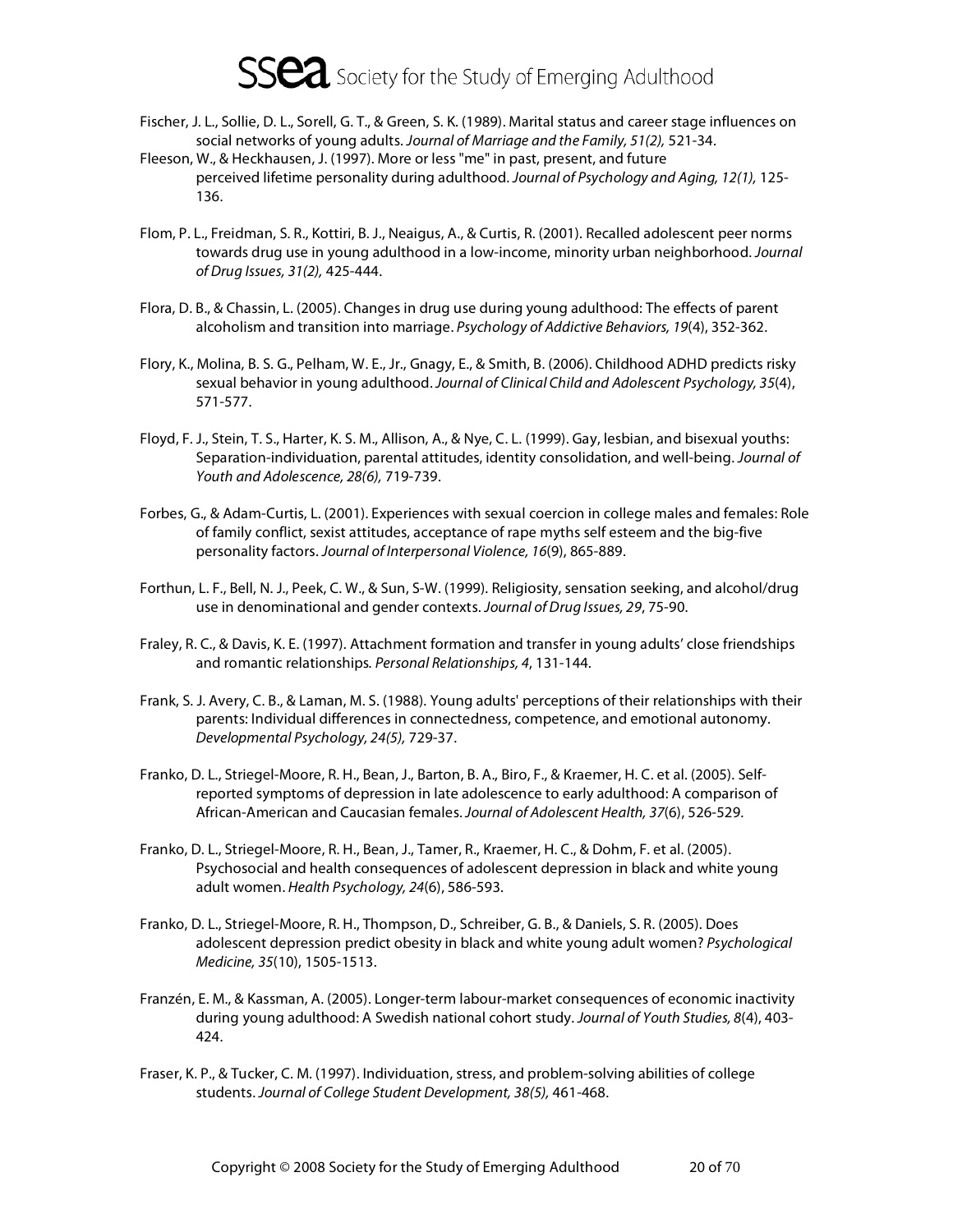Fischer, J. L., Sollie, D. L., Sorell, G. T., & Green, S. K. (1989). Marital status and career stage influences on social networks of young adults. *Journal of Marriage and the Family, 51(2),* 521-34.

Fleeson, W., & Heckhausen, J. (1997). More or less "me" in past, present, and future perceived lifetime personality during adulthood. *Journal of Psychology and Aging, 12(1),* 125-136.

Flom, P. L., Freidman, S. R., Kottiri, B. J., Neaigus, A., & Curtis, R. (2001). Recalled adolescent peer norms towards drug use in young adulthood in a low-income, minority urban neighborhood. *Journal of Drug Issues, 31(2),* 425-444.

Flora, D. B., & Chassin, L. (2005). Changes in drug use during young adulthood: The effects of parent alcoholism and transition into marriage. *Psychology of Addictive Behaviors, 19*(4), 352-362.

Flory, K., Molina, B. S. G., Pelham, W. E., Jr., Gnagy, E., & Smith, B. (2006). Childhood ADHD predicts risky sexual behavior in young adulthood. *Journal of Clinical Child and Adolescent Psychology, 35*(4), 571-577.

Floyd, F. J., Stein, T. S., Harter, K. S. M., Allison, A., & Nye, C. L. (1999). Gay, lesbian, and bisexual youths: Separation-individuation, parental attitudes, identity consolidation, and well-being. *Journal of Youth and Adolescence, 28(6),* 719-739.

Forbes, G., & Adam-Curtis, L. (2001). Experiences with sexual coercion in college males and females: Role of family conflict, sexist attitudes, acceptance of rape myths self esteem and the big-five personality factors. *Journal of Interpersonal Violence, 16*(9), 865-889.

Forthun, L. F., Bell, N. J., Peek, C. W., & Sun, S-W. (1999). Religiosity, sensation seeking, and alcohol/drug use in denominational and gender contexts. *Journal of Drug Issues, 29*, 75-90.

Fraley, R. C., & Davis, K. E. (1997). Attachment formation and transfer in young adults' close friendships and romantic relationships. *Personal Relationships, 4*, 131-144.

Frank, S. J. Avery, C. B., & Laman, M. S. (1988). Young adults' perceptions of their relationships with their parents: Individual differences in connectedness, competence, and emotional autonomy. *Developmental Psychology, 24(5),* 729-37.

Franko, D. L., Striegel-Moore, R. H., Bean, J., Barton, B. A., Biro, F., & Kraemer, H. C. et al. (2005). Self-reported symptoms of depression in late adolescence to early adulthood: A comparison of African-American and Caucasian females. *Journal of Adolescent Health, 37*(6), 526-529.

Franko, D. L., Striegel-Moore, R. H., Bean, J., Tamer, R., Kraemer, H. C., & Dohm, F. et al. (2005). Psychosocial and health consequences of adolescent depression in black and white young adult women. *Health Psychology, 24*(6), 586-593.

Franko, D. L., Striegel-Moore, R. H., Thompson, D., Schreiber, G. B., & Daniels, S. R. (2005). Does adolescent depression predict obesity in black and white young adult women? *Psychological Medicine, 35*(10), 1505-1513.

Franzén, E. M., & Kassman, A. (2005). Longer-term labour-market consequences of economic inactivity during young adulthood: A Swedish national cohort study. *Journal of Youth Studies, 8*(4), 403-424.

Fraser, K. P., & Tucker, C. M. (1997). Individuation, stress, and problem-solving abilities of college students. *Journal of College Student Development, 38(5),* 461-468.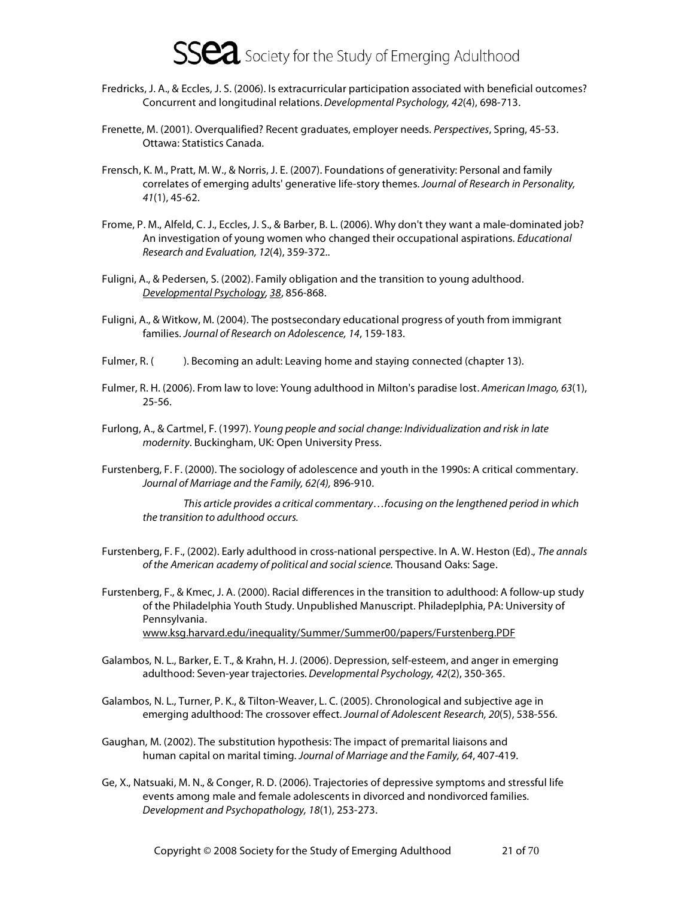Fredricks, J. A., & Eccles, J. S. (2006). Is extracurricular participation associated with beneficial outcomes? Concurrent and longitudinal relations. *Developmental Psychology, 42*(4), 698-713.

Frenette, M. (2001). Overqualified? Recent graduates, employer needs. *Perspectives*, Spring, 45-53. Ottawa: Statistics Canada.

Frensch, K. M., Pratt, M. W., & Norris, J. E. (2007). Foundations of generativity: Personal and family correlates of emerging adults' generative life-story themes. *Journal of Research in Personality, 41*(1), 45-62.

Frome, P. M., Alfeld, C. J., Eccles, J. S., & Barber, B. L. (2006). Why don't they want a male-dominated job? An investigation of young women who changed their occupational aspirations. *Educational Research and Evaluation, 12*(4), 359-372..

Fuligni, A., & Pedersen, S. (2002). Family obligation and the transition to young adulthood. *Developmental Psychology*, *38*, 856-868.

Fuligni, A., & Witkow, M. (2004). The postsecondary educational progress of youth from immigrant families. *Journal of Research on Adolescence, 14*, 159-183.

Fulmer, R. (          ). Becoming an adult: Leaving home and staying connected (chapter 13).

Fulmer, R. H. (2006). From law to love: Young adulthood in Milton's paradise lost. *American Imago, 63*(1), 25-56.

Furlong, A., & Cartmel, F. (1997). *Young people and social change: Individualization and risk in late modernity*. Buckingham, UK: Open University Press.

Furstenberg, F. F. (2000). The sociology of adolescence and youth in the 1990s: A critical commentary. *Journal of Marriage and the Family, 62(4),* 896-910.

*This article provides a critical commentary…focusing on the lengthened period in which the transition to adulthood occurs.*

Furstenberg, F. F., (2002). Early adulthood in cross-national perspective. In A. W. Heston (Ed)., *The annals of the American academy of political and social science.* Thousand Oaks: Sage.

Furstenberg, F., & Kmec, J. A. (2000). Racial differences in the transition to adulthood: A follow-up study of the Philadelphia Youth Study. Unpublished Manuscript. Philadeplphia, PA: University of Pennsylvania. www.ksg.harvard.edu/inequality/Summer/Summer00/papers/Furstenberg.PDF

Galambos, N. L., Barker, E. T., & Krahn, H. J. (2006). Depression, self-esteem, and anger in emerging adulthood: Seven-year trajectories. *Developmental Psychology, 42*(2), 350-365.

Galambos, N. L., Turner, P. K., & Tilton-Weaver, L. C. (2005). Chronological and subjective age in emerging adulthood: The crossover effect. *Journal of Adolescent Research, 20*(5), 538-556.

Gaughan, M. (2002). The substitution hypothesis: The impact of premarital liaisons and human capital on marital timing. *Journal of Marriage and the Family, 64*, 407-419.

Ge, X., Natsuaki, M. N., & Conger, R. D. (2006). Trajectories of depressive symptoms and stressful life events among male and female adolescents in divorced and nondivorced families. *Development and Psychopathology, 18*(1), 253-273.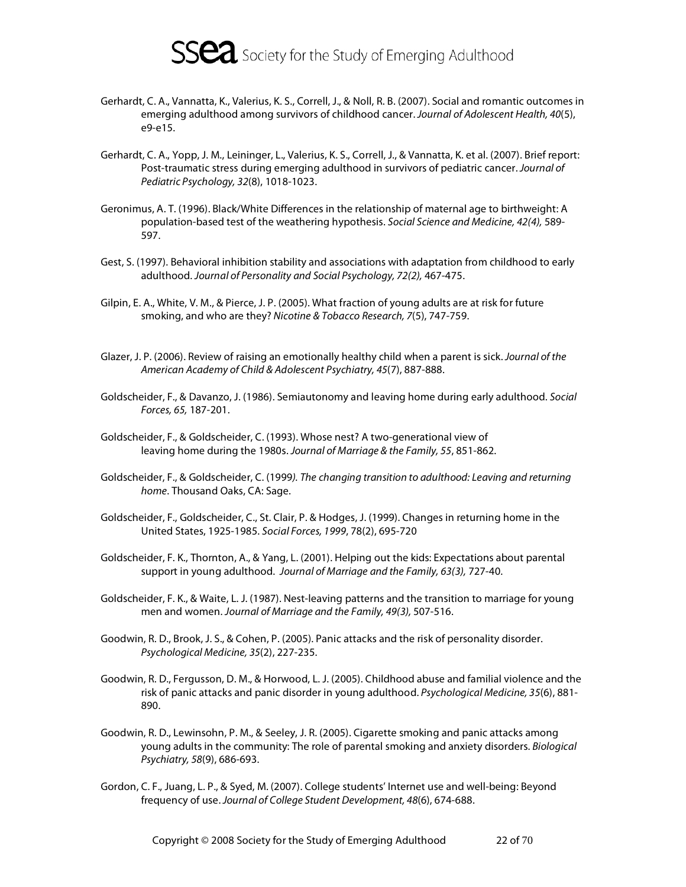Gerhardt, C. A., Vannatta, K., Valerius, K. S., Correll, J., & Noll, R. B. (2007). Social and romantic outcomes in emerging adulthood among survivors of childhood cancer. *Journal of Adolescent Health, 40*(5), e9-e15.

Gerhardt, C. A., Yopp, J. M., Leininger, L., Valerius, K. S., Correll, J., & Vannatta, K. et al. (2007). Brief report: Post-traumatic stress during emerging adulthood in survivors of pediatric cancer. *Journal of Pediatric Psychology, 32*(8), 1018-1023.

Geronimus, A. T. (1996). Black/White Differences in the relationship of maternal age to birthweight: A population-based test of the weathering hypothesis. *Social Science and Medicine, 42(4),* 589-597.

Gest, S. (1997). Behavioral inhibition stability and associations with adaptation from childhood to early adulthood. *Journal of Personality and Social Psychology, 72(2),* 467-475.

Gilpin, E. A., White, V. M., & Pierce, J. P. (2005). What fraction of young adults are at risk for future smoking, and who are they? *Nicotine & Tobacco Research, 7*(5), 747-759.

Glazer, J. P. (2006). Review of raising an emotionally healthy child when a parent is sick. *Journal of the American Academy of Child & Adolescent Psychiatry, 45*(7), 887-888.

Goldscheider, F., & Davanzo, J. (1986). Semiautonomy and leaving home during early adulthood. *Social Forces, 65,* 187-201.

Goldscheider, F., & Goldscheider, C. (1993). Whose nest? A two-generational view of leaving home during the 1980s. *Journal of Marriage & the Family, 55*, 851-862.

Goldscheider, F., & Goldscheider, C. (1999*). The changing transition to adulthood: Leaving and returning home*. Thousand Oaks, CA: Sage.

Goldscheider, F., Goldscheider, C., St. Clair, P. & Hodges, J. (1999). Changes in returning home in the United States, 1925-1985. *Social Forces, 1999*, 78(2), 695-720

Goldscheider, F. K., Thornton, A., & Yang, L. (2001). Helping out the kids: Expectations about parental support in young adulthood. *Journal of Marriage and the Family, 63(3),* 727-40.

Goldscheider, F. K., & Waite, L. J. (1987). Nest-leaving patterns and the transition to marriage for young men and women. *Journal of Marriage and the Family, 49(3),* 507-516.

Goodwin, R. D., Brook, J. S., & Cohen, P. (2005). Panic attacks and the risk of personality disorder. *Psychological Medicine, 35*(2), 227-235.

Goodwin, R. D., Fergusson, D. M., & Horwood, L. J. (2005). Childhood abuse and familial violence and the risk of panic attacks and panic disorder in young adulthood. *Psychological Medicine, 35*(6), 881-890.

Goodwin, R. D., Lewinsohn, P. M., & Seeley, J. R. (2005). Cigarette smoking and panic attacks among young adults in the community: The role of parental smoking and anxiety disorders. *Biological Psychiatry, 58*(9), 686-693.

Gordon, C. F., Juang, L. P., & Syed, M. (2007). College students' Internet use and well-being: Beyond frequency of use. *Journal of College Student Development, 48*(6), 674-688.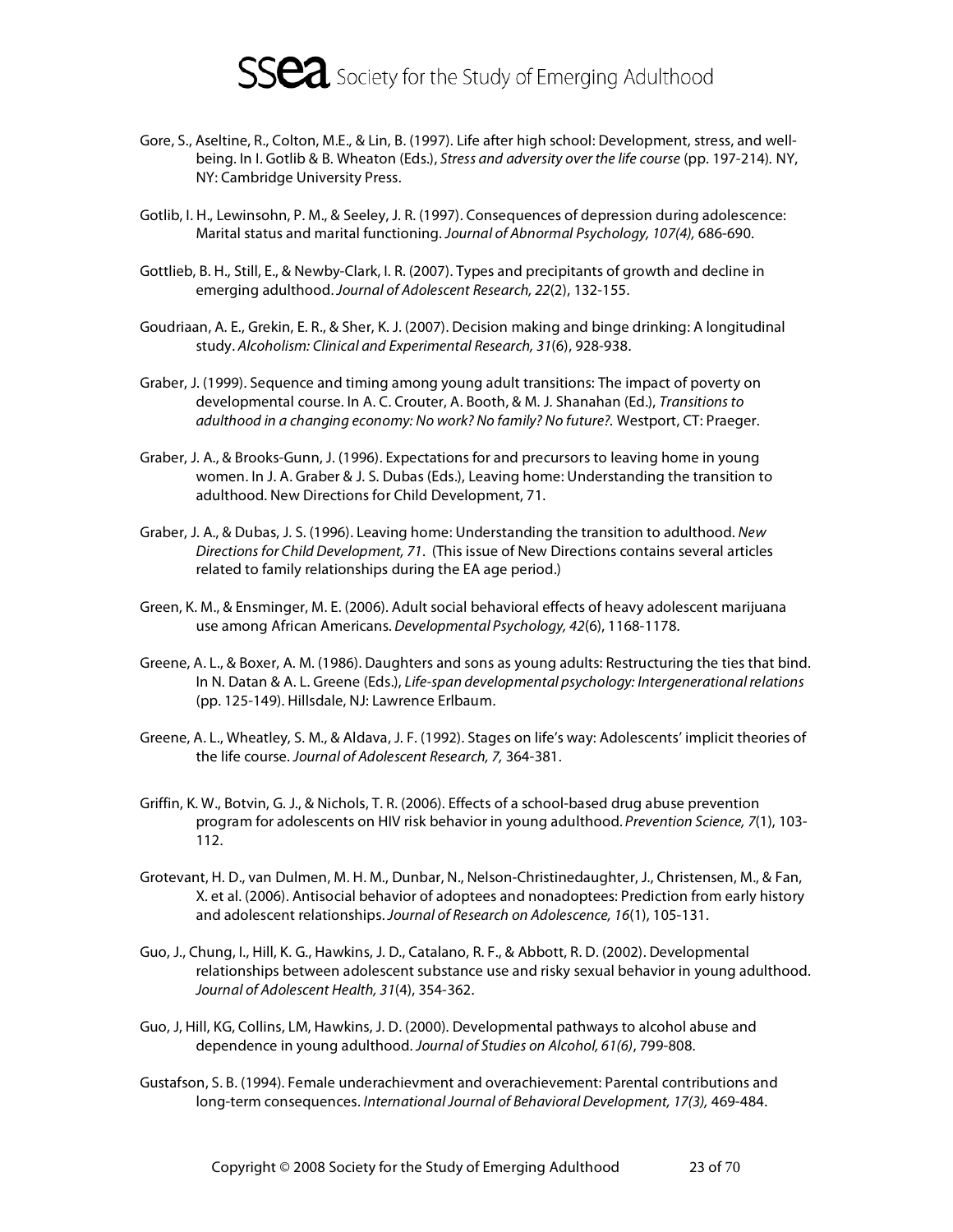Gore, S., Aseltine, R., Colton, M.E., & Lin, B. (1997). Life after high school: Development, stress, and well-being. In I. Gotlib & B. Wheaton (Eds.), *Stress and adversity over the life course* (pp. 197-214). NY, NY: Cambridge University Press.

Gotlib, I. H., Lewinsohn, P. M., & Seeley, J. R. (1997). Consequences of depression during adolescence: Marital status and marital functioning. *Journal of Abnormal Psychology, 107(4),* 686-690.

Gottlieb, B. H., Still, E., & Newby-Clark, I. R. (2007). Types and precipitants of growth and decline in emerging adulthood. *Journal of Adolescent Research, 22*(2), 132-155.

Goudriaan, A. E., Grekin, E. R., & Sher, K. J. (2007). Decision making and binge drinking: A longitudinal study. *Alcoholism: Clinical and Experimental Research, 31*(6), 928-938.

Graber, J. (1999). Sequence and timing among young adult transitions: The impact of poverty on developmental course. In A. C. Crouter, A. Booth, & M. J. Shanahan (Ed.), *Transitions to adulthood in a changing economy: No work? No family? No future?.* Westport, CT: Praeger.

Graber, J. A., & Brooks-Gunn, J. (1996). Expectations for and precursors to leaving home in young women. In J. A. Graber & J. S. Dubas (Eds.), Leaving home: Understanding the transition to adulthood. New Directions for Child Development, 71.

Graber, J. A., & Dubas, J. S. (1996). Leaving home: Understanding the transition to adulthood. *New Directions for Child Development, 71*. (This issue of New Directions contains several articles related to family relationships during the EA age period.)

Green, K. M., & Ensminger, M. E. (2006). Adult social behavioral effects of heavy adolescent marijuana use among African Americans. *Developmental Psychology, 42*(6), 1168-1178.

Greene, A. L., & Boxer, A. M. (1986). Daughters and sons as young adults: Restructuring the ties that bind. In N. Datan & A. L. Greene (Eds.), *Life-span developmental psychology: Intergenerational relations* (pp. 125-149). Hillsdale, NJ: Lawrence Erlbaum.

Greene, A. L., Wheatley, S. M., & Aldava, J. F. (1992). Stages on life's way: Adolescents' implicit theories of the life course. *Journal of Adolescent Research, 7,* 364-381.

Griffin, K. W., Botvin, G. J., & Nichols, T. R. (2006). Effects of a school-based drug abuse prevention program for adolescents on HIV risk behavior in young adulthood. *Prevention Science, 7*(1), 103-112.

Grotevant, H. D., van Dulmen, M. H. M., Dunbar, N., Nelson-Christinedaughter, J., Christensen, M., & Fan, X. et al. (2006). Antisocial behavior of adoptees and nonadoptees: Prediction from early history and adolescent relationships. *Journal of Research on Adolescence, 16*(1), 105-131.

Guo, J., Chung, I., Hill, K. G., Hawkins, J. D., Catalano, R. F., & Abbott, R. D. (2002). Developmental relationships between adolescent substance use and risky sexual behavior in young adulthood. *Journal of Adolescent Health, 31*(4), 354-362.

Guo, J, Hill, KG, Collins, LM, Hawkins, J. D. (2000). Developmental pathways to alcohol abuse and dependence in young adulthood. *Journal of Studies on Alcohol, 61(6)*, 799-808.

Gustafson, S. B. (1994). Female underachievment and overachievement: Parental contributions and long-term consequences. *International Journal of Behavioral Development, 17(3),* 469-484.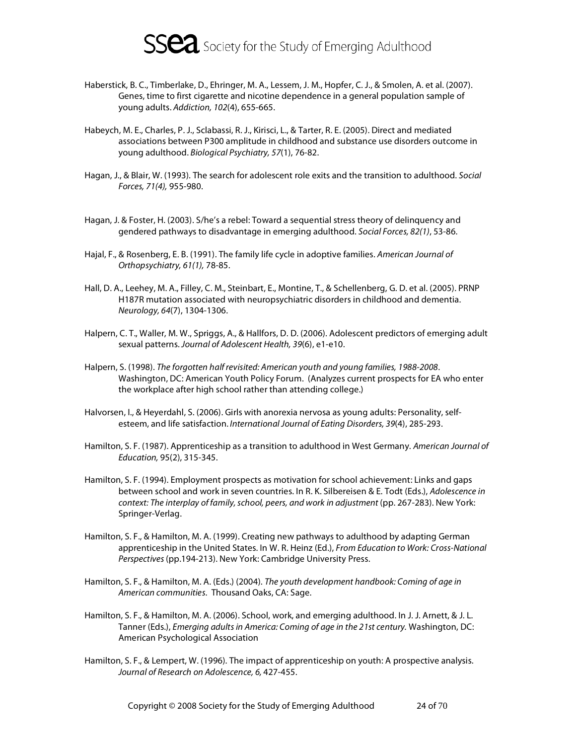Haberstick, B. C., Timberlake, D., Ehringer, M. A., Lessem, J. M., Hopfer, C. J., & Smolen, A. et al. (2007). Genes, time to first cigarette and nicotine dependence in a general population sample of young adults. *Addiction, 102*(4), 655-665.

Habeych, M. E., Charles, P. J., Sclabassi, R. J., Kirisci, L., & Tarter, R. E. (2005). Direct and mediated associations between P300 amplitude in childhood and substance use disorders outcome in young adulthood. *Biological Psychiatry, 57*(1), 76-82.

Hagan, J., & Blair, W. (1993). The search for adolescent role exits and the transition to adulthood. *Social Forces, 71(4),* 955-980.

Hagan, J. & Foster, H. (2003). S/he's a rebel: Toward a sequential stress theory of delinquency and gendered pathways to disadvantage in emerging adulthood. *Social Forces, 82(1)*, 53-86.

Hajal, F., & Rosenberg, E. B. (1991). The family life cycle in adoptive families. *American Journal of Orthopsychiatry, 61(1),* 78-85.

Hall, D. A., Leehey, M. A., Filley, C. M., Steinbart, E., Montine, T., & Schellenberg, G. D. et al. (2005). PRNP H187R mutation associated with neuropsychiatric disorders in childhood and dementia. *Neurology, 64*(7), 1304-1306.

Halpern, C. T., Waller, M. W., Spriggs, A., & Hallfors, D. D. (2006). Adolescent predictors of emerging adult sexual patterns. *Journal of Adolescent Health, 39*(6), e1-e10.

Halpern, S. (1998). *The forgotten half revisited: American youth and young families, 1988-2008*. Washington, DC: American Youth Policy Forum. (Analyzes current prospects for EA who enter the workplace after high school rather than attending college.)

Halvorsen, I., & Heyerdahl, S. (2006). Girls with anorexia nervosa as young adults: Personality, self-esteem, and life satisfaction. *International Journal of Eating Disorders, 39*(4), 285-293.

Hamilton, S. F. (1987). Apprenticeship as a transition to adulthood in West Germany. *American Journal of Education,* 95(2), 315-345.

Hamilton, S. F. (1994). Employment prospects as motivation for school achievement: Links and gaps between school and work in seven countries. In R. K. Silbereisen & E. Todt (Eds.), *Adolescence in context: The interplay of family, school, peers, and work in adjustment* (pp. 267-283). New York: Springer-Verlag.

Hamilton, S. F., & Hamilton, M. A. (1999). Creating new pathways to adulthood by adapting German apprenticeship in the United States. In W. R. Heinz (Ed.), *From Education to Work: Cross-National Perspectives* (pp.194-213). New York: Cambridge University Press.

Hamilton, S. F., & Hamilton, M. A. (Eds.) (2004). *The youth development handbook: Coming of age in American communities*. Thousand Oaks, CA: Sage.

Hamilton, S. F., & Hamilton, M. A. (2006). School, work, and emerging adulthood. In J. J. Arnett, & J. L. Tanner (Eds.), *Emerging adults in America: Coming of age in the 21st century.* Washington, DC: American Psychological Association

Hamilton, S. F., & Lempert, W. (1996). The impact of apprenticeship on youth: A prospective analysis. *Journal of Research on Adolescence, 6,* 427-455.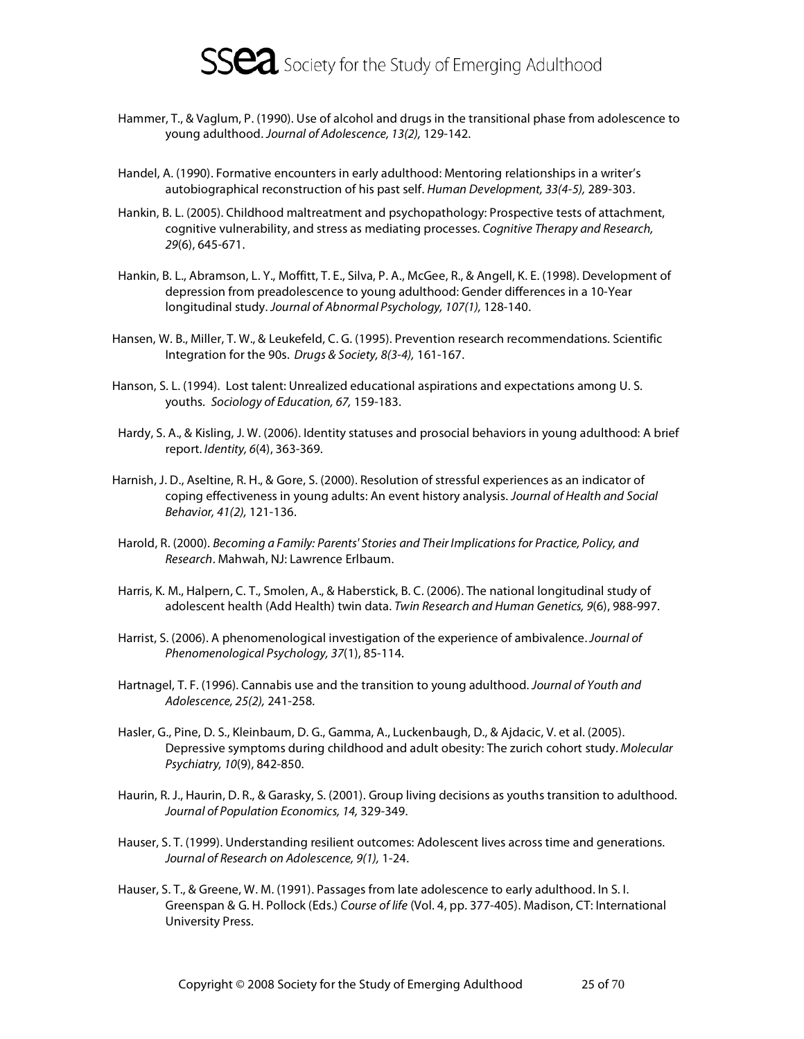Hammer, T., & Vaglum, P. (1990). Use of alcohol and drugs in the transitional phase from adolescence to young adulthood. *Journal of Adolescence, 13(2),* 129-142.

Handel, A. (1990). Formative encounters in early adulthood: Mentoring relationships in a writer's autobiographical reconstruction of his past self. *Human Development, 33(4-5),* 289-303.

Hankin, B. L. (2005). Childhood maltreatment and psychopathology: Prospective tests of attachment, cognitive vulnerability, and stress as mediating processes. *Cognitive Therapy and Research, 29*(6), 645-671.

Hankin, B. L., Abramson, L. Y., Moffitt, T. E., Silva, P. A., McGee, R., & Angell, K. E. (1998). Development of depression from preadolescence to young adulthood: Gender differences in a 10-Year longitudinal study. *Journal of Abnormal Psychology, 107(1),* 128-140.

Hansen, W. B., Miller, T. W., & Leukefeld, C. G. (1995). Prevention research recommendations. Scientific Integration for the 90s. *Drugs & Society, 8(3-4),* 161-167.

Hanson, S. L. (1994). Lost talent: Unrealized educational aspirations and expectations among U. S. youths. *Sociology of Education, 67,* 159-183.

Hardy, S. A., & Kisling, J. W. (2006). Identity statuses and prosocial behaviors in young adulthood: A brief report. *Identity, 6*(4), 363-369.

Harnish, J. D., Aseltine, R. H., & Gore, S. (2000). Resolution of stressful experiences as an indicator of coping effectiveness in young adults: An event history analysis. *Journal of Health and Social Behavior, 41(2),* 121-136.

Harold, R. (2000). *Becoming a Family: Parents' Stories and Their Implications for Practice, Policy, and Research*. Mahwah, NJ: Lawrence Erlbaum.

Harris, K. M., Halpern, C. T., Smolen, A., & Haberstick, B. C. (2006). The national longitudinal study of adolescent health (Add Health) twin data. *Twin Research and Human Genetics, 9*(6), 988-997.

Harrist, S. (2006). A phenomenological investigation of the experience of ambivalence. *Journal of Phenomenological Psychology, 37*(1), 85-114.

Hartnagel, T. F. (1996). Cannabis use and the transition to young adulthood. *Journal of Youth and Adolescence, 25(2),* 241-258.

Hasler, G., Pine, D. S., Kleinbaum, D. G., Gamma, A., Luckenbaugh, D., & Ajdacic, V. et al. (2005). Depressive symptoms during childhood and adult obesity: The zurich cohort study. *Molecular Psychiatry, 10*(9), 842-850.

Haurin, R. J., Haurin, D. R., & Garasky, S. (2001). Group living decisions as youths transition to adulthood. *Journal of Population Economics, 14,* 329-349.

Hauser, S. T. (1999). Understanding resilient outcomes: Adolescent lives across time and generations. *Journal of Research on Adolescence, 9(1),* 1-24.

Hauser, S. T., & Greene, W. M. (1991). Passages from late adolescence to early adulthood. In S. I. Greenspan & G. H. Pollock (Eds.) *Course of life* (Vol. 4, pp. 377-405). Madison, CT: International University Press.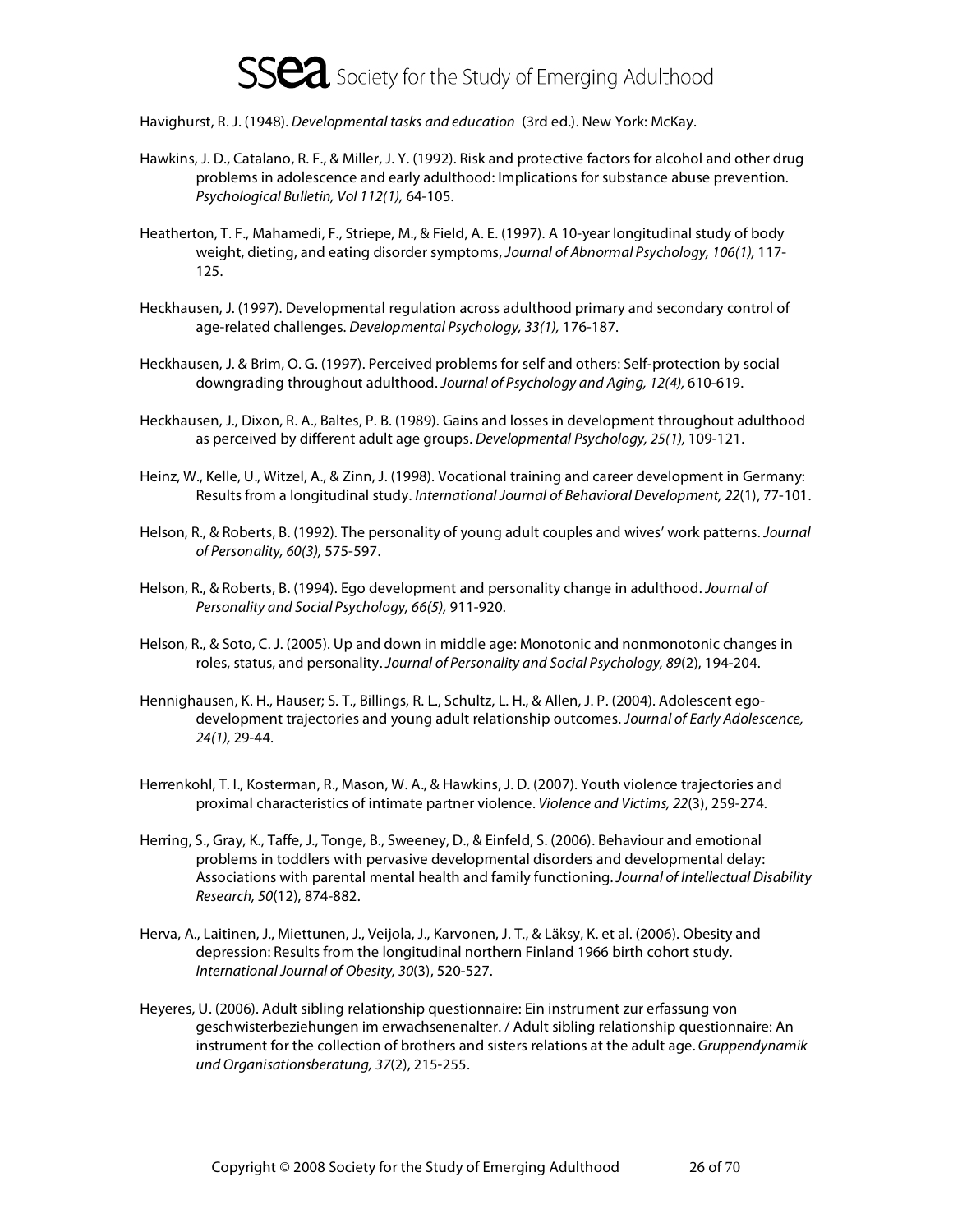Havighurst, R. J. (1948). *Developmental tasks and education* (3rd ed.). New York: McKay.

Hawkins, J. D., Catalano, R. F., & Miller, J. Y. (1992). Risk and protective factors for alcohol and other drug problems in adolescence and early adulthood: Implications for substance abuse prevention. *Psychological Bulletin, Vol 112(1),* 64-105.

Heatherton, T. F., Mahamedi, F., Striepe, M., & Field, A. E. (1997). A 10-year longitudinal study of body weight, dieting, and eating disorder symptoms, *Journal of Abnormal Psychology, 106(1),* 117-125.

Heckhausen, J. (1997). Developmental regulation across adulthood primary and secondary control of age-related challenges. *Developmental Psychology, 33(1),* 176-187.

Heckhausen, J. & Brim, O. G. (1997). Perceived problems for self and others: Self-protection by social downgrading throughout adulthood. *Journal of Psychology and Aging, 12(4),* 610-619.

Heckhausen, J., Dixon, R. A., Baltes, P. B. (1989). Gains and losses in development throughout adulthood as perceived by different adult age groups. *Developmental Psychology, 25(1),* 109-121.

Heinz, W., Kelle, U., Witzel, A., & Zinn, J. (1998). Vocational training and career development in Germany: Results from a longitudinal study. *International Journal of Behavioral Development, 22*(1), 77-101.

Helson, R., & Roberts, B. (1992). The personality of young adult couples and wives' work patterns. *Journal of Personality, 60(3),* 575-597.

Helson, R., & Roberts, B. (1994). Ego development and personality change in adulthood. *Journal of Personality and Social Psychology, 66(5),* 911-920.

Helson, R., & Soto, C. J. (2005). Up and down in middle age: Monotonic and nonmonotonic changes in roles, status, and personality. *Journal of Personality and Social Psychology, 89*(2), 194-204.

Hennighausen, K. H., Hauser; S. T., Billings, R. L., Schultz, L. H., & Allen, J. P. (2004). Adolescent ego-development trajectories and young adult relationship outcomes. *Journal of Early Adolescence, 24(1),* 29-44.

Herrenkohl, T. I., Kosterman, R., Mason, W. A., & Hawkins, J. D. (2007). Youth violence trajectories and proximal characteristics of intimate partner violence. *Violence and Victims, 22*(3), 259-274.

Herring, S., Gray, K., Taffe, J., Tonge, B., Sweeney, D., & Einfeld, S. (2006). Behaviour and emotional problems in toddlers with pervasive developmental disorders and developmental delay: Associations with parental mental health and family functioning. *Journal of Intellectual Disability Research, 50*(12), 874-882.

Herva, A., Laitinen, J., Miettunen, J., Veijola, J., Karvonen, J. T., & Läksy, K. et al. (2006). Obesity and depression: Results from the longitudinal northern Finland 1966 birth cohort study. *International Journal of Obesity, 30*(3), 520-527.

Heyeres, U. (2006). Adult sibling relationship questionnaire: Ein instrument zur erfassung von geschwisterbeziehungen im erwachsenenalter. / Adult sibling relationship questionnaire: An instrument for the collection of brothers and sisters relations at the adult age. *Gruppendynamik und Organisationsberatung, 37*(2), 215-255.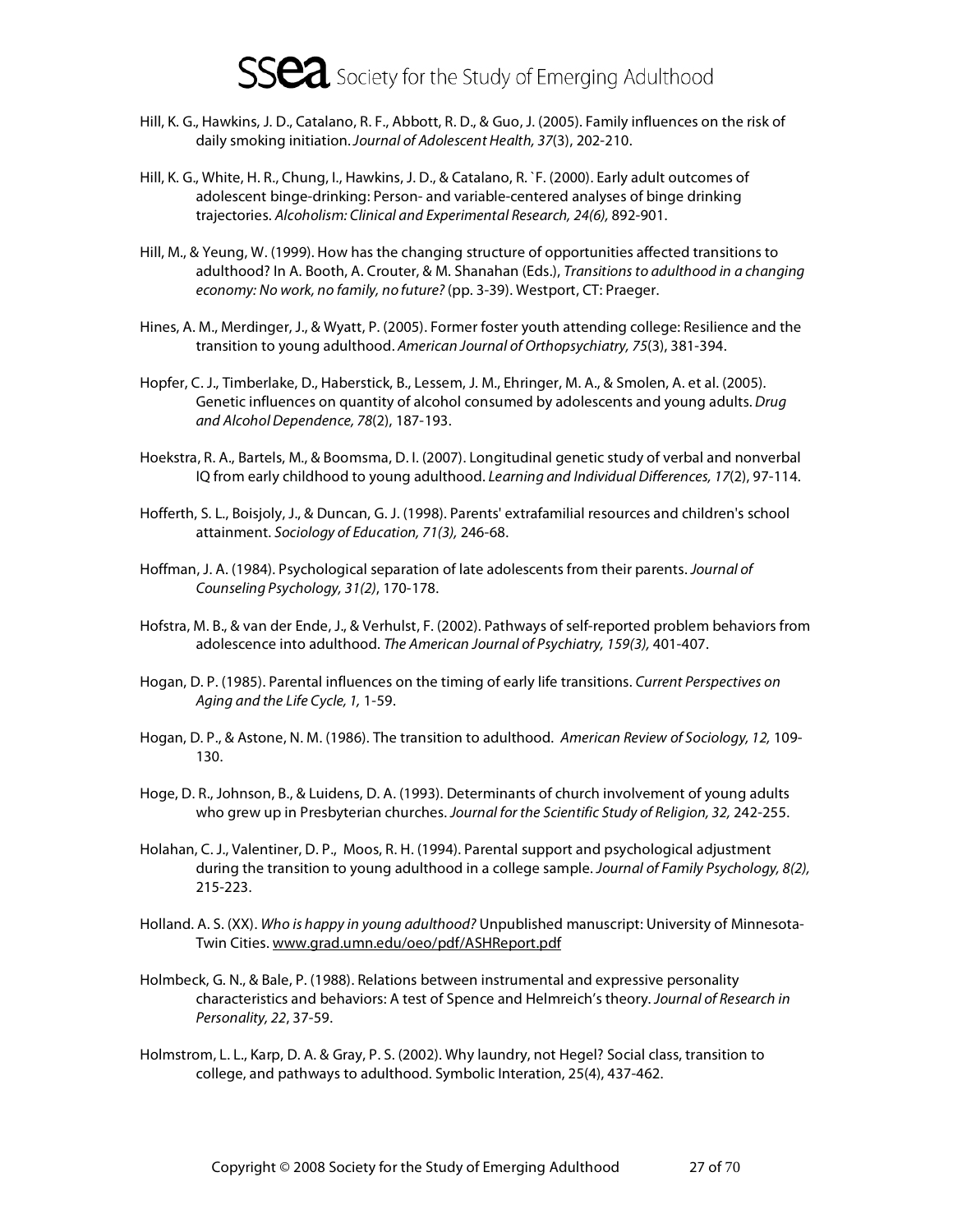Hill, K. G., Hawkins, J. D., Catalano, R. F., Abbott, R. D., & Guo, J. (2005). Family influences on the risk of daily smoking initiation. *Journal of Adolescent Health, 37*(3), 202-210.

Hill, K. G., White, H. R., Chung, I., Hawkins, J. D., & Catalano, R. `F. (2000). Early adult outcomes of adolescent binge-drinking: Person- and variable-centered analyses of binge drinking trajectories. *Alcoholism: Clinical and Experimental Research, 24(6),* 892-901.

Hill, M., & Yeung, W. (1999). How has the changing structure of opportunities affected transitions to adulthood? In A. Booth, A. Crouter, & M. Shanahan (Eds.), *Transitions to adulthood in a changing economy: No work, no family, no future?* (pp. 3-39). Westport, CT: Praeger.

Hines, A. M., Merdinger, J., & Wyatt, P. (2005). Former foster youth attending college: Resilience and the transition to young adulthood. *American Journal of Orthopsychiatry, 75*(3), 381-394.

Hopfer, C. J., Timberlake, D., Haberstick, B., Lessem, J. M., Ehringer, M. A., & Smolen, A. et al. (2005). Genetic influences on quantity of alcohol consumed by adolescents and young adults. *Drug and Alcohol Dependence, 78*(2), 187-193.

Hoekstra, R. A., Bartels, M., & Boomsma, D. I. (2007). Longitudinal genetic study of verbal and nonverbal IQ from early childhood to young adulthood. *Learning and Individual Differences, 17*(2), 97-114.

Hofferth, S. L., Boisjoly, J., & Duncan, G. J. (1998). Parents' extrafamilial resources and children's school attainment. *Sociology of Education, 71(3),* 246-68.

Hoffman, J. A. (1984). Psychological separation of late adolescents from their parents. *Journal of Counseling Psychology, 31(2)*, 170-178.

Hofstra, M. B., & van der Ende, J., & Verhulst, F. (2002). Pathways of self-reported problem behaviors from adolescence into adulthood. *The American Journal of Psychiatry, 159(3),* 401-407.

Hogan, D. P. (1985). Parental influences on the timing of early life transitions. *Current Perspectives on Aging and the Life Cycle, 1,* 1-59.

Hogan, D. P., & Astone, N. M. (1986). The transition to adulthood. *American Review of Sociology, 12,* 109-130.

Hoge, D. R., Johnson, B., & Luidens, D. A. (1993). Determinants of church involvement of young adults who grew up in Presbyterian churches. *Journal for the Scientific Study of Religion, 32,* 242-255.

Holahan, C. J., Valentiner, D. P., Moos, R. H. (1994). Parental support and psychological adjustment during the transition to young adulthood in a college sample. *Journal of Family Psychology, 8(2),* 215-223.

Holland. A. S. (XX). *Who is happy in young adulthood?* Unpublished manuscript: University of Minnesota-Twin Cities. www.grad.umn.edu/oeo/pdf/ASHReport.pdf

Holmbeck, G. N., & Bale, P. (1988). Relations between instrumental and expressive personality characteristics and behaviors: A test of Spence and Helmreich's theory. *Journal of Research in Personality, 22*, 37-59.

Holmstrom, L. L., Karp, D. A. & Gray, P. S. (2002). Why laundry, not Hegel? Social class, transition to college, and pathways to adulthood. Symbolic Interation, 25(4), 437-462.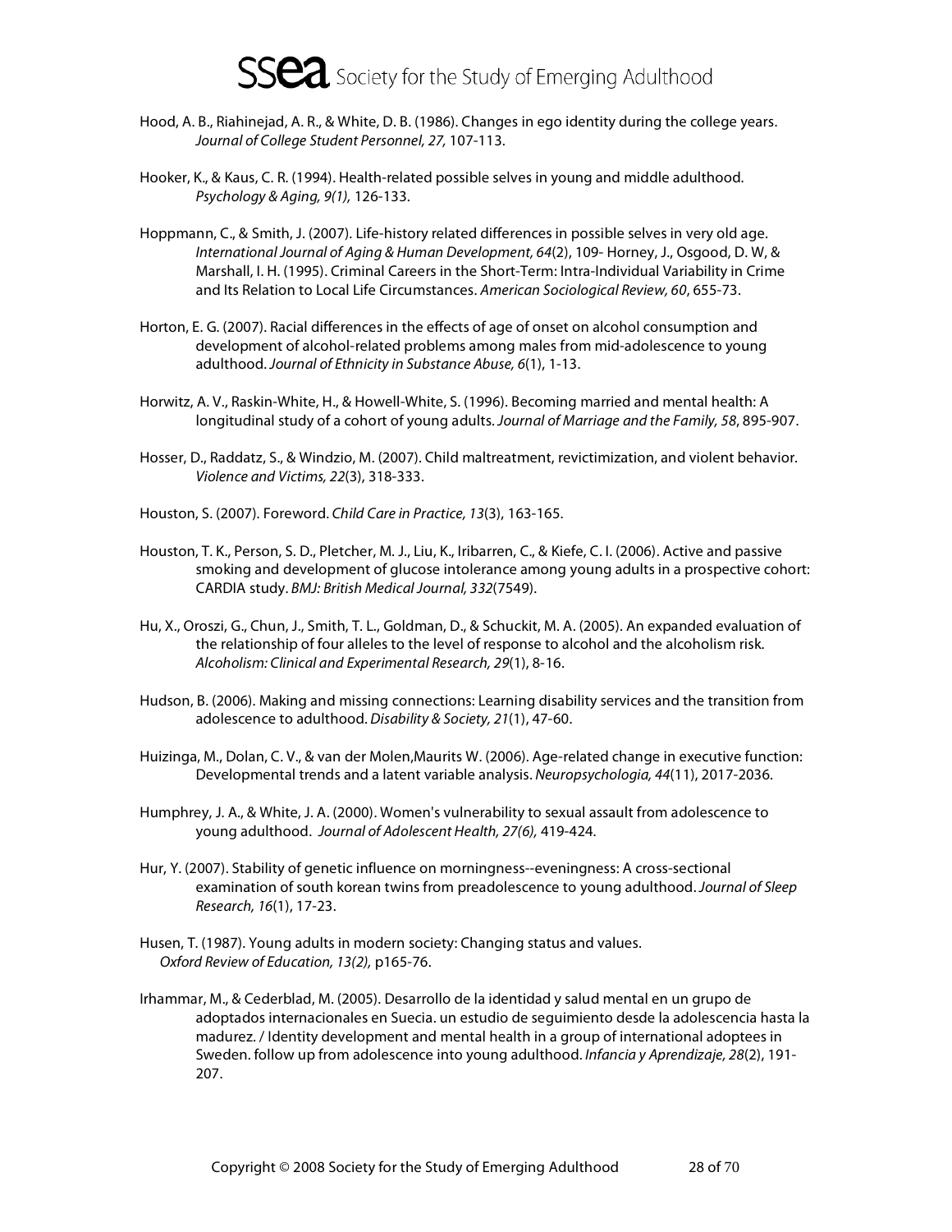Hood, A. B., Riahinejad, A. R., & White, D. B. (1986). Changes in ego identity during the college years. *Journal of College Student Personnel, 27,* 107-113.

Hooker, K., & Kaus, C. R. (1994). Health-related possible selves in young and middle adulthood. *Psychology & Aging, 9(1),* 126-133.

Hoppmann, C., & Smith, J. (2007). Life-history related differences in possible selves in very old age. *International Journal of Aging & Human Development, 64*(2), 109- Horney, J., Osgood, D. W., & Marshall, I. H. (1995). Criminal Careers in the Short-Term: Intra-Individual Variability in Crime and Its Relation to Local Life Circumstances. *American Sociological Review, 60*, 655-73.

Horton, E. G. (2007). Racial differences in the effects of age of onset on alcohol consumption and development of alcohol-related problems among males from mid-adolescence to young adulthood. *Journal of Ethnicity in Substance Abuse, 6*(1), 1-13.

Horwitz, A. V., Raskin-White, H., & Howell-White, S. (1996). Becoming married and mental health: A longitudinal study of a cohort of young adults. *Journal of Marriage and the Family, 58*, 895-907.

Hosser, D., Raddatz, S., & Windzio, M. (2007). Child maltreatment, revictimization, and violent behavior. *Violence and Victims, 22*(3), 318-333.

Houston, S. (2007). Foreword. *Child Care in Practice, 13*(3), 163-165.

Houston, T. K., Person, S. D., Pletcher, M. J., Liu, K., Iribarren, C., & Kiefe, C. I. (2006). Active and passive smoking and development of glucose intolerance among young adults in a prospective cohort: CARDIA study. *BMJ: British Medical Journal, 332*(7549).

Hu, X., Oroszi, G., Chun, J., Smith, T. L., Goldman, D., & Schuckit, M. A. (2005). An expanded evaluation of the relationship of four alleles to the level of response to alcohol and the alcoholism risk. *Alcoholism: Clinical and Experimental Research, 29*(1), 8-16.

Hudson, B. (2006). Making and missing connections: Learning disability services and the transition from adolescence to adulthood. *Disability & Society, 21*(1), 47-60.

Huizinga, M., Dolan, C. V., & van der Molen,Maurits W. (2006). Age-related change in executive function: Developmental trends and a latent variable analysis. *Neuropsychologia, 44*(11), 2017-2036.

Humphrey, J. A., & White, J. A. (2000). Women's vulnerability to sexual assault from adolescence to young adulthood. *Journal of Adolescent Health, 27(6),* 419-424.

Hur, Y. (2007). Stability of genetic influence on morningness--eveningness: A cross-sectional examination of south korean twins from preadolescence to young adulthood. *Journal of Sleep Research, 16*(1), 17-23.

Husen, T. (1987). Young adults in modern society: Changing status and values. *Oxford Review of Education, 13(2),* p165-76.

Irhammar, M., & Cederblad, M. (2005). Desarrollo de la identidad y salud mental en un grupo de adoptados internacionales en Suecia. un estudio de seguimiento desde la adolescencia hasta la madurez. / Identity development and mental health in a group of international adoptees in Sweden. follow up from adolescence into young adulthood. *Infancia y Aprendizaje, 28*(2), 191-207.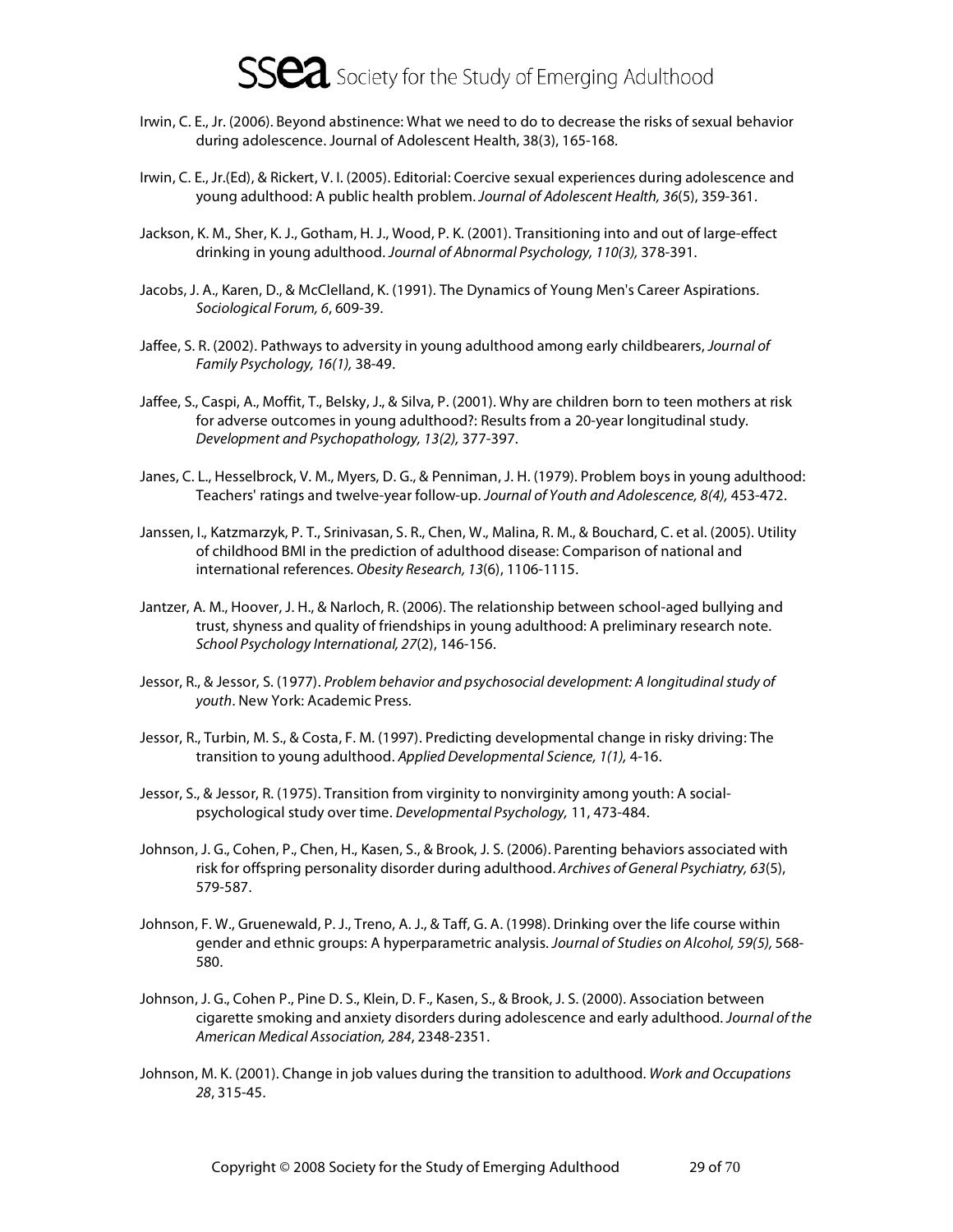Irwin, C. E., Jr. (2006). Beyond abstinence: What we need to do to decrease the risks of sexual behavior during adolescence. Journal of Adolescent Health, 38(3), 165-168.

Irwin, C. E., Jr.(Ed), & Rickert, V. I. (2005). Editorial: Coercive sexual experiences during adolescence and young adulthood: A public health problem. *Journal of Adolescent Health, 36*(5), 359-361.

Jackson, K. M., Sher, K. J., Gotham, H. J., Wood, P. K. (2001). Transitioning into and out of large-effect drinking in young adulthood. *Journal of Abnormal Psychology, 110(3),* 378-391.

Jacobs, J. A., Karen, D., & McClelland, K. (1991). The Dynamics of Young Men's Career Aspirations. *Sociological Forum, 6*, 609-39.

Jaffee, S. R. (2002). Pathways to adversity in young adulthood among early childbearers, *Journal of Family Psychology, 16(1),* 38-49.

Jaffee, S., Caspi, A., Moffit, T., Belsky, J., & Silva, P. (2001). Why are children born to teen mothers at risk for adverse outcomes in young adulthood?: Results from a 20-year longitudinal study. *Development and Psychopathology, 13(2),* 377-397.

Janes, C. L., Hesselbrock, V. M., Myers, D. G., & Penniman, J. H. (1979). Problem boys in young adulthood: Teachers' ratings and twelve-year follow-up. *Journal of Youth and Adolescence, 8(4),* 453-472.

Janssen, I., Katzmarzyk, P. T., Srinivasan, S. R., Chen, W., Malina, R. M., & Bouchard, C. et al. (2005). Utility of childhood BMI in the prediction of adulthood disease: Comparison of national and international references. *Obesity Research, 13*(6), 1106-1115.

Jantzer, A. M., Hoover, J. H., & Narloch, R. (2006). The relationship between school-aged bullying and trust, shyness and quality of friendships in young adulthood: A preliminary research note. *School Psychology International, 27*(2), 146-156.

Jessor, R., & Jessor, S. (1977). *Problem behavior and psychosocial development: A longitudinal study of youth*. New York: Academic Press.

Jessor, R., Turbin, M. S., & Costa, F. M. (1997). Predicting developmental change in risky driving: The transition to young adulthood. *Applied Developmental Science, 1(1),* 4-16.

Jessor, S., & Jessor, R. (1975). Transition from virginity to nonvirginity among youth: A social-psychological study over time. *Developmental Psychology,* 11, 473-484.

Johnson, J. G., Cohen, P., Chen, H., Kasen, S., & Brook, J. S. (2006). Parenting behaviors associated with risk for offspring personality disorder during adulthood. *Archives of General Psychiatry, 63*(5), 579-587.

Johnson, F. W., Gruenewald, P. J., Treno, A. J., & Taff, G. A. (1998). Drinking over the life course within gender and ethnic groups: A hyperparametric analysis. *Journal of Studies on Alcohol, 59(5),* 568-580.

Johnson, J. G., Cohen P., Pine D. S., Klein, D. F., Kasen, S., & Brook, J. S. (2000). Association between cigarette smoking and anxiety disorders during adolescence and early adulthood. *Journal of the American Medical Association, 284*, 2348-2351.

Johnson, M. K. (2001). Change in job values during the transition to adulthood. *Work and Occupations 28*, 315-45.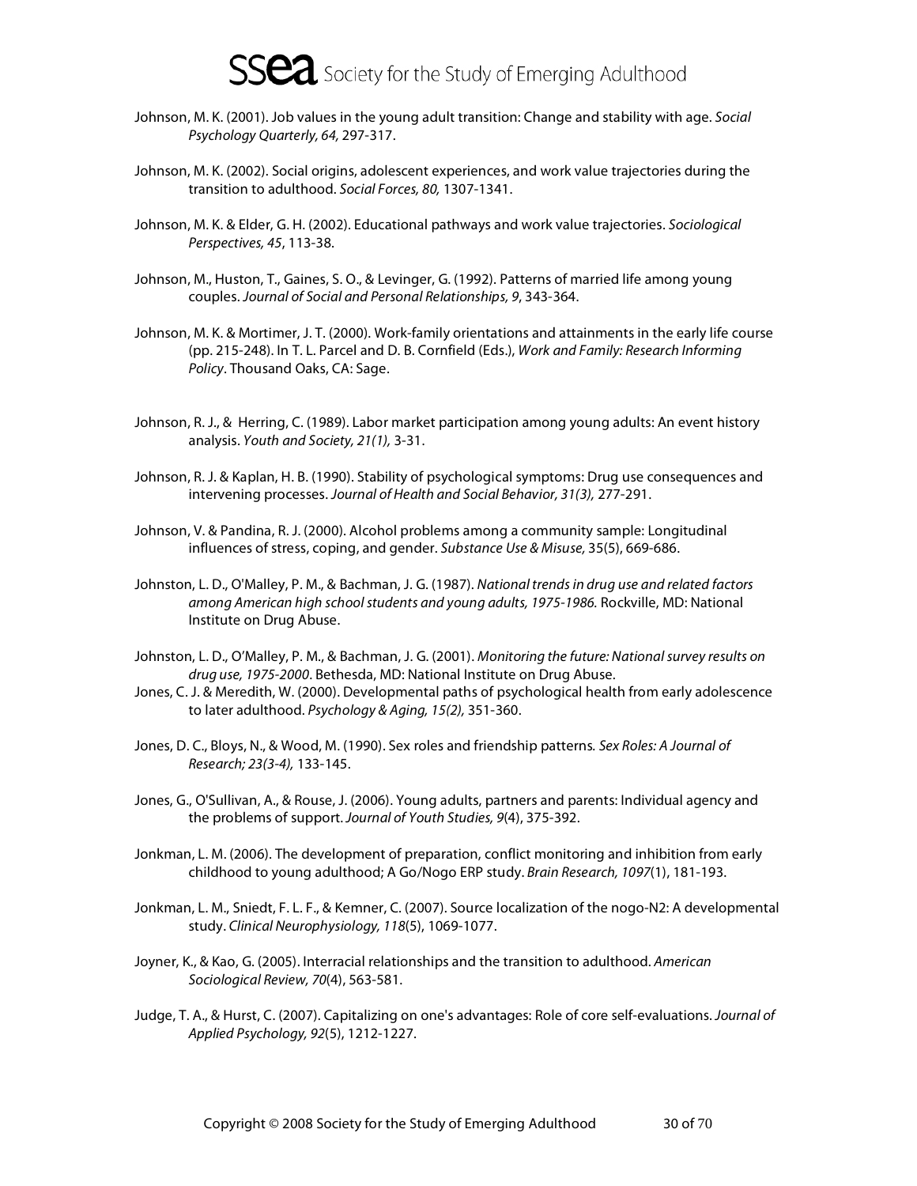Johnson, M. K. (2001). Job values in the young adult transition: Change and stability with age. *Social Psychology Quarterly, 64,* 297-317.

Johnson, M. K. (2002). Social origins, adolescent experiences, and work value trajectories during the transition to adulthood. *Social Forces, 80,* 1307-1341.

Johnson, M. K. & Elder, G. H. (2002). Educational pathways and work value trajectories. *Sociological Perspectives, 45*, 113-38.

Johnson, M., Huston, T., Gaines, S. O., & Levinger, G. (1992). Patterns of married life among young couples. *Journal of Social and Personal Relationships, 9*, 343-364.

Johnson, M. K. & Mortimer, J. T. (2000). Work-family orientations and attainments in the early life course (pp. 215-248). In T. L. Parcel and D. B. Cornfield (Eds.), *Work and Family: Research Informing Policy*. Thousand Oaks, CA: Sage.

Johnson, R. J., & Herring, C. (1989). Labor market participation among young adults: An event history analysis. *Youth and Society, 21(1),* 3-31.

Johnson, R. J. & Kaplan, H. B. (1990). Stability of psychological symptoms: Drug use consequences and intervening processes. *Journal of Health and Social Behavior, 31(3),* 277-291.

Johnson, V. & Pandina, R. J. (2000). Alcohol problems among a community sample: Longitudinal influences of stress, coping, and gender. *Substance Use & Misuse,* 35(5), 669-686.

Johnston, L. D., O'Malley, P. M., & Bachman, J. G. (1987). *National trends in drug use and related factors among American high school students and young adults, 1975-1986.* Rockville, MD: National Institute on Drug Abuse.

Johnston, L. D., O'Malley, P. M., & Bachman, J. G. (2001). *Monitoring the future: National survey results on drug use, 1975-2000*. Bethesda, MD: National Institute on Drug Abuse.

Jones, C. J. & Meredith, W. (2000). Developmental paths of psychological health from early adolescence to later adulthood. *Psychology & Aging, 15(2),* 351-360.

Jones, D. C., Bloys, N., & Wood, M. (1990). Sex roles and friendship patterns*. Sex Roles: A Journal of Research; 23(3-4),* 133-145.

Jones, G., O'Sullivan, A., & Rouse, J. (2006). Young adults, partners and parents: Individual agency and the problems of support. *Journal of Youth Studies, 9*(4), 375-392.

Jonkman, L. M. (2006). The development of preparation, conflict monitoring and inhibition from early childhood to young adulthood; A Go/Nogo ERP study. *Brain Research, 1097*(1), 181-193.

Jonkman, L. M., Sniedt, F. L. F., & Kemner, C. (2007). Source localization of the nogo-N2: A developmental study. *Clinical Neurophysiology, 118*(5), 1069-1077.

Joyner, K., & Kao, G. (2005). Interracial relationships and the transition to adulthood. *American Sociological Review, 70*(4), 563-581.

Judge, T. A., & Hurst, C. (2007). Capitalizing on one's advantages: Role of core self-evaluations. *Journal of Applied Psychology, 92*(5), 1212-1227.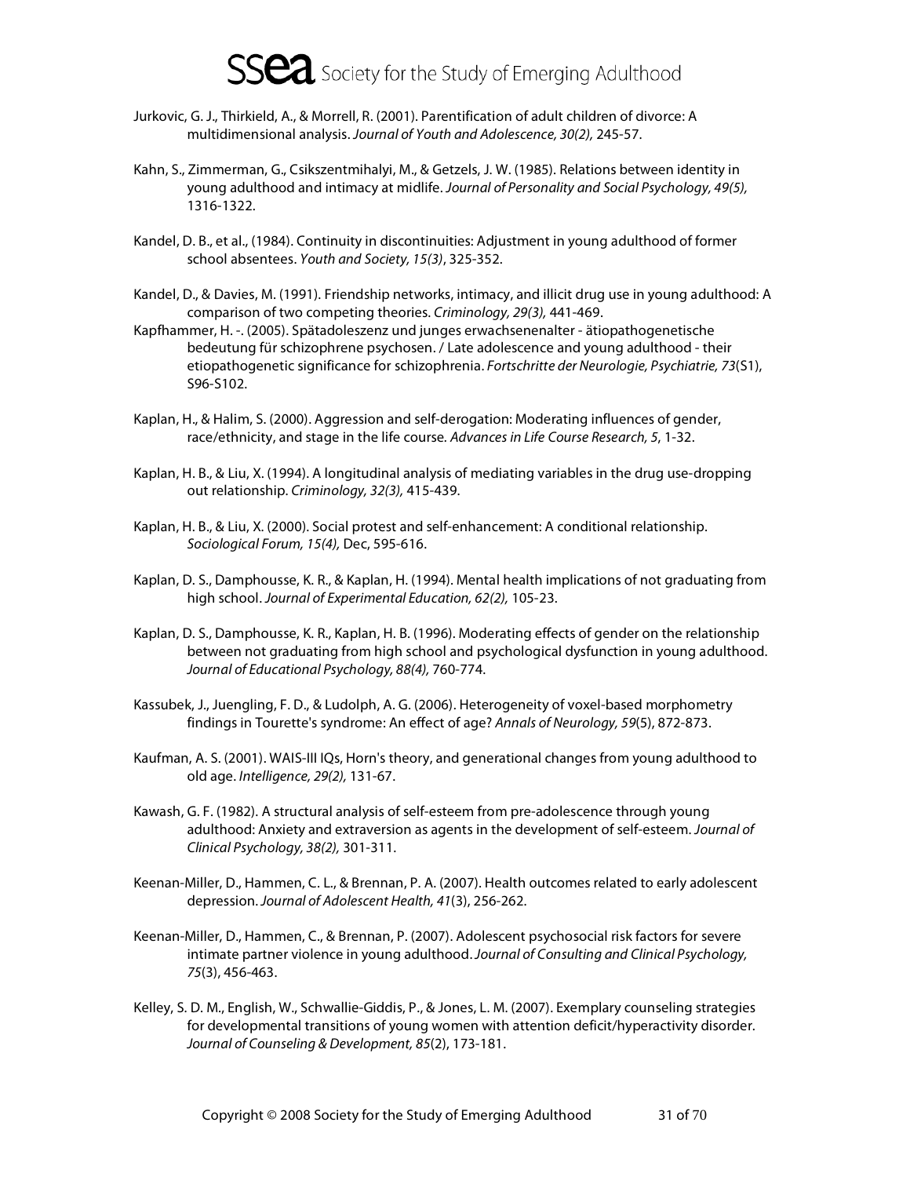Jurkovic, G. J., Thirkield, A., & Morrell, R. (2001). Parentification of adult children of divorce: A multidimensional analysis. *Journal of Youth and Adolescence, 30(2),* 245-57.

Kahn, S., Zimmerman, G., Csikszentmihalyi, M., & Getzels, J. W. (1985). Relations between identity in young adulthood and intimacy at midlife. *Journal of Personality and Social Psychology, 49(5),* 1316-1322.

Kandel, D. B., et al., (1984). Continuity in discontinuities: Adjustment in young adulthood of former school absentees. *Youth and Society, 15(3)*, 325-352.

Kandel, D., & Davies, M. (1991). Friendship networks, intimacy, and illicit drug use in young adulthood: A comparison of two competing theories. *Criminology, 29(3),* 441-469.

Kapfhammer, H. -. (2005). Spätadoleszenz und junges erwachsenenalter - ätiopathogenetische bedeutung für schizophrene psychosen. / Late adolescence and young adulthood - their etiopathogenetic significance for schizophrenia. *Fortschritte der Neurologie, Psychiatrie, 73*(S1), S96-S102.

Kaplan, H., & Halim, S. (2000). Aggression and self-derogation: Moderating influences of gender, race/ethnicity, and stage in the life course. *Advances in Life Course Research, 5*, 1-32.

Kaplan, H. B., & Liu, X. (1994). A longitudinal analysis of mediating variables in the drug use-dropping out relationship. *Criminology, 32(3),* 415-439.

Kaplan, H. B., & Liu, X. (2000). Social protest and self-enhancement: A conditional relationship. *Sociological Forum, 15(4),* Dec, 595-616.

Kaplan, D. S., Damphousse, K. R., & Kaplan, H. (1994). Mental health implications of not graduating from high school. *Journal of Experimental Education, 62(2),* 105-23.

Kaplan, D. S., Damphousse, K. R., Kaplan, H. B. (1996). Moderating effects of gender on the relationship between not graduating from high school and psychological dysfunction in young adulthood. *Journal of Educational Psychology, 88(4),* 760-774.

Kassubek, J., Juengling, F. D., & Ludolph, A. G. (2006). Heterogeneity of voxel-based morphometry findings in Tourette's syndrome: An effect of age? *Annals of Neurology, 59*(5), 872-873.

Kaufman, A. S. (2001). WAIS-III IQs, Horn's theory, and generational changes from young adulthood to old age. *Intelligence, 29(2),* 131-67.

Kawash, G. F. (1982). A structural analysis of self-esteem from pre-adolescence through young adulthood: Anxiety and extraversion as agents in the development of self-esteem. *Journal of Clinical Psychology, 38(2),* 301-311.

Keenan-Miller, D., Hammen, C. L., & Brennan, P. A. (2007). Health outcomes related to early adolescent depression. *Journal of Adolescent Health, 41*(3), 256-262.

Keenan-Miller, D., Hammen, C., & Brennan, P. (2007). Adolescent psychosocial risk factors for severe intimate partner violence in young adulthood. *Journal of Consulting and Clinical Psychology, 75*(3), 456-463.

Kelley, S. D. M., English, W., Schwallie-Giddis, P., & Jones, L. M. (2007). Exemplary counseling strategies for developmental transitions of young women with attention deficit/hyperactivity disorder. *Journal of Counseling & Development, 85*(2), 173-181.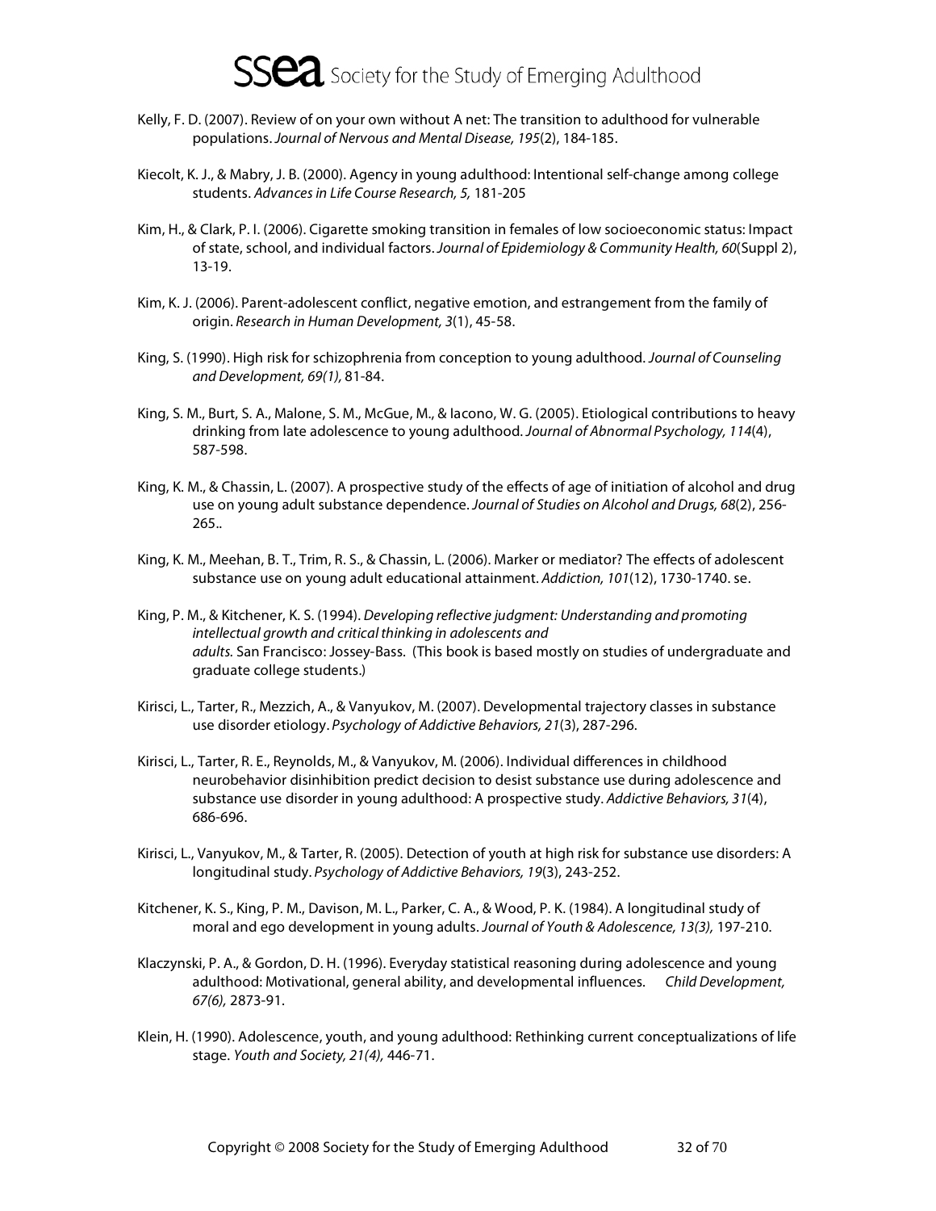Kelly, F. D. (2007). Review of on your own without A net: The transition to adulthood for vulnerable populations. *Journal of Nervous and Mental Disease, 195*(2), 184-185.

Kiecolt, K. J., & Mabry, J. B. (2000). Agency in young adulthood: Intentional self-change among college students. *Advances in Life Course Research, 5,* 181-205

Kim, H., & Clark, P. I. (2006). Cigarette smoking transition in females of low socioeconomic status: Impact of state, school, and individual factors. *Journal of Epidemiology & Community Health, 60*(Suppl 2), 13-19.

Kim, K. J. (2006). Parent-adolescent conflict, negative emotion, and estrangement from the family of origin. *Research in Human Development, 3*(1), 45-58.

King, S. (1990). High risk for schizophrenia from conception to young adulthood. *Journal of Counseling and Development, 69(1),* 81-84.

King, S. M., Burt, S. A., Malone, S. M., McGue, M., & Iacono, W. G. (2005). Etiological contributions to heavy drinking from late adolescence to young adulthood. *Journal of Abnormal Psychology, 114*(4), 587-598.

King, K. M., & Chassin, L. (2007). A prospective study of the effects of age of initiation of alcohol and drug use on young adult substance dependence. *Journal of Studies on Alcohol and Drugs, 68*(2), 256-265..

King, K. M., Meehan, B. T., Trim, R. S., & Chassin, L. (2006). Marker or mediator? The effects of adolescent substance use on young adult educational attainment. *Addiction, 101*(12), 1730-1740. se.

King, P. M., & Kitchener, K. S. (1994). *Developing reflective judgment: Understanding and promoting intellectual growth and critical thinking in adolescents and adults.* San Francisco: Jossey-Bass. (This book is based mostly on studies of undergraduate and graduate college students.)

Kirisci, L., Tarter, R., Mezzich, A., & Vanyukov, M. (2007). Developmental trajectory classes in substance use disorder etiology. *Psychology of Addictive Behaviors, 21*(3), 287-296.

Kirisci, L., Tarter, R. E., Reynolds, M., & Vanyukov, M. (2006). Individual differences in childhood neurobehavior disinhibition predict decision to desist substance use during adolescence and substance use disorder in young adulthood: A prospective study. *Addictive Behaviors, 31*(4), 686-696.

Kirisci, L., Vanyukov, M., & Tarter, R. (2005). Detection of youth at high risk for substance use disorders: A longitudinal study. *Psychology of Addictive Behaviors, 19*(3), 243-252.

Kitchener, K. S., King, P. M., Davison, M. L., Parker, C. A., & Wood, P. K. (1984). A longitudinal study of moral and ego development in young adults. *Journal of Youth & Adolescence, 13(3),* 197-210.

Klaczynski, P. A., & Gordon, D. H. (1996). Everyday statistical reasoning during adolescence and young adulthood: Motivational, general ability, and developmental influences. *Child Development, 67(6),* 2873-91.

Klein, H. (1990). Adolescence, youth, and young adulthood: Rethinking current conceptualizations of life stage. *Youth and Society, 21(4),* 446-71.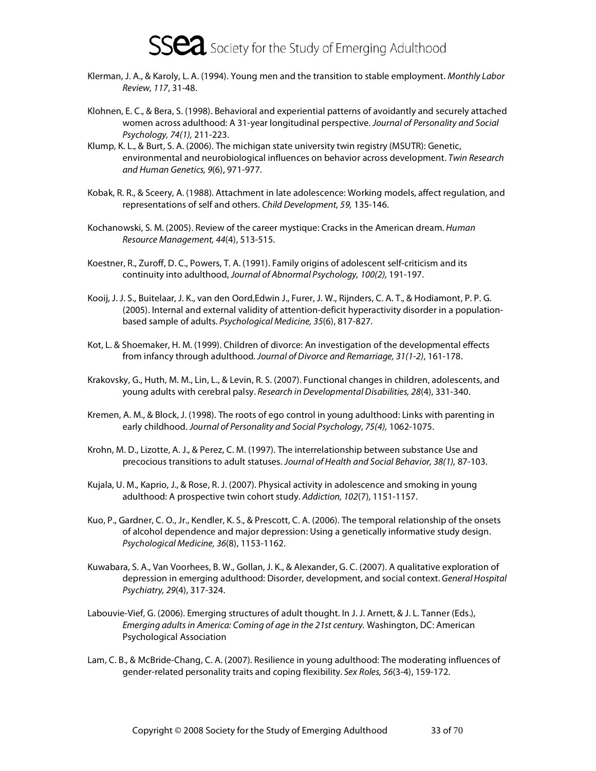Klerman, J. A., & Karoly, L. A. (1994). Young men and the transition to stable employment. *Monthly Labor Review, 117*, 31-48.

Klohnen, E. C., & Bera, S. (1998). Behavioral and experiential patterns of avoidantly and securely attached women across adulthood: A 31-year longitudinal perspective. *Journal of Personality and Social Psychology, 74(1),* 211-223.

Klump, K. L., & Burt, S. A. (2006). The michigan state university twin registry (MSUTR): Genetic, environmental and neurobiological influences on behavior across development. *Twin Research and Human Genetics, 9*(6), 971-977.

Kobak, R. R., & Sceery, A. (1988). Attachment in late adolescence: Working models, affect regulation, and representations of self and others. *Child Development, 59,* 135-146.

Kochanowski, S. M. (2005). Review of the career mystique: Cracks in the American dream. *Human Resource Management, 44*(4), 513-515.

Koestner, R., Zuroff, D. C., Powers, T. A. (1991). Family origins of adolescent self-criticism and its continuity into adulthood, *Journal of Abnormal Psychology, 100(2),* 191-197.

Kooij, J. J. S., Buitelaar, J. K., van den Oord,Edwin J., Furer, J. W., Rijnders, C. A. T., & Hodiamont, P. P. G. (2005). Internal and external validity of attention-deficit hyperactivity disorder in a population-based sample of adults. *Psychological Medicine, 35*(6), 817-827.

Kot, L. & Shoemaker, H. M. (1999). Children of divorce: An investigation of the developmental effects from infancy through adulthood. *Journal of Divorce and Remarriage, 31(1-2)*, 161-178.

Krakovsky, G., Huth, M. M., Lin, L., & Levin, R. S. (2007). Functional changes in children, adolescents, and young adults with cerebral palsy. *Research in Developmental Disabilities, 28*(4), 331-340.

Kremen, A. M., & Block, J. (1998). The roots of ego control in young adulthood: Links with parenting in early childhood. *Journal of Personality and Social Psychology, 75(4),* 1062-1075.

Krohn, M. D., Lizotte, A. J., & Perez, C. M. (1997). The interrelationship between substance Use and precocious transitions to adult statuses. *Journal of Health and Social Behavior, 38(1),* 87-103.

Kujala, U. M., Kaprio, J., & Rose, R. J. (2007). Physical activity in adolescence and smoking in young adulthood: A prospective twin cohort study. *Addiction, 102*(7), 1151-1157.

Kuo, P., Gardner, C. O., Jr., Kendler, K. S., & Prescott, C. A. (2006). The temporal relationship of the onsets of alcohol dependence and major depression: Using a genetically informative study design. *Psychological Medicine, 36*(8), 1153-1162.

Kuwabara, S. A., Van Voorhees, B. W., Gollan, J. K., & Alexander, G. C. (2007). A qualitative exploration of depression in emerging adulthood: Disorder, development, and social context. *General Hospital Psychiatry, 29*(4), 317-324.

Labouvie-Vief, G. (2006). Emerging structures of adult thought. In J. J. Arnett, & J. L. Tanner (Eds.), *Emerging adults in America: Coming of age in the 21st century.* Washington, DC: American Psychological Association

Lam, C. B., & McBride-Chang, C. A. (2007). Resilience in young adulthood: The moderating influences of gender-related personality traits and coping flexibility. *Sex Roles, 56*(3-4), 159-172.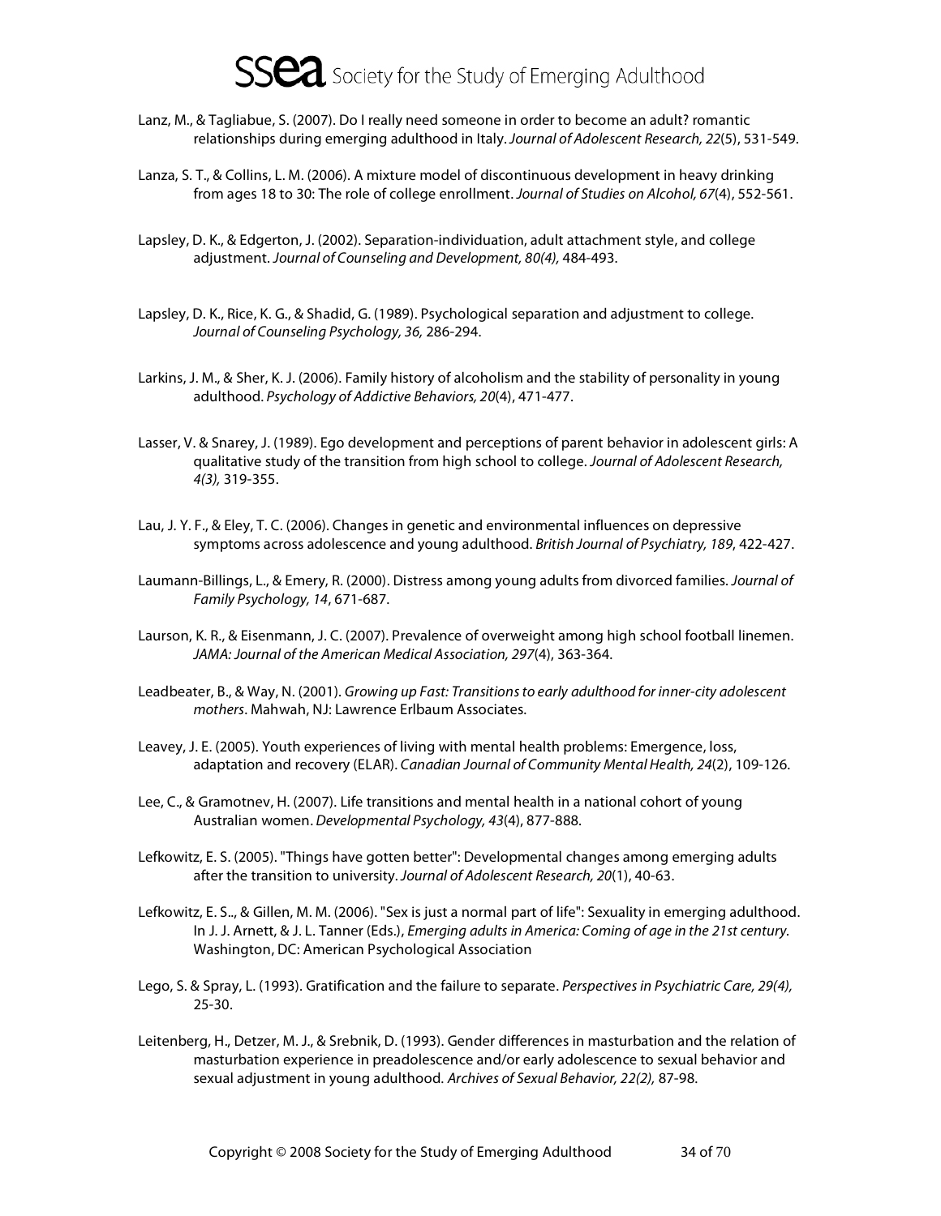Lanz, M., & Tagliabue, S. (2007). Do I really need someone in order to become an adult? romantic relationships during emerging adulthood in Italy. *Journal of Adolescent Research, 22*(5), 531-549.

Lanza, S. T., & Collins, L. M. (2006). A mixture model of discontinuous development in heavy drinking from ages 18 to 30: The role of college enrollment. *Journal of Studies on Alcohol, 67*(4), 552-561.

Lapsley, D. K., & Edgerton, J. (2002). Separation-individuation, adult attachment style, and college adjustment. *Journal of Counseling and Development, 80(4),* 484-493.

Lapsley, D. K., Rice, K. G., & Shadid, G. (1989). Psychological separation and adjustment to college. *Journal of Counseling Psychology, 36,* 286-294.

Larkins, J. M., & Sher, K. J. (2006). Family history of alcoholism and the stability of personality in young adulthood. *Psychology of Addictive Behaviors, 20*(4), 471-477.

Lasser, V. & Snarey, J. (1989). Ego development and perceptions of parent behavior in adolescent girls: A qualitative study of the transition from high school to college. *Journal of Adolescent Research, 4(3),* 319-355.

Lau, J. Y. F., & Eley, T. C. (2006). Changes in genetic and environmental influences on depressive symptoms across adolescence and young adulthood. *British Journal of Psychiatry, 189*, 422-427.

Laumann-Billings, L., & Emery, R. (2000). Distress among young adults from divorced families. *Journal of Family Psychology, 14*, 671-687.

Laurson, K. R., & Eisenmann, J. C. (2007). Prevalence of overweight among high school football linemen. *JAMA: Journal of the American Medical Association, 297*(4), 363-364.

Leadbeater, B., & Way, N. (2001). *Growing up Fast: Transitions to early adulthood for inner-city adolescent mothers*. Mahwah, NJ: Lawrence Erlbaum Associates.

Leavey, J. E. (2005). Youth experiences of living with mental health problems: Emergence, loss, adaptation and recovery (ELAR). *Canadian Journal of Community Mental Health, 24*(2), 109-126.

Lee, C., & Gramotnev, H. (2007). Life transitions and mental health in a national cohort of young Australian women. *Developmental Psychology, 43*(4), 877-888.

Lefkowitz, E. S. (2005). "Things have gotten better": Developmental changes among emerging adults after the transition to university. *Journal of Adolescent Research, 20*(1), 40-63.

Lefkowitz, E. S.., & Gillen, M. M. (2006). "Sex is just a normal part of life": Sexuality in emerging adulthood. In J. J. Arnett, & J. L. Tanner (Eds.), *Emerging adults in America: Coming of age in the 21st century*. Washington, DC: American Psychological Association

Lego, S. & Spray, L. (1993). Gratification and the failure to separate. *Perspectives in Psychiatric Care, 29(4),* 25-30.

Leitenberg, H., Detzer, M. J., & Srebnik, D. (1993). Gender differences in masturbation and the relation of masturbation experience in preadolescence and/or early adolescence to sexual behavior and sexual adjustment in young adulthood. *Archives of Sexual Behavior, 22(2),* 87-98.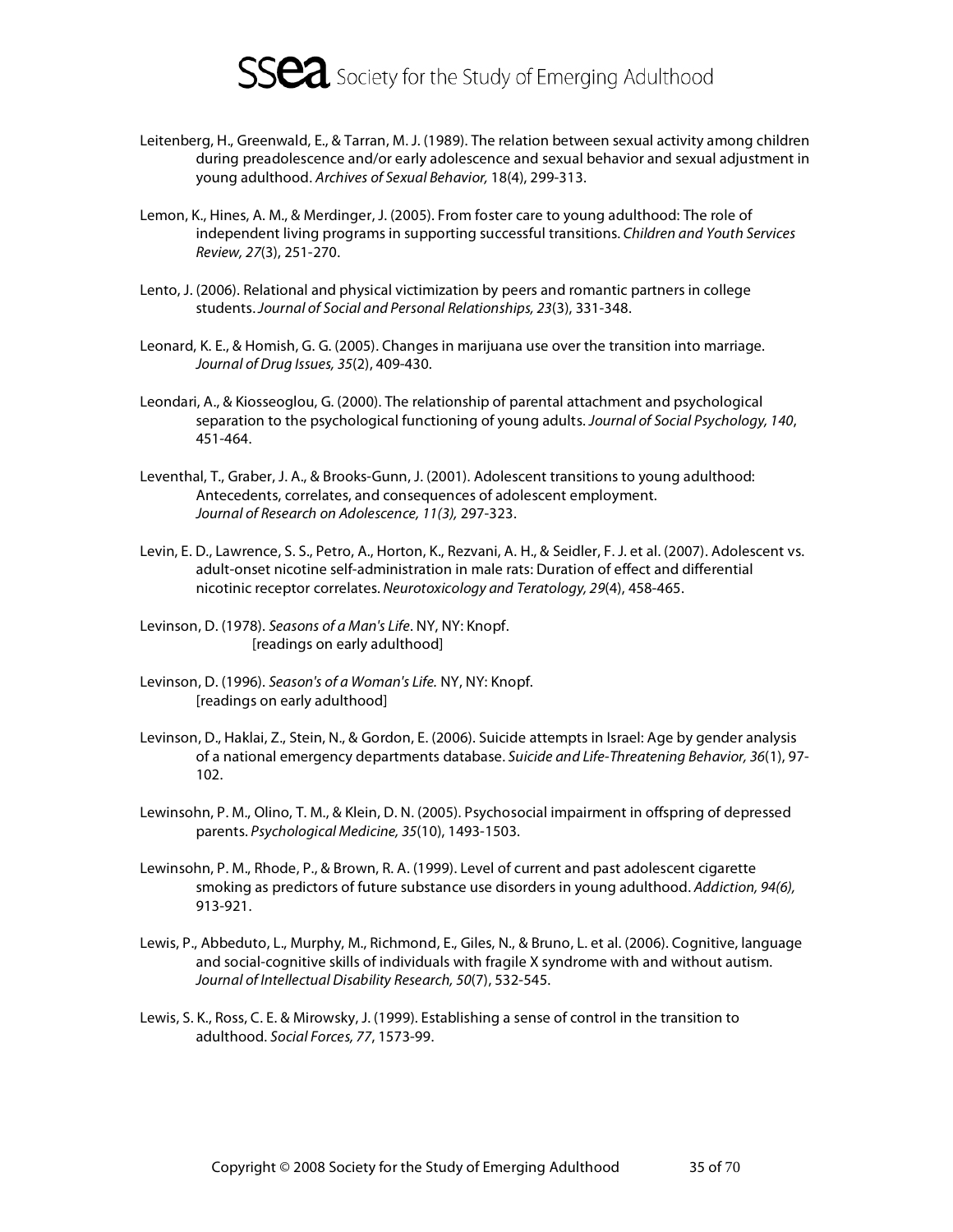Leitenberg, H., Greenwald, E., & Tarran, M. J. (1989). The relation between sexual activity among children during preadolescence and/or early adolescence and sexual behavior and sexual adjustment in young adulthood. *Archives of Sexual Behavior,* 18(4), 299-313.

Lemon, K., Hines, A. M., & Merdinger, J. (2005). From foster care to young adulthood: The role of independent living programs in supporting successful transitions. *Children and Youth Services Review, 27*(3), 251-270.

Lento, J. (2006). Relational and physical victimization by peers and romantic partners in college students. *Journal of Social and Personal Relationships, 23*(3), 331-348.

Leonard, K. E., & Homish, G. G. (2005). Changes in marijuana use over the transition into marriage. *Journal of Drug Issues, 35*(2), 409-430.

Leondari, A., & Kiosseoglou, G. (2000). The relationship of parental attachment and psychological separation to the psychological functioning of young adults. *Journal of Social Psychology, 140*, 451-464.

Leventhal, T., Graber, J. A., & Brooks-Gunn, J. (2001). Adolescent transitions to young adulthood: Antecedents, correlates, and consequences of adolescent employment. *Journal of Research on Adolescence, 11(3),* 297-323.

Levin, E. D., Lawrence, S. S., Petro, A., Horton, K., Rezvani, A. H., & Seidler, F. J. et al. (2007). Adolescent vs. adult-onset nicotine self-administration in male rats: Duration of effect and differential nicotinic receptor correlates. *Neurotoxicology and Teratology, 29*(4), 458-465.

Levinson, D. (1978). *Seasons of a Man's Life*. NY, NY: Knopf.
[readings on early adulthood]

Levinson, D. (1996). *Season's of a Woman's Life.* NY, NY: Knopf.
[readings on early adulthood]

Levinson, D., Haklai, Z., Stein, N., & Gordon, E. (2006). Suicide attempts in Israel: Age by gender analysis of a national emergency departments database. *Suicide and Life-Threatening Behavior, 36*(1), 97-102.

Lewinsohn, P. M., Olino, T. M., & Klein, D. N. (2005). Psychosocial impairment in offspring of depressed parents. *Psychological Medicine, 35*(10), 1493-1503.

Lewinsohn, P. M., Rhode, P., & Brown, R. A. (1999). Level of current and past adolescent cigarette smoking as predictors of future substance use disorders in young adulthood. *Addiction, 94(6),* 913-921.

Lewis, P., Abbeduto, L., Murphy, M., Richmond, E., Giles, N., & Bruno, L. et al. (2006). Cognitive, language and social-cognitive skills of individuals with fragile X syndrome with and without autism. *Journal of Intellectual Disability Research, 50*(7), 532-545.

Lewis, S. K., Ross, C. E. & Mirowsky, J. (1999). Establishing a sense of control in the transition to adulthood. *Social Forces, 77*, 1573-99.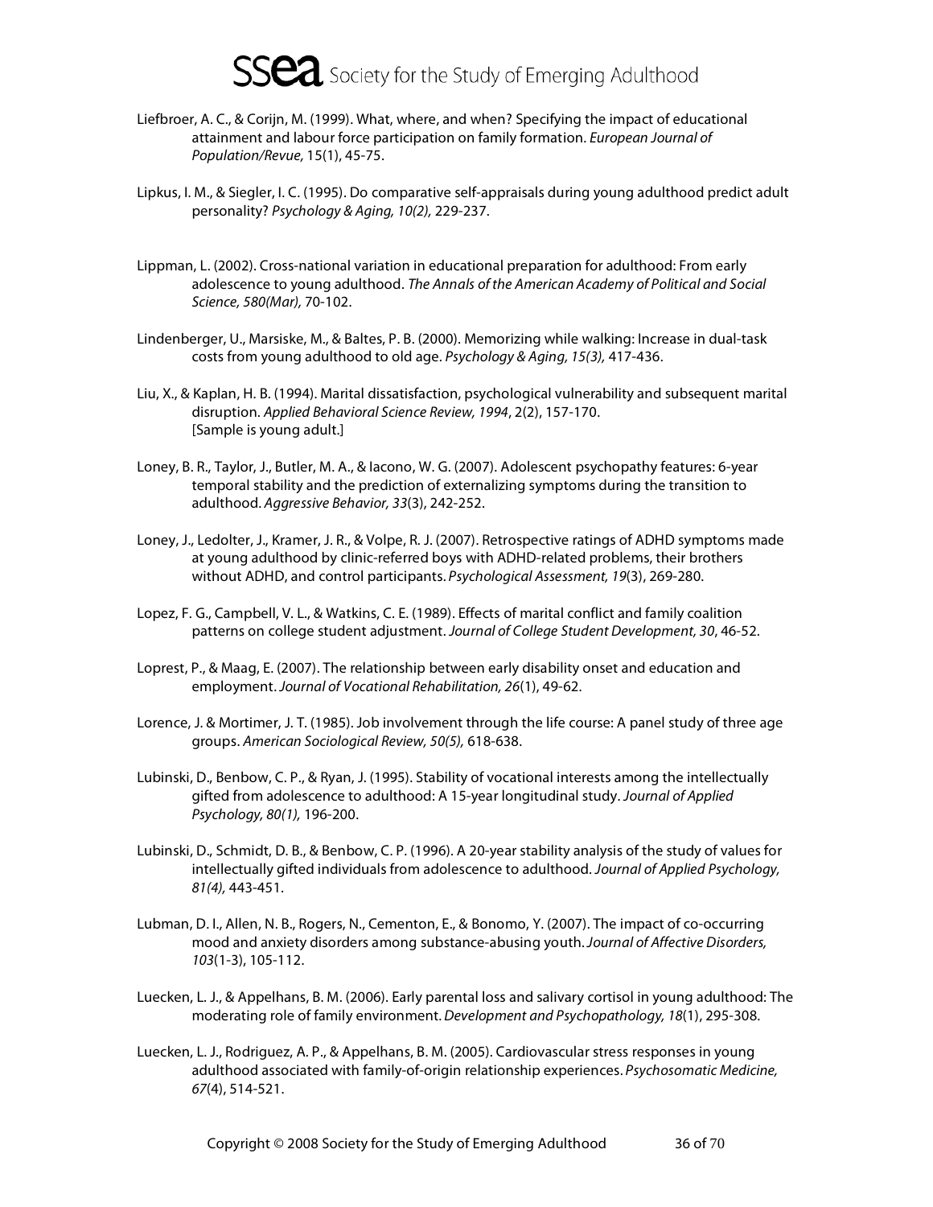Liefbroer, A. C., & Corijn, M. (1999). What, where, and when? Specifying the impact of educational attainment and labour force participation on family formation. *European Journal of Population/Revue,* 15(1), 45-75.

Lipkus, I. M., & Siegler, I. C. (1995). Do comparative self-appraisals during young adulthood predict adult personality? *Psychology & Aging, 10(2),* 229-237.

Lippman, L. (2002). Cross-national variation in educational preparation for adulthood: From early adolescence to young adulthood. *The Annals of the American Academy of Political and Social Science, 580(Mar),* 70-102.

Lindenberger, U., Marsiske, M., & Baltes, P. B. (2000). Memorizing while walking: Increase in dual-task costs from young adulthood to old age. *Psychology & Aging, 15(3),* 417-436.

Liu, X., & Kaplan, H. B. (1994). Marital dissatisfaction, psychological vulnerability and subsequent marital disruption. *Applied Behavioral Science Review, 1994*, 2(2), 157-170.
[Sample is young adult.]

Loney, B. R., Taylor, J., Butler, M. A., & Iacono, W. G. (2007). Adolescent psychopathy features: 6-year temporal stability and the prediction of externalizing symptoms during the transition to adulthood. *Aggressive Behavior, 33*(3), 242-252.

Loney, J., Ledolter, J., Kramer, J. R., & Volpe, R. J. (2007). Retrospective ratings of ADHD symptoms made at young adulthood by clinic-referred boys with ADHD-related problems, their brothers without ADHD, and control participants. *Psychological Assessment, 19*(3), 269-280.

Lopez, F. G., Campbell, V. L., & Watkins, C. E. (1989). Effects of marital conflict and family coalition patterns on college student adjustment. *Journal of College Student Development, 30*, 46-52.

Loprest, P., & Maag, E. (2007). The relationship between early disability onset and education and employment. *Journal of Vocational Rehabilitation, 26*(1), 49-62.

Lorence, J. & Mortimer, J. T. (1985). Job involvement through the life course: A panel study of three age groups. *American Sociological Review, 50(5),* 618-638.

Lubinski, D., Benbow, C. P., & Ryan, J. (1995). Stability of vocational interests among the intellectually gifted from adolescence to adulthood: A 15-year longitudinal study. *Journal of Applied Psychology, 80(1),* 196-200.

Lubinski, D., Schmidt, D. B., & Benbow, C. P. (1996). A 20-year stability analysis of the study of values for intellectually gifted individuals from adolescence to adulthood. *Journal of Applied Psychology, 81(4),* 443-451.

Lubman, D. I., Allen, N. B., Rogers, N., Cementon, E., & Bonomo, Y. (2007). The impact of co-occurring mood and anxiety disorders among substance-abusing youth. *Journal of Affective Disorders, 103*(1-3), 105-112.

Luecken, L. J., & Appelhans, B. M. (2006). Early parental loss and salivary cortisol in young adulthood: The moderating role of family environment. *Development and Psychopathology, 18*(1), 295-308.

Luecken, L. J., Rodriguez, A. P., & Appelhans, B. M. (2005). Cardiovascular stress responses in young adulthood associated with family-of-origin relationship experiences. *Psychosomatic Medicine, 67*(4), 514-521.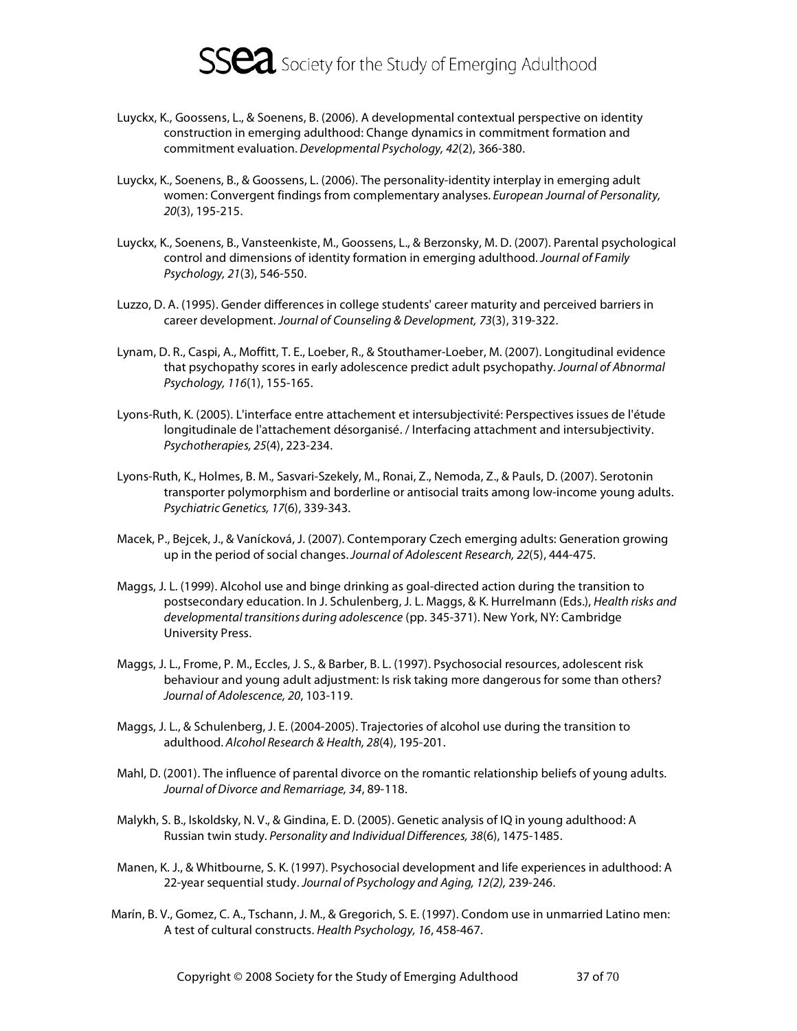Luyckx, K., Goossens, L., & Soenens, B. (2006). A developmental contextual perspective on identity construction in emerging adulthood: Change dynamics in commitment formation and commitment evaluation. *Developmental Psychology, 42*(2), 366-380.

Luyckx, K., Soenens, B., & Goossens, L. (2006). The personality-identity interplay in emerging adult women: Convergent findings from complementary analyses. *European Journal of Personality, 20*(3), 195-215.

Luyckx, K., Soenens, B., Vansteenkiste, M., Goossens, L., & Berzonsky, M. D. (2007). Parental psychological control and dimensions of identity formation in emerging adulthood. *Journal of Family Psychology, 21*(3), 546-550.

Luzzo, D. A. (1995). Gender differences in college students' career maturity and perceived barriers in career development. *Journal of Counseling & Development, 73*(3), 319-322.

Lynam, D. R., Caspi, A., Moffitt, T. E., Loeber, R., & Stouthamer-Loeber, M. (2007). Longitudinal evidence that psychopathy scores in early adolescence predict adult psychopathy. *Journal of Abnormal Psychology, 116*(1), 155-165.

Lyons-Ruth, K. (2005). L'interface entre attachement et intersubjectivité: Perspectives issues de l'étude longitudinale de l'attachement désorganisé. / Interfacing attachment and intersubjectivity. *Psychotherapies, 25*(4), 223-234.

Lyons-Ruth, K., Holmes, B. M., Sasvari-Szekely, M., Ronai, Z., Nemoda, Z., & Pauls, D. (2007). Serotonin transporter polymorphism and borderline or antisocial traits among low-income young adults. *Psychiatric Genetics, 17*(6), 339-343.

Macek, P., Bejcek, J., & Vanícková, J. (2007). Contemporary Czech emerging adults: Generation growing up in the period of social changes. *Journal of Adolescent Research, 22*(5), 444-475.

Maggs, J. L. (1999). Alcohol use and binge drinking as goal-directed action during the transition to postsecondary education. In J. Schulenberg, J. L. Maggs, & K. Hurrelmann (Eds.), *Health risks and developmental transitions during adolescence* (pp. 345-371). New York, NY: Cambridge University Press.

Maggs, J. L., Frome, P. M., Eccles, J. S., & Barber, B. L. (1997). Psychosocial resources, adolescent risk behaviour and young adult adjustment: Is risk taking more dangerous for some than others? *Journal of Adolescence, 20*, 103-119.

Maggs, J. L., & Schulenberg, J. E. (2004-2005). Trajectories of alcohol use during the transition to adulthood. *Alcohol Research & Health, 28*(4), 195-201.

Mahl, D. (2001). The influence of parental divorce on the romantic relationship beliefs of young adults. *Journal of Divorce and Remarriage, 34*, 89-118.

Malykh, S. B., Iskoldsky, N. V., & Gindina, E. D. (2005). Genetic analysis of IQ in young adulthood: A Russian twin study. *Personality and Individual Differences, 38*(6), 1475-1485.

Manen, K. J., & Whitbourne, S. K. (1997). Psychosocial development and life experiences in adulthood: A 22-year sequential study. *Journal of Psychology and Aging, 12(2),* 239-246.

Marín, B. V., Gomez, C. A., Tschann, J. M., & Gregorich, S. E. (1997). Condom use in unmarried Latino men: A test of cultural constructs. *Health Psychology, 16*, 458-467.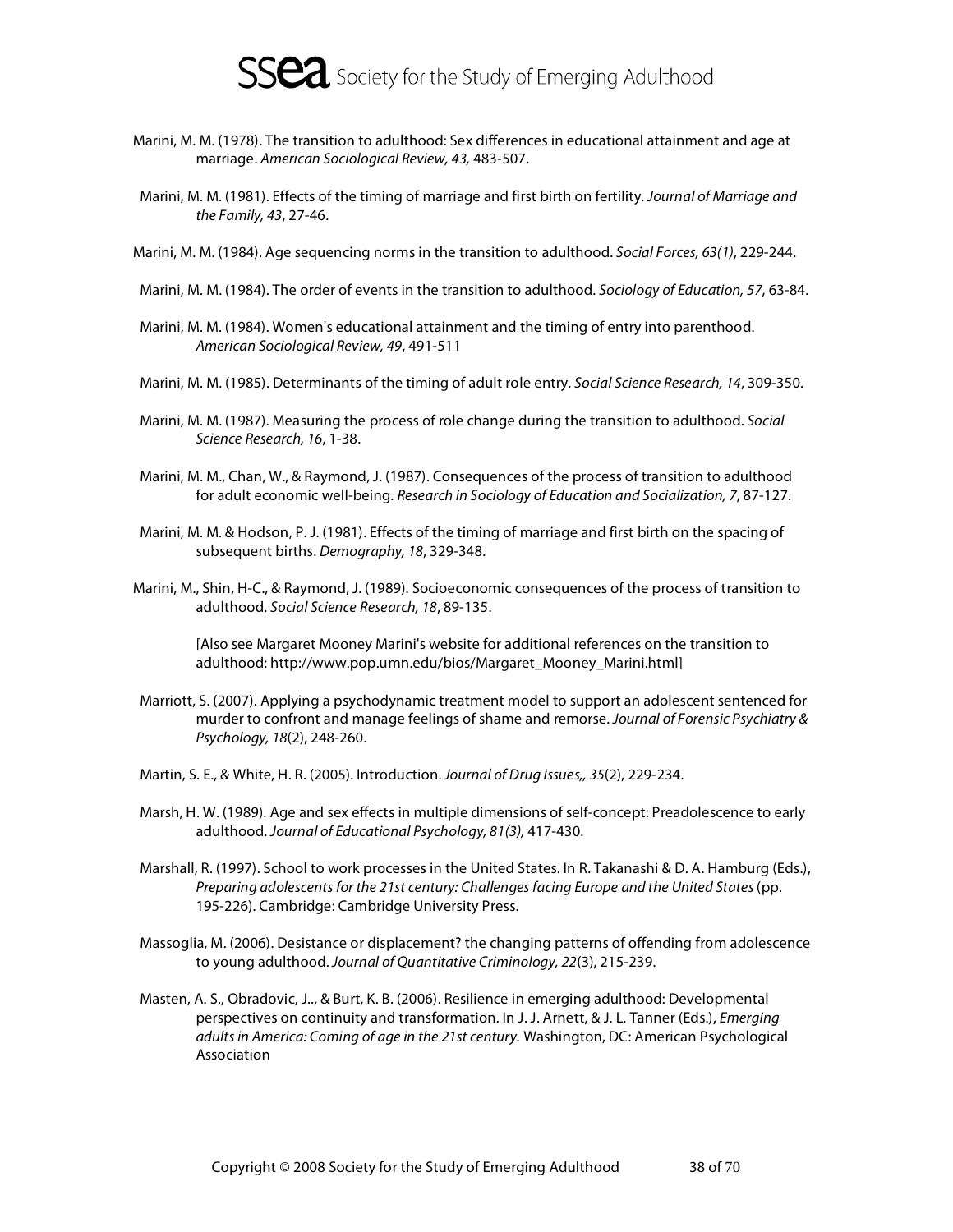Marini, M. M. (1978). The transition to adulthood: Sex differences in educational attainment and age at marriage. *American Sociological Review, 43,* 483-507.

Marini, M. M. (1981). Effects of the timing of marriage and first birth on fertility. *Journal of Marriage and the Family, 43*, 27-46.

Marini, M. M. (1984). Age sequencing norms in the transition to adulthood. *Social Forces, 63(1)*, 229-244.

Marini, M. M. (1984). The order of events in the transition to adulthood. *Sociology of Education, 57*, 63-84.

Marini, M. M. (1984). Women's educational attainment and the timing of entry into parenthood. *American Sociological Review, 49*, 491-511

Marini, M. M. (1985). Determinants of the timing of adult role entry. *Social Science Research, 14*, 309-350.

Marini, M. M. (1987). Measuring the process of role change during the transition to adulthood. *Social Science Research, 16*, 1-38.

Marini, M. M., Chan, W., & Raymond, J. (1987). Consequences of the process of transition to adulthood for adult economic well-being. *Research in Sociology of Education and Socialization, 7*, 87-127.

Marini, M. M. & Hodson, P. J. (1981). Effects of the timing of marriage and first birth on the spacing of subsequent births. *Demography, 18*, 329-348.

Marini, M., Shin, H-C., & Raymond, J. (1989). Socioeconomic consequences of the process of transition to adulthood. *Social Science Research, 18*, 89-135.

[Also see Margaret Mooney Marini's website for additional references on the transition to adulthood: http://www.pop.umn.edu/bios/Margaret_Mooney_Marini.html]

Marriott, S. (2007). Applying a psychodynamic treatment model to support an adolescent sentenced for murder to confront and manage feelings of shame and remorse. *Journal of Forensic Psychiatry & Psychology, 18*(2), 248-260.

Martin, S. E., & White, H. R. (2005). Introduction. *Journal of Drug Issues,, 35*(2), 229-234.

Marsh, H. W. (1989). Age and sex effects in multiple dimensions of self-concept: Preadolescence to early adulthood. *Journal of Educational Psychology, 81(3),* 417-430.

Marshall, R. (1997). School to work processes in the United States. In R. Takanashi & D. A. Hamburg (Eds.), *Preparing adolescents for the 21st century: Challenges facing Europe and the United States* (pp. 195-226). Cambridge: Cambridge University Press.

Massoglia, M. (2006). Desistance or displacement? the changing patterns of offending from adolescence to young adulthood. *Journal of Quantitative Criminology, 22*(3), 215-239.

Masten, A. S., Obradovic, J.., & Burt, K. B. (2006). Resilience in emerging adulthood: Developmental perspectives on continuity and transformation. In J. J. Arnett, & J. L. Tanner (Eds.), *Emerging adults in America: Coming of age in the 21st century.* Washington, DC: American Psychological Association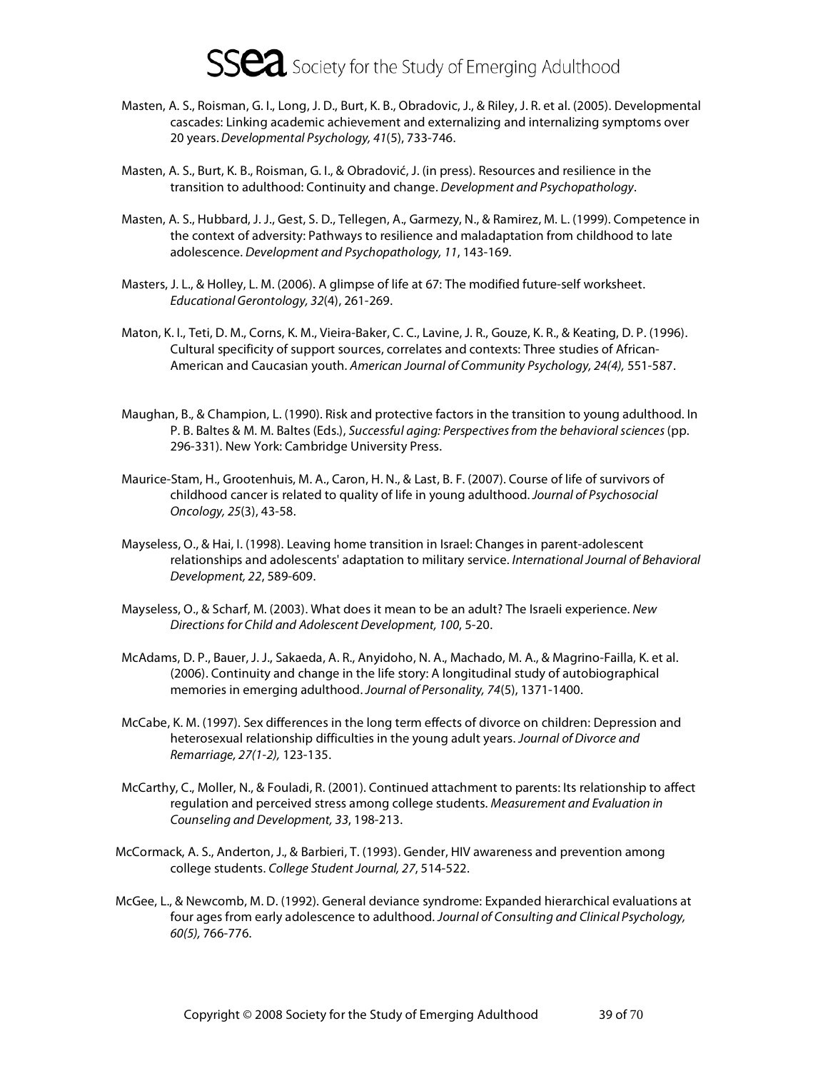Masten, A. S., Roisman, G. I., Long, J. D., Burt, K. B., Obradovic, J., & Riley, J. R. et al. (2005). Developmental cascades: Linking academic achievement and externalizing and internalizing symptoms over 20 years. *Developmental Psychology, 41*(5), 733-746.

Masten, A. S., Burt, K. B., Roisman, G. I., & Obradović, J. (in press). Resources and resilience in the transition to adulthood: Continuity and change. *Development and Psychopathology*.

Masten, A. S., Hubbard, J. J., Gest, S. D., Tellegen, A., Garmezy, N., & Ramirez, M. L. (1999). Competence in the context of adversity: Pathways to resilience and maladaptation from childhood to late adolescence. *Development and Psychopathology, 11*, 143-169.

Masters, J. L., & Holley, L. M. (2006). A glimpse of life at 67: The modified future-self worksheet. *Educational Gerontology, 32*(4), 261-269.

Maton, K. I., Teti, D. M., Corns, K. M., Vieira-Baker, C. C., Lavine, J. R., Gouze, K. R., & Keating, D. P. (1996). Cultural specificity of support sources, correlates and contexts: Three studies of African-American and Caucasian youth. *American Journal of Community Psychology, 24(4),* 551-587.

Maughan, B., & Champion, L. (1990). Risk and protective factors in the transition to young adulthood. In P. B. Baltes & M. M. Baltes (Eds.), *Successful aging: Perspectives from the behavioral sciences* (pp. 296-331). New York: Cambridge University Press.

Maurice-Stam, H., Grootenhuis, M. A., Caron, H. N., & Last, B. F. (2007). Course of life of survivors of childhood cancer is related to quality of life in young adulthood. *Journal of Psychosocial Oncology, 25*(3), 43-58.

Mayseless, O., & Hai, I. (1998). Leaving home transition in Israel: Changes in parent-adolescent relationships and adolescents' adaptation to military service. *International Journal of Behavioral Development, 22*, 589-609.

Mayseless, O., & Scharf, M. (2003). What does it mean to be an adult? The Israeli experience. *New Directions for Child and Adolescent Development, 100*, 5-20.

McAdams, D. P., Bauer, J. J., Sakaeda, A. R., Anyidoho, N. A., Machado, M. A., & Magrino-Failla, K. et al. (2006). Continuity and change in the life story: A longitudinal study of autobiographical memories in emerging adulthood. *Journal of Personality, 74*(5), 1371-1400.

McCabe, K. M. (1997). Sex differences in the long term effects of divorce on children: Depression and heterosexual relationship difficulties in the young adult years. *Journal of Divorce and Remarriage, 27(1-2),* 123-135.

McCarthy, C., Moller, N., & Fouladi, R. (2001). Continued attachment to parents: Its relationship to affect regulation and perceived stress among college students. *Measurement and Evaluation in Counseling and Development, 33*, 198-213.

McCormack, A. S., Anderton, J., & Barbieri, T. (1993). Gender, HIV awareness and prevention among college students. *College Student Journal, 27*, 514-522.

McGee, L., & Newcomb, M. D. (1992). General deviance syndrome: Expanded hierarchical evaluations at four ages from early adolescence to adulthood. *Journal of Consulting and Clinical Psychology, 60(5),* 766-776.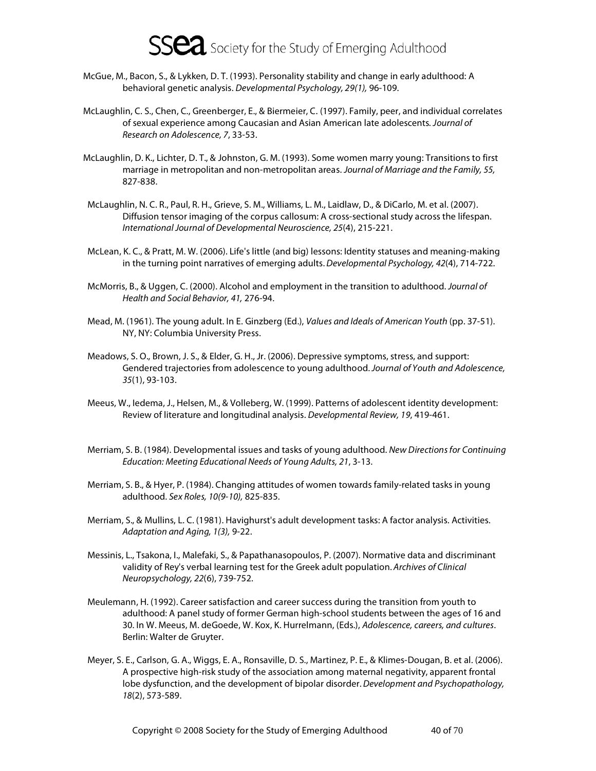McGue, M., Bacon, S., & Lykken, D. T. (1993). Personality stability and change in early adulthood: A behavioral genetic analysis. *Developmental Psychology, 29(1),* 96-109.

McLaughlin, C. S., Chen, C., Greenberger, E., & Biermeier, C. (1997). Family, peer, and individual correlates of sexual experience among Caucasian and Asian American late adolescents. *Journal of Research on Adolescence, 7*, 33-53.

McLaughlin, D. K., Lichter, D. T., & Johnston, G. M. (1993). Some women marry young: Transitions to first marriage in metropolitan and non-metropolitan areas. *Journal of Marriage and the Family, 55,* 827-838.

McLaughlin, N. C. R., Paul, R. H., Grieve, S. M., Williams, L. M., Laidlaw, D., & DiCarlo, M. et al. (2007). Diffusion tensor imaging of the corpus callosum: A cross-sectional study across the lifespan. *International Journal of Developmental Neuroscience, 25*(4), 215-221.

McLean, K. C., & Pratt, M. W. (2006). Life's little (and big) lessons: Identity statuses and meaning-making in the turning point narratives of emerging adults. *Developmental Psychology, 42*(4), 714-722.

McMorris, B., & Uggen, C. (2000). Alcohol and employment in the transition to adulthood. *Journal of Health and Social Behavior, 41,* 276-94.

Mead, M. (1961). The young adult. In E. Ginzberg (Ed.), *Values and Ideals of American Youth* (pp. 37-51). NY, NY: Columbia University Press.

Meadows, S. O., Brown, J. S., & Elder, G. H., Jr. (2006). Depressive symptoms, stress, and support: Gendered trajectories from adolescence to young adulthood. *Journal of Youth and Adolescence, 35*(1), 93-103.

Meeus, W., Iedema, J., Helsen, M., & Volleberg, W. (1999). Patterns of adolescent identity development: Review of literature and longitudinal analysis. *Developmental Review, 19*, 419-461.

Merriam, S. B. (1984). Developmental issues and tasks of young adulthood. *New Directions for Continuing Education: Meeting Educational Needs of Young Adults, 21*, 3-13.

Merriam, S. B., & Hyer, P. (1984). Changing attitudes of women towards family-related tasks in young adulthood. *Sex Roles, 10(9-10),* 825-835.

Merriam, S., & Mullins, L. C. (1981). Havighurst's adult development tasks: A factor analysis. Activities. *Adaptation and Aging, 1(3),* 9-22.

Messinis, L., Tsakona, I., Malefaki, S., & Papathanasopoulos, P. (2007). Normative data and discriminant validity of Rey's verbal learning test for the Greek adult population. *Archives of Clinical Neuropsychology, 22*(6), 739-752.

Meulemann, H. (1992). Career satisfaction and career success during the transition from youth to adulthood: A panel study of former German high-school students between the ages of 16 and 30. In W. Meeus, M. deGoede, W. Kox, K. Hurrelmann, (Eds.), *Adolescence, careers, and cultures*. Berlin: Walter de Gruyter.

Meyer, S. E., Carlson, G. A., Wiggs, E. A., Ronsaville, D. S., Martinez, P. E., & Klimes-Dougan, B. et al. (2006). A prospective high-risk study of the association among maternal negativity, apparent frontal lobe dysfunction, and the development of bipolar disorder. *Development and Psychopathology, 18*(2), 573-589.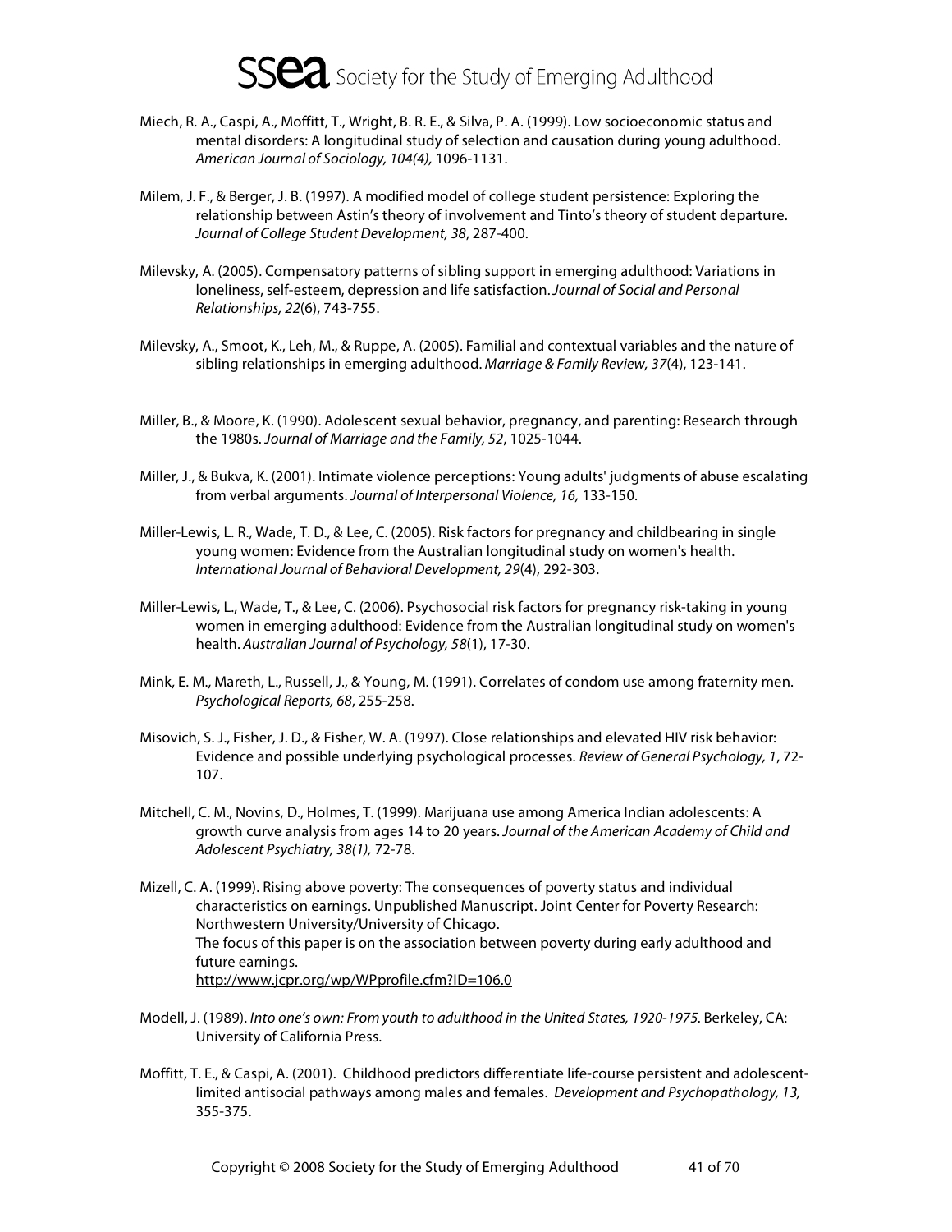Miech, R. A., Caspi, A., Moffitt, T., Wright, B. R. E., & Silva, P. A. (1999). Low socioeconomic status and mental disorders: A longitudinal study of selection and causation during young adulthood. *American Journal of Sociology, 104(4),* 1096-1131.

Milem, J. F., & Berger, J. B. (1997). A modified model of college student persistence: Exploring the relationship between Astin's theory of involvement and Tinto's theory of student departure. *Journal of College Student Development, 38*, 287-400.

Milevsky, A. (2005). Compensatory patterns of sibling support in emerging adulthood: Variations in loneliness, self-esteem, depression and life satisfaction. *Journal of Social and Personal Relationships, 22*(6), 743-755.

Milevsky, A., Smoot, K., Leh, M., & Ruppe, A. (2005). Familial and contextual variables and the nature of sibling relationships in emerging adulthood. *Marriage & Family Review, 37*(4), 123-141.

Miller, B., & Moore, K. (1990). Adolescent sexual behavior, pregnancy, and parenting: Research through the 1980s. *Journal of Marriage and the Family, 52*, 1025-1044.

Miller, J., & Bukva, K. (2001). Intimate violence perceptions: Young adults' judgments of abuse escalating from verbal arguments. *Journal of Interpersonal Violence, 16,* 133-150.

Miller-Lewis, L. R., Wade, T. D., & Lee, C. (2005). Risk factors for pregnancy and childbearing in single young women: Evidence from the Australian longitudinal study on women's health. *International Journal of Behavioral Development, 29*(4), 292-303.

Miller-Lewis, L., Wade, T., & Lee, C. (2006). Psychosocial risk factors for pregnancy risk-taking in young women in emerging adulthood: Evidence from the Australian longitudinal study on women's health. *Australian Journal of Psychology, 58*(1), 17-30.

Mink, E. M., Mareth, L., Russell, J., & Young, M. (1991). Correlates of condom use among fraternity men. *Psychological Reports, 68*, 255-258.

Misovich, S. J., Fisher, J. D., & Fisher, W. A. (1997). Close relationships and elevated HIV risk behavior: Evidence and possible underlying psychological processes. *Review of General Psychology, 1*, 72-107.

Mitchell, C. M., Novins, D., Holmes, T. (1999). Marijuana use among America Indian adolescents: A growth curve analysis from ages 14 to 20 years. *Journal of the American Academy of Child and Adolescent Psychiatry, 38(1),* 72-78.

Mizell, C. A. (1999). Rising above poverty: The consequences of poverty status and individual characteristics on earnings. Unpublished Manuscript. Joint Center for Poverty Research: Northwestern University/University of Chicago.
The focus of this paper is on the association between poverty during early adulthood and future earnings.
http://www.jcpr.org/wp/WPprofile.cfm?ID=106.0

Modell, J. (1989). *Into one's own: From youth to adulthood in the United States, 1920-1975.* Berkeley, CA: University of California Press.

Moffitt, T. E., & Caspi, A. (2001). Childhood predictors differentiate life-course persistent and adolescent-limited antisocial pathways among males and females. *Development and Psychopathology, 13,* 355-375.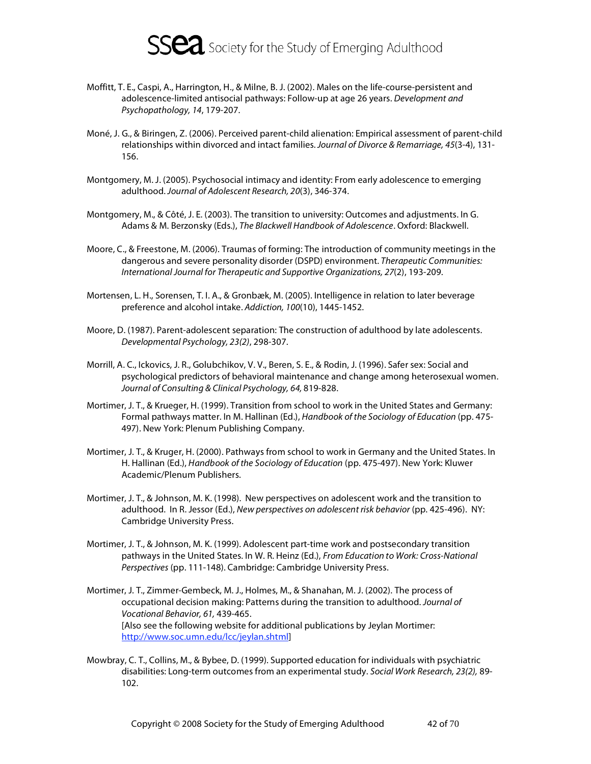Moffitt, T. E., Caspi, A., Harrington, H., & Milne, B. J. (2002). Males on the life-course-persistent and adolescence-limited antisocial pathways: Follow-up at age 26 years. *Development and Psychopathology, 14*, 179-207.

Moné, J. G., & Biringen, Z. (2006). Perceived parent-child alienation: Empirical assessment of parent-child relationships within divorced and intact families. *Journal of Divorce & Remarriage, 45*(3-4), 131-156.

Montgomery, M. J. (2005). Psychosocial intimacy and identity: From early adolescence to emerging adulthood. *Journal of Adolescent Research, 20*(3), 346-374.

Montgomery, M., & Côté, J. E. (2003). The transition to university: Outcomes and adjustments. In G. Adams & M. Berzonsky (Eds.), *The Blackwell Handbook of Adolescence*. Oxford: Blackwell.

Moore, C., & Freestone, M. (2006). Traumas of forming: The introduction of community meetings in the dangerous and severe personality disorder (DSPD) environment. *Therapeutic Communities: International Journal for Therapeutic and Supportive Organizations, 27*(2), 193-209.

Mortensen, L. H., Sorensen, T. I. A., & Gronbæk, M. (2005). Intelligence in relation to later beverage preference and alcohol intake. *Addiction, 100*(10), 1445-1452.

Moore, D. (1987). Parent-adolescent separation: The construction of adulthood by late adolescents. *Developmental Psychology, 23(2)*, 298-307.

Morrill, A. C., Ickovics, J. R., Golubchikov, V. V., Beren, S. E., & Rodin, J. (1996). Safer sex: Social and psychological predictors of behavioral maintenance and change among heterosexual women. *Journal of Consulting & Clinical Psychology, 64,* 819-828.

Mortimer, J. T., & Krueger, H. (1999). Transition from school to work in the United States and Germany: Formal pathways matter. In M. Hallinan (Ed.), *Handbook of the Sociology of Education* (pp. 475-497). New York: Plenum Publishing Company.

Mortimer, J. T., & Kruger, H. (2000). Pathways from school to work in Germany and the United States. In H. Hallinan (Ed.), *Handbook of the Sociology of Education* (pp. 475-497). New York: Kluwer Academic/Plenum Publishers.

Mortimer, J. T., & Johnson, M. K. (1998). New perspectives on adolescent work and the transition to adulthood. In R. Jessor (Ed.), *New perspectives on adolescent risk behavior* (pp. 425-496). NY: Cambridge University Press.

Mortimer, J. T., & Johnson, M. K. (1999). Adolescent part-time work and postsecondary transition pathways in the United States. In W. R. Heinz (Ed.), *From Education to Work: Cross-National Perspectives* (pp. 111-148). Cambridge: Cambridge University Press.

Mortimer, J. T., Zimmer-Gembeck, M. J., Holmes, M., & Shanahan, M. J. (2002). The process of occupational decision making: Patterns during the transition to adulthood. *Journal of Vocational Behavior, 61,* 439-465.
[Also see the following website for additional publications by Jeylan Mortimer: http://www.soc.umn.edu/lcc/jeylan.shtml]

Mowbray, C. T., Collins, M., & Bybee, D. (1999). Supported education for individuals with psychiatric disabilities: Long-term outcomes from an experimental study. *Social Work Research, 23(2),* 89-102.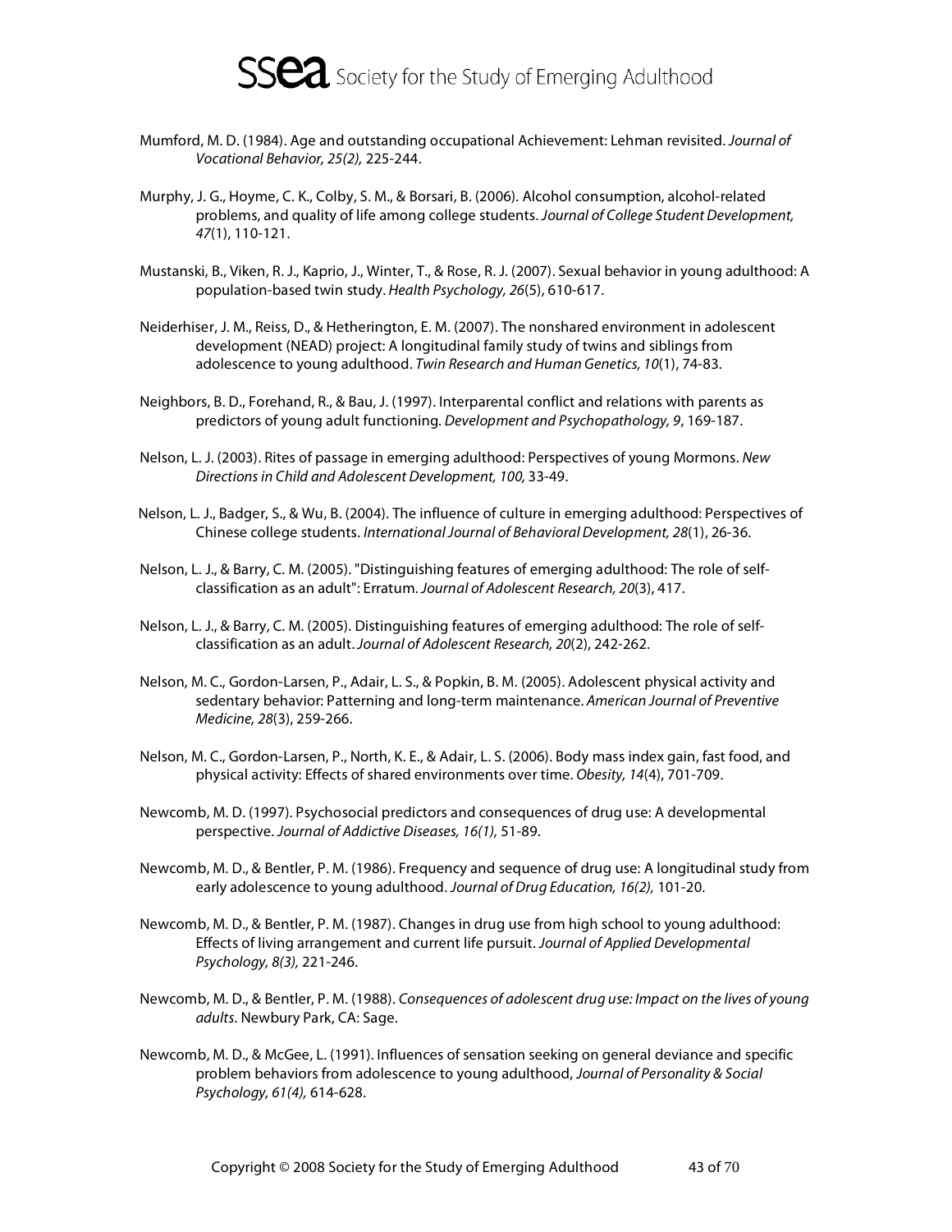Mumford, M. D. (1984). Age and outstanding occupational Achievement: Lehman revisited. *Journal of Vocational Behavior, 25(2),* 225-244.

Murphy, J. G., Hoyme, C. K., Colby, S. M., & Borsari, B. (2006). Alcohol consumption, alcohol-related problems, and quality of life among college students. *Journal of College Student Development, 47*(1), 110-121.

Mustanski, B., Viken, R. J., Kaprio, J., Winter, T., & Rose, R. J. (2007). Sexual behavior in young adulthood: A population-based twin study. *Health Psychology, 26*(5), 610-617.

Neiderhiser, J. M., Reiss, D., & Hetherington, E. M. (2007). The nonshared environment in adolescent development (NEAD) project: A longitudinal family study of twins and siblings from adolescence to young adulthood. *Twin Research and Human Genetics, 10*(1), 74-83.

Neighbors, B. D., Forehand, R., & Bau, J. (1997). Interparental conflict and relations with parents as predictors of young adult functioning. *Development and Psychopathology, 9*, 169-187.

Nelson, L. J. (2003). Rites of passage in emerging adulthood: Perspectives of young Mormons. *New Directions in Child and Adolescent Development, 100,* 33-49.

Nelson, L. J., Badger, S., & Wu, B. (2004). The influence of culture in emerging adulthood: Perspectives of Chinese college students. *International Journal of Behavioral Development, 28*(1), 26-36.

Nelson, L. J., & Barry, C. M. (2005). "Distinguishing features of emerging adulthood: The role of self-classification as an adult": Erratum. *Journal of Adolescent Research, 20*(3), 417.

Nelson, L. J., & Barry, C. M. (2005). Distinguishing features of emerging adulthood: The role of self-classification as an adult. *Journal of Adolescent Research, 20*(2), 242-262.

Nelson, M. C., Gordon-Larsen, P., Adair, L. S., & Popkin, B. M. (2005). Adolescent physical activity and sedentary behavior: Patterning and long-term maintenance. *American Journal of Preventive Medicine, 28*(3), 259-266.

Nelson, M. C., Gordon-Larsen, P., North, K. E., & Adair, L. S. (2006). Body mass index gain, fast food, and physical activity: Effects of shared environments over time. *Obesity, 14*(4), 701-709.

Newcomb, M. D. (1997). Psychosocial predictors and consequences of drug use: A developmental perspective. *Journal of Addictive Diseases, 16(1),* 51-89.

Newcomb, M. D., & Bentler, P. M. (1986). Frequency and sequence of drug use: A longitudinal study from early adolescence to young adulthood. *Journal of Drug Education, 16(2),* 101-20.

Newcomb, M. D., & Bentler, P. M. (1987). Changes in drug use from high school to young adulthood: Effects of living arrangement and current life pursuit. *Journal of Applied Developmental Psychology, 8(3),* 221-246.

Newcomb, M. D., & Bentler, P. M. (1988). *Consequences of adolescent drug use: Impact on the lives of young adults.* Newbury Park, CA: Sage.

Newcomb, M. D., & McGee, L. (1991). Influences of sensation seeking on general deviance and specific problem behaviors from adolescence to young adulthood, *Journal of Personality & Social Psychology, 61(4),* 614-628.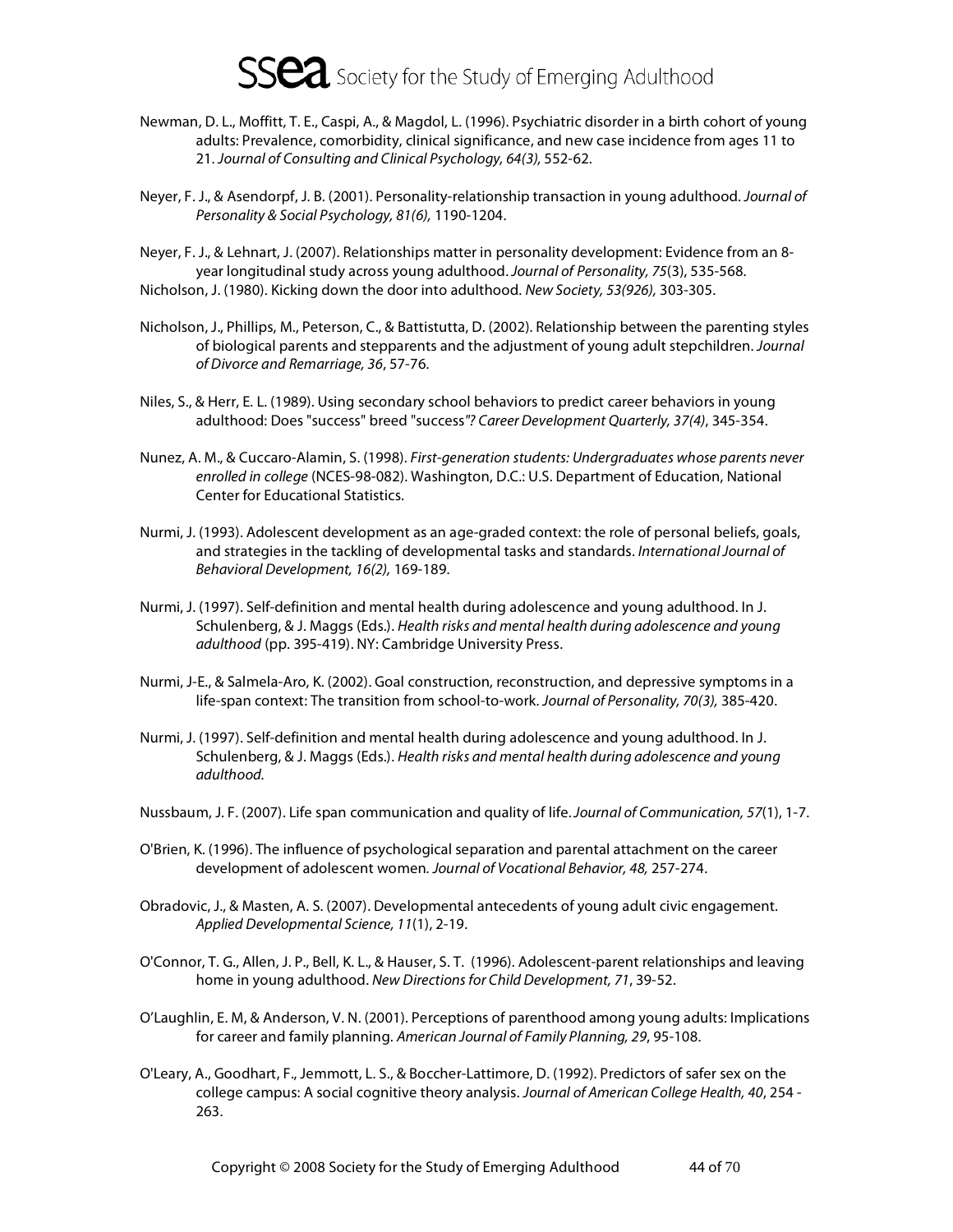Newman, D. L., Moffitt, T. E., Caspi, A., & Magdol, L. (1996). Psychiatric disorder in a birth cohort of young adults: Prevalence, comorbidity, clinical significance, and new case incidence from ages 11 to 21. *Journal of Consulting and Clinical Psychology, 64(3),* 552-62.

Neyer, F. J., & Asendorpf, J. B. (2001). Personality-relationship transaction in young adulthood. *Journal of Personality & Social Psychology, 81(6),* 1190-1204.

Neyer, F. J., & Lehnart, J. (2007). Relationships matter in personality development: Evidence from an 8-year longitudinal study across young adulthood. *Journal of Personality, 75*(3), 535-568.

Nicholson, J. (1980). Kicking down the door into adulthood. *New Society, 53(926),* 303-305.

Nicholson, J., Phillips, M., Peterson, C., & Battistutta, D. (2002). Relationship between the parenting styles of biological parents and stepparents and the adjustment of young adult stepchildren. *Journal of Divorce and Remarriage, 36*, 57-76.

Niles, S., & Herr, E. L. (1989). Using secondary school behaviors to predict career behaviors in young adulthood: Does "success" breed "success"? *Career Development Quarterly, 37(4)*, 345-354.

Nunez, A. M., & Cuccaro-Alamin, S. (1998). *First-generation students: Undergraduates whose parents never enrolled in college* (NCES-98-082). Washington, D.C.: U.S. Department of Education, National Center for Educational Statistics.

Nurmi, J. (1993). Adolescent development as an age-graded context: the role of personal beliefs, goals, and strategies in the tackling of developmental tasks and standards. *International Journal of Behavioral Development, 16(2),* 169-189.

Nurmi, J. (1997). Self-definition and mental health during adolescence and young adulthood. In J. Schulenberg, & J. Maggs (Eds.). *Health risks and mental health during adolescence and young adulthood* (pp. 395-419). NY: Cambridge University Press.

Nurmi, J-E., & Salmela-Aro, K. (2002). Goal construction, reconstruction, and depressive symptoms in a life-span context: The transition from school-to-work. *Journal of Personality, 70(3),* 385-420.

Nurmi, J. (1997). Self-definition and mental health during adolescence and young adulthood. In J. Schulenberg, & J. Maggs (Eds.). *Health risks and mental health during adolescence and young adulthood.*

Nussbaum, J. F. (2007). Life span communication and quality of life. *Journal of Communication, 57*(1), 1-7.

O'Brien, K. (1996). The influence of psychological separation and parental attachment on the career development of adolescent women. *Journal of Vocational Behavior, 48,* 257-274.

Obradovic, J., & Masten, A. S. (2007). Developmental antecedents of young adult civic engagement. *Applied Developmental Science, 11*(1), 2-19.

O'Connor, T. G., Allen, J. P., Bell, K. L., & Hauser, S. T. (1996). Adolescent-parent relationships and leaving home in young adulthood. *New Directions for Child Development, 71*, 39-52.

O'Laughlin, E. M, & Anderson, V. N. (2001). Perceptions of parenthood among young adults: Implications for career and family planning. *American Journal of Family Planning, 29*, 95-108.

O'Leary, A., Goodhart, F., Jemmott, L. S., & Boccher-Lattimore, D. (1992). Predictors of safer sex on the college campus: A social cognitive theory analysis. *Journal of American College Health, 40*, 254 - 263.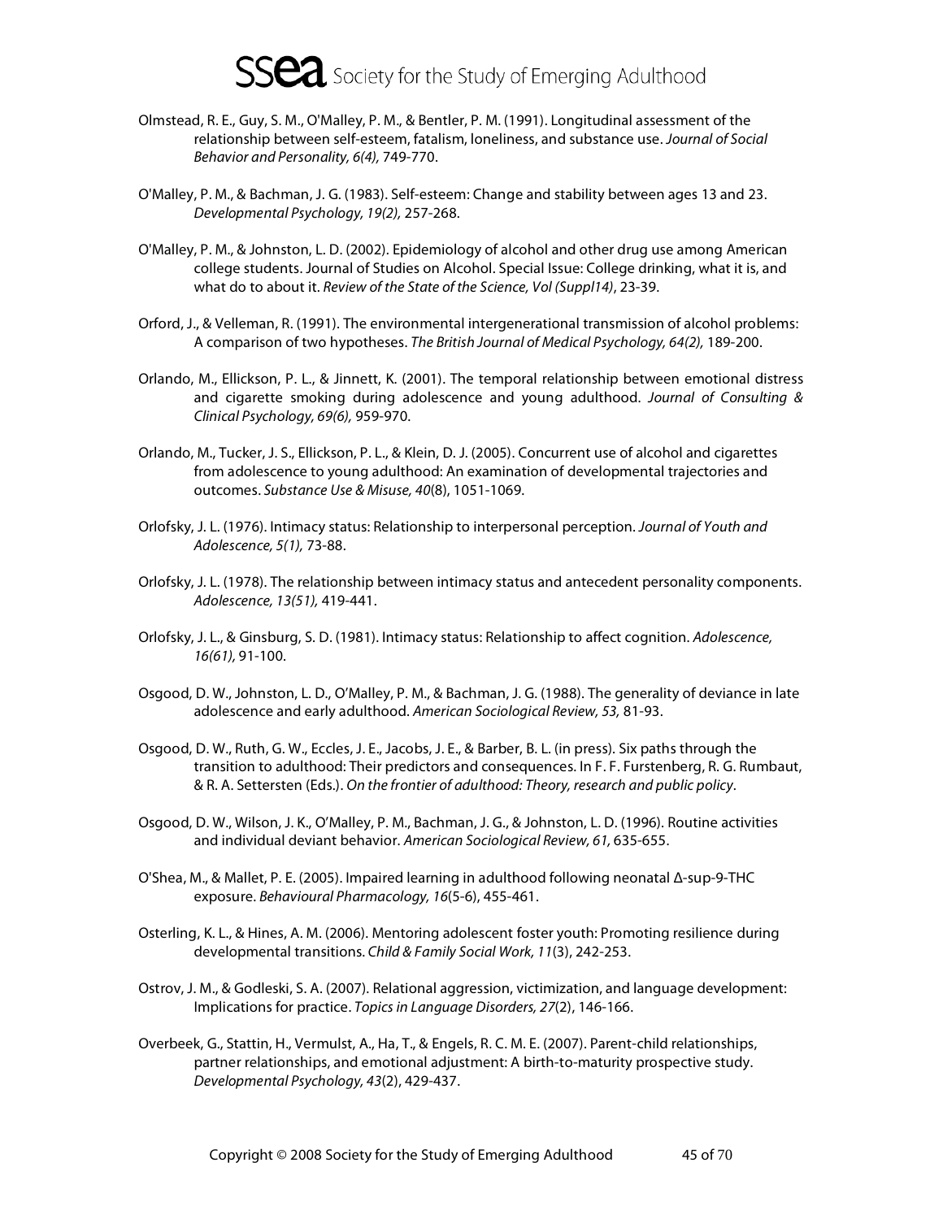Olmstead, R. E., Guy, S. M., O'Malley, P. M., & Bentler, P. M. (1991). Longitudinal assessment of the relationship between self-esteem, fatalism, loneliness, and substance use. *Journal of Social Behavior and Personality, 6(4),* 749-770.

O'Malley, P. M., & Bachman, J. G. (1983). Self-esteem: Change and stability between ages 13 and 23. *Developmental Psychology, 19(2),* 257-268.

O'Malley, P. M., & Johnston, L. D. (2002). Epidemiology of alcohol and other drug use among American college students. Journal of Studies on Alcohol. Special Issue: College drinking, what it is, and what do to about it. *Review of the State of the Science, Vol (Suppl14)*, 23-39.

Orford, J., & Velleman, R. (1991). The environmental intergenerational transmission of alcohol problems: A comparison of two hypotheses. *The British Journal of Medical Psychology, 64(2),* 189-200.

Orlando, M., Ellickson, P. L., & Jinnett, K. (2001). The temporal relationship between emotional distress and cigarette smoking during adolescence and young adulthood. *Journal of Consulting & Clinical Psychology, 69(6),* 959-970.

Orlando, M., Tucker, J. S., Ellickson, P. L., & Klein, D. J. (2005). Concurrent use of alcohol and cigarettes from adolescence to young adulthood: An examination of developmental trajectories and outcomes. *Substance Use & Misuse, 40*(8), 1051-1069.

Orlofsky, J. L. (1976). Intimacy status: Relationship to interpersonal perception. *Journal of Youth and Adolescence, 5(1),* 73-88.

Orlofsky, J. L. (1978). The relationship between intimacy status and antecedent personality components. *Adolescence, 13(51),* 419-441.

Orlofsky, J. L., & Ginsburg, S. D. (1981). Intimacy status: Relationship to affect cognition. *Adolescence, 16(61),* 91-100.

Osgood, D. W., Johnston, L. D., O'Malley, P. M., & Bachman, J. G. (1988). The generality of deviance in late adolescence and early adulthood. *American Sociological Review, 53,* 81-93.

Osgood, D. W., Ruth, G. W., Eccles, J. E., Jacobs, J. E., & Barber, B. L. (in press). Six paths through the transition to adulthood: Their predictors and consequences. In F. F. Furstenberg, R. G. Rumbaut, & R. A. Settersten (Eds.). *On the frontier of adulthood: Theory, research and public policy*.

Osgood, D. W., Wilson, J. K., O'Malley, P. M., Bachman, J. G., & Johnston, L. D. (1996). Routine activities and individual deviant behavior. *American Sociological Review, 61,* 635-655.

O'Shea, M., & Mallet, P. E. (2005). Impaired learning in adulthood following neonatal Δ-sup-9-THC exposure. *Behavioural Pharmacology, 16*(5-6), 455-461.

Osterling, K. L., & Hines, A. M. (2006). Mentoring adolescent foster youth: Promoting resilience during developmental transitions. *Child & Family Social Work, 11*(3), 242-253.

Ostrov, J. M., & Godleski, S. A. (2007). Relational aggression, victimization, and language development: Implications for practice. *Topics in Language Disorders, 27*(2), 146-166.

Overbeek, G., Stattin, H., Vermulst, A., Ha, T., & Engels, R. C. M. E. (2007). Parent-child relationships, partner relationships, and emotional adjustment: A birth-to-maturity prospective study. *Developmental Psychology, 43*(2), 429-437.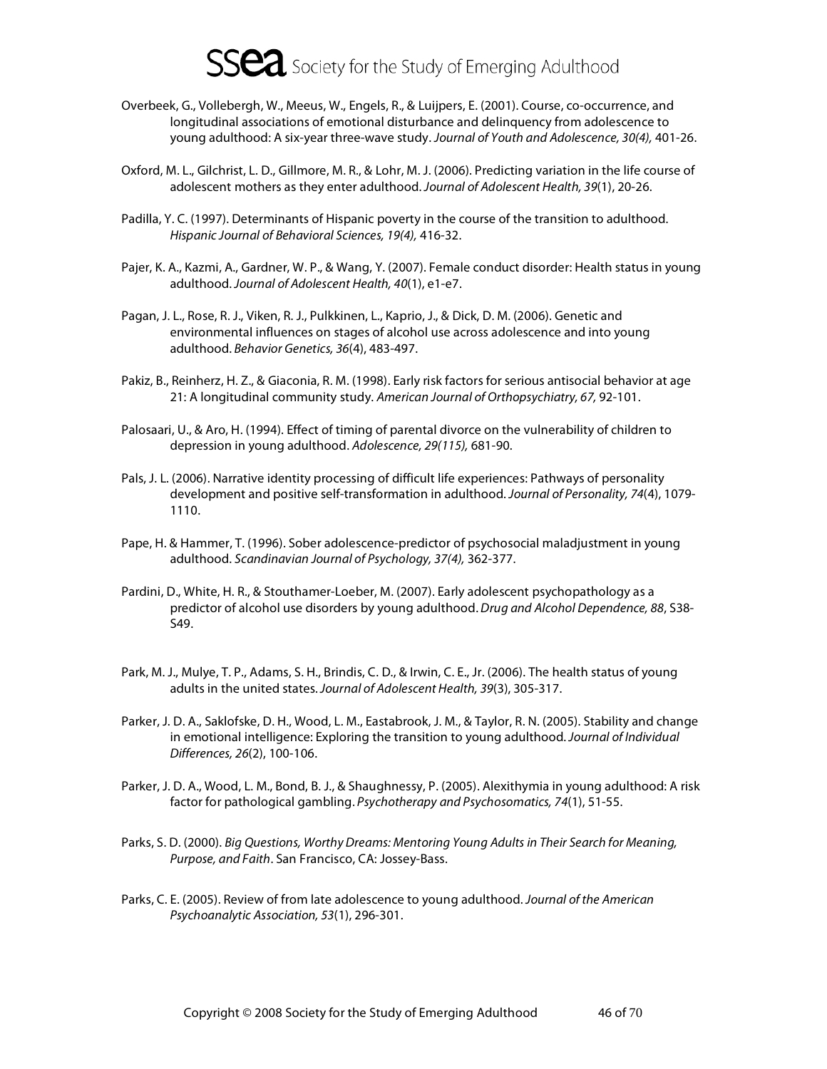Overbeek, G., Vollebergh, W., Meeus, W., Engels, R., & Luijpers, E. (2001). Course, co-occurrence, and longitudinal associations of emotional disturbance and delinquency from adolescence to young adulthood: A six-year three-wave study. *Journal of Youth and Adolescence, 30(4),* 401-26.

Oxford, M. L., Gilchrist, L. D., Gillmore, M. R., & Lohr, M. J. (2006). Predicting variation in the life course of adolescent mothers as they enter adulthood. *Journal of Adolescent Health, 39*(1), 20-26.

Padilla, Y. C. (1997). Determinants of Hispanic poverty in the course of the transition to adulthood. *Hispanic Journal of Behavioral Sciences, 19(4),* 416-32.

Pajer, K. A., Kazmi, A., Gardner, W. P., & Wang, Y. (2007). Female conduct disorder: Health status in young adulthood. *Journal of Adolescent Health, 40*(1), e1-e7.

Pagan, J. L., Rose, R. J., Viken, R. J., Pulkkinen, L., Kaprio, J., & Dick, D. M. (2006). Genetic and environmental influences on stages of alcohol use across adolescence and into young adulthood. *Behavior Genetics, 36*(4), 483-497.

Pakiz, B., Reinherz, H. Z., & Giaconia, R. M. (1998). Early risk factors for serious antisocial behavior at age 21: A longitudinal community study. *American Journal of Orthopsychiatry, 67,* 92-101.

Palosaari, U., & Aro, H. (1994). Effect of timing of parental divorce on the vulnerability of children to depression in young adulthood. *Adolescence, 29(115),* 681-90.

Pals, J. L. (2006). Narrative identity processing of difficult life experiences: Pathways of personality development and positive self-transformation in adulthood. *Journal of Personality, 74*(4), 1079-1110.

Pape, H. & Hammer, T. (1996). Sober adolescence-predictor of psychosocial maladjustment in young adulthood. *Scandinavian Journal of Psychology, 37(4),* 362-377.

Pardini, D., White, H. R., & Stouthamer-Loeber, M. (2007). Early adolescent psychopathology as a predictor of alcohol use disorders by young adulthood. *Drug and Alcohol Dependence, 88*, S38-S49.

Park, M. J., Mulye, T. P., Adams, S. H., Brindis, C. D., & Irwin, C. E., Jr. (2006). The health status of young adults in the united states. *Journal of Adolescent Health, 39*(3), 305-317.

Parker, J. D. A., Saklofske, D. H., Wood, L. M., Eastabrook, J. M., & Taylor, R. N. (2005). Stability and change in emotional intelligence: Exploring the transition to young adulthood. *Journal of Individual Differences, 26*(2), 100-106.

Parker, J. D. A., Wood, L. M., Bond, B. J., & Shaughnessy, P. (2005). Alexithymia in young adulthood: A risk factor for pathological gambling. *Psychotherapy and Psychosomatics, 74*(1), 51-55.

Parks, S. D. (2000). *Big Questions, Worthy Dreams: Mentoring Young Adults in Their Search for Meaning, Purpose, and Faith*. San Francisco, CA: Jossey-Bass.

Parks, C. E. (2005). Review of from late adolescence to young adulthood. *Journal of the American Psychoanalytic Association, 53*(1), 296-301.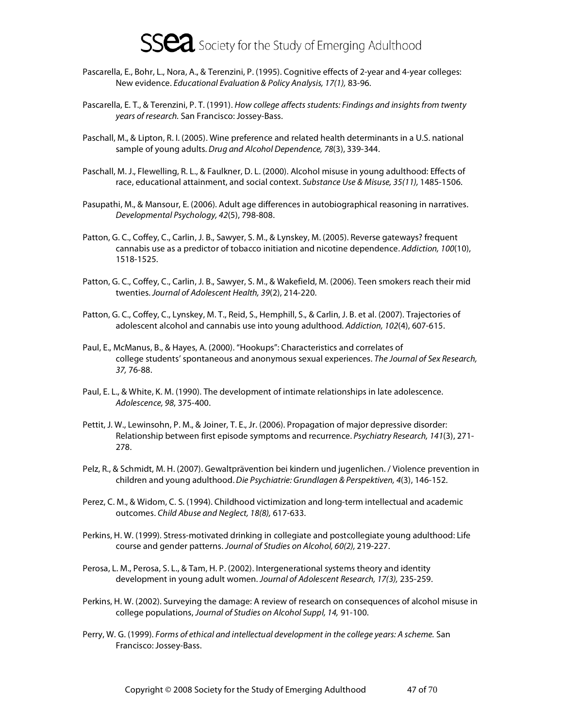Pascarella, E., Bohr, L., Nora, A., & Terenzini, P. (1995). Cognitive effects of 2-year and 4-year colleges: New evidence. *Educational Evaluation & Policy Analysis, 17(1),* 83-96.

Pascarella, E. T., & Terenzini, P. T. (1991). *How college affects students: Findings and insights from twenty years of research.* San Francisco: Jossey-Bass.

Paschall, M., & Lipton, R. I. (2005). Wine preference and related health determinants in a U.S. national sample of young adults. *Drug and Alcohol Dependence, 78*(3), 339-344.

Paschall, M. J., Flewelling, R. L., & Faulkner, D. L. (2000). Alcohol misuse in young adulthood: Effects of race, educational attainment, and social context. *Substance Use & Misuse, 35(11),* 1485-1506.

Pasupathi, M., & Mansour, E. (2006). Adult age differences in autobiographical reasoning in narratives. *Developmental Psychology, 42*(5), 798-808.

Patton, G. C., Coffey, C., Carlin, J. B., Sawyer, S. M., & Lynskey, M. (2005). Reverse gateways? frequent cannabis use as a predictor of tobacco initiation and nicotine dependence. *Addiction, 100*(10), 1518-1525.

Patton, G. C., Coffey, C., Carlin, J. B., Sawyer, S. M., & Wakefield, M. (2006). Teen smokers reach their mid twenties. *Journal of Adolescent Health, 39*(2), 214-220.

Patton, G. C., Coffey, C., Lynskey, M. T., Reid, S., Hemphill, S., & Carlin, J. B. et al. (2007). Trajectories of adolescent alcohol and cannabis use into young adulthood. *Addiction, 102*(4), 607-615.

Paul, E., McManus, B., & Hayes, A. (2000). "Hookups": Characteristics and correlates of college students' spontaneous and anonymous sexual experiences. *The Journal of Sex Research, 37,* 76-88.

Paul, E. L., & White, K. M. (1990). The development of intimate relationships in late adolescence. *Adolescence, 98*, 375-400.

Pettit, J. W., Lewinsohn, P. M., & Joiner, T. E., Jr. (2006). Propagation of major depressive disorder: Relationship between first episode symptoms and recurrence. *Psychiatry Research, 141*(3), 271-278.

Pelz, R., & Schmidt, M. H. (2007). Gewaltprävention bei kindern und jugenlichen. / Violence prevention in children and young adulthood. *Die Psychiatrie: Grundlagen & Perspektiven, 4*(3), 146-152.

Perez, C. M., & Widom, C. S. (1994). Childhood victimization and long-term intellectual and academic outcomes. *Child Abuse and Neglect, 18(8),* 617-633.

Perkins, H. W. (1999). Stress-motivated drinking in collegiate and postcollegiate young adulthood: Life course and gender patterns. *Journal of Studies on Alcohol, 60(2),* 219-227.

Perosa, L. M., Perosa, S. L., & Tam, H. P. (2002). Intergenerational systems theory and identity development in young adult women. *Journal of Adolescent Research, 17(3),* 235-259.

Perkins, H. W. (2002). Surveying the damage: A review of research on consequences of alcohol misuse in college populations, *Journal of Studies on Alcohol Suppl, 14,* 91-100.

Perry, W. G. (1999). *Forms of ethical and intellectual development in the college years: A scheme.* San Francisco: Jossey-Bass.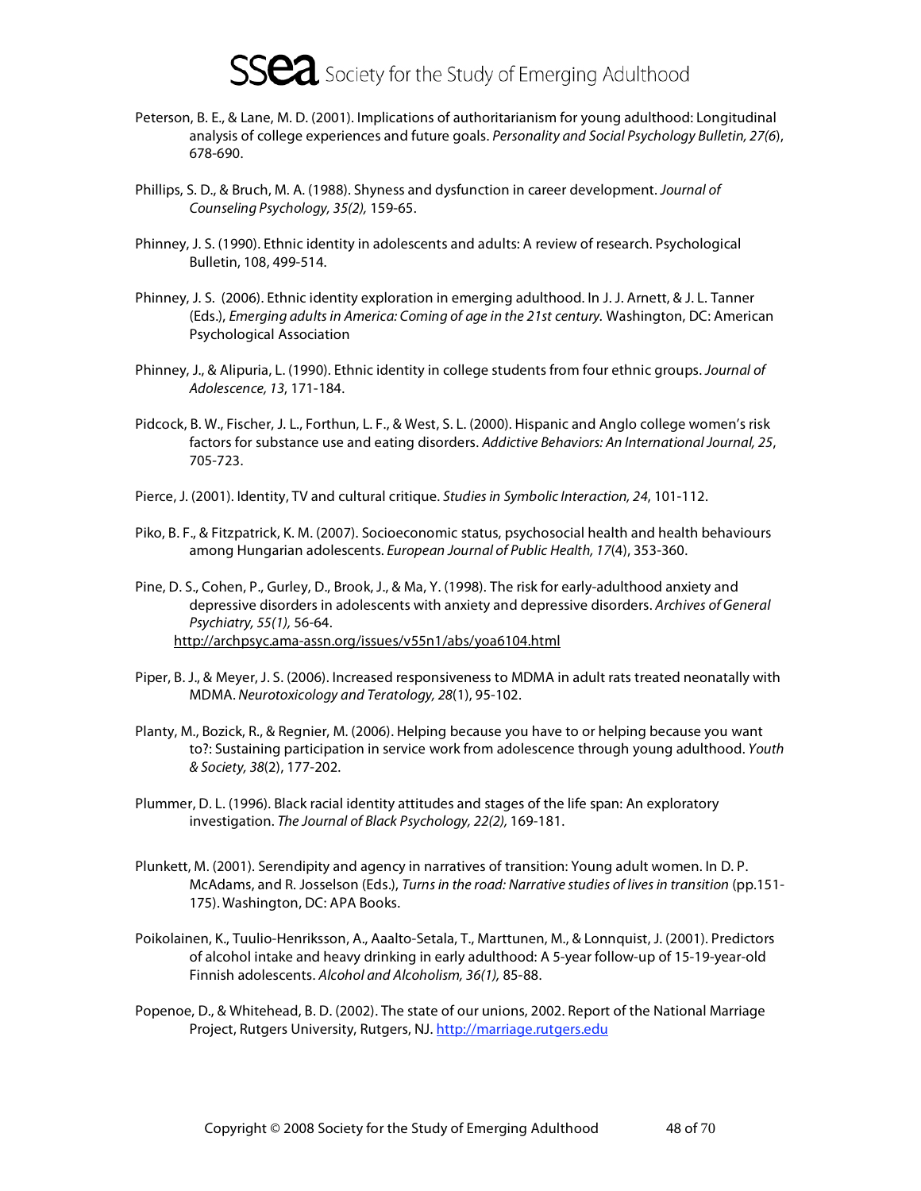Peterson, B. E., & Lane, M. D. (2001). Implications of authoritarianism for young adulthood: Longitudinal analysis of college experiences and future goals. *Personality and Social Psychology Bulletin, 27(6*), 678-690.

Phillips, S. D., & Bruch, M. A. (1988). Shyness and dysfunction in career development. *Journal of Counseling Psychology, 35(2),* 159-65.

Phinney, J. S. (1990). Ethnic identity in adolescents and adults: A review of research. Psychological Bulletin, 108, 499-514.

Phinney, J. S. (2006). Ethnic identity exploration in emerging adulthood. In J. J. Arnett, & J. L. Tanner (Eds.), *Emerging adults in America: Coming of age in the 21st century.* Washington, DC: American Psychological Association

Phinney, J., & Alipuria, L. (1990). Ethnic identity in college students from four ethnic groups. *Journal of Adolescence, 13*, 171-184.

Pidcock, B. W., Fischer, J. L., Forthun, L. F., & West, S. L. (2000). Hispanic and Anglo college women's risk factors for substance use and eating disorders. *Addictive Behaviors: An International Journal, 25*, 705-723.

Pierce, J. (2001). Identity, TV and cultural critique. *Studies in Symbolic Interaction, 24*, 101-112.

Piko, B. F., & Fitzpatrick, K. M. (2007). Socioeconomic status, psychosocial health and health behaviours among Hungarian adolescents. *European Journal of Public Health, 17*(4), 353-360.

Pine, D. S., Cohen, P., Gurley, D., Brook, J., & Ma, Y. (1998). The risk for early-adulthood anxiety and depressive disorders in adolescents with anxiety and depressive disorders. *Archives of General Psychiatry, 55(1),* 56-64. http://archpsyc.ama-assn.org/issues/v55n1/abs/yoa6104.html

Piper, B. J., & Meyer, J. S. (2006). Increased responsiveness to MDMA in adult rats treated neonatally with MDMA. *Neurotoxicology and Teratology, 28*(1), 95-102.

Planty, M., Bozick, R., & Regnier, M. (2006). Helping because you have to or helping because you want to?: Sustaining participation in service work from adolescence through young adulthood. *Youth & Society, 38*(2), 177-202.

Plummer, D. L. (1996). Black racial identity attitudes and stages of the life span: An exploratory investigation. *The Journal of Black Psychology, 22(2),* 169-181.

Plunkett, M. (2001). Serendipity and agency in narratives of transition: Young adult women. In D. P. McAdams, and R. Josselson (Eds.), *Turns in the road: Narrative studies of lives in transition* (pp.151-175). Washington, DC: APA Books.

Poikolainen, K., Tuulio-Henriksson, A., Aaalto-Setala, T., Marttunen, M., & Lonnquist, J. (2001). Predictors of alcohol intake and heavy drinking in early adulthood: A 5-year follow-up of 15-19-year-old Finnish adolescents. *Alcohol and Alcoholism, 36(1),* 85-88.

Popenoe, D., & Whitehead, B. D. (2002). The state of our unions, 2002. Report of the National Marriage Project, Rutgers University, Rutgers, NJ. http://marriage.rutgers.edu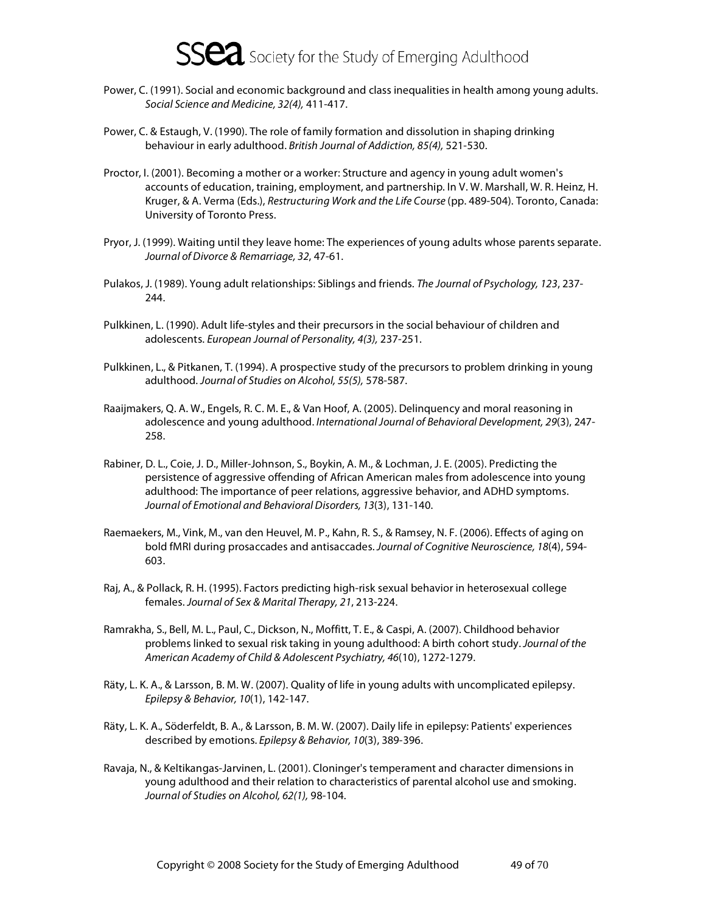Power, C. (1991). Social and economic background and class inequalities in health among young adults. *Social Science and Medicine, 32(4),* 411-417.

Power, C. & Estaugh, V. (1990). The role of family formation and dissolution in shaping drinking behaviour in early adulthood. *British Journal of Addiction, 85(4),* 521-530.

Proctor, I. (2001). Becoming a mother or a worker: Structure and agency in young adult women's accounts of education, training, employment, and partnership. In V. W. Marshall, W. R. Heinz, H. Kruger, & A. Verma (Eds.), *Restructuring Work and the Life Course* (pp. 489-504). Toronto, Canada: University of Toronto Press.

Pryor, J. (1999). Waiting until they leave home: The experiences of young adults whose parents separate. *Journal of Divorce & Remarriage, 32*, 47-61.

Pulakos, J. (1989). Young adult relationships: Siblings and friends. *The Journal of Psychology, 123*, 237-244.

Pulkkinen, L. (1990). Adult life-styles and their precursors in the social behaviour of children and adolescents. *European Journal of Personality, 4(3),* 237-251.

Pulkkinen, L., & Pitkanen, T. (1994). A prospective study of the precursors to problem drinking in young adulthood. *Journal of Studies on Alcohol, 55(5),* 578-587.

Raaijmakers, Q. A. W., Engels, R. C. M. E., & Van Hoof, A. (2005). Delinquency and moral reasoning in adolescence and young adulthood. *International Journal of Behavioral Development, 29*(3), 247-258.

Rabiner, D. L., Coie, J. D., Miller-Johnson, S., Boykin, A. M., & Lochman, J. E. (2005). Predicting the persistence of aggressive offending of African American males from adolescence into young adulthood: The importance of peer relations, aggressive behavior, and ADHD symptoms. *Journal of Emotional and Behavioral Disorders, 13*(3), 131-140.

Raemaekers, M., Vink, M., van den Heuvel, M. P., Kahn, R. S., & Ramsey, N. F. (2006). Effects of aging on bold fMRI during prosaccades and antisaccades. *Journal of Cognitive Neuroscience, 18*(4), 594-603.

Raj, A., & Pollack, R. H. (1995). Factors predicting high-risk sexual behavior in heterosexual college females. *Journal of Sex & Marital Therapy, 21*, 213-224.

Ramrakha, S., Bell, M. L., Paul, C., Dickson, N., Moffitt, T. E., & Caspi, A. (2007). Childhood behavior problems linked to sexual risk taking in young adulthood: A birth cohort study. *Journal of the American Academy of Child & Adolescent Psychiatry, 46*(10), 1272-1279.

Räty, L. K. A., & Larsson, B. M. W. (2007). Quality of life in young adults with uncomplicated epilepsy. *Epilepsy & Behavior, 10*(1), 142-147.

Räty, L. K. A., Söderfeldt, B. A., & Larsson, B. M. W. (2007). Daily life in epilepsy: Patients' experiences described by emotions. *Epilepsy & Behavior, 10*(3), 389-396.

Ravaja, N., & Keltikangas-Jarvinen, L. (2001). Cloninger's temperament and character dimensions in young adulthood and their relation to characteristics of parental alcohol use and smoking. *Journal of Studies on Alcohol, 62(1),* 98-104.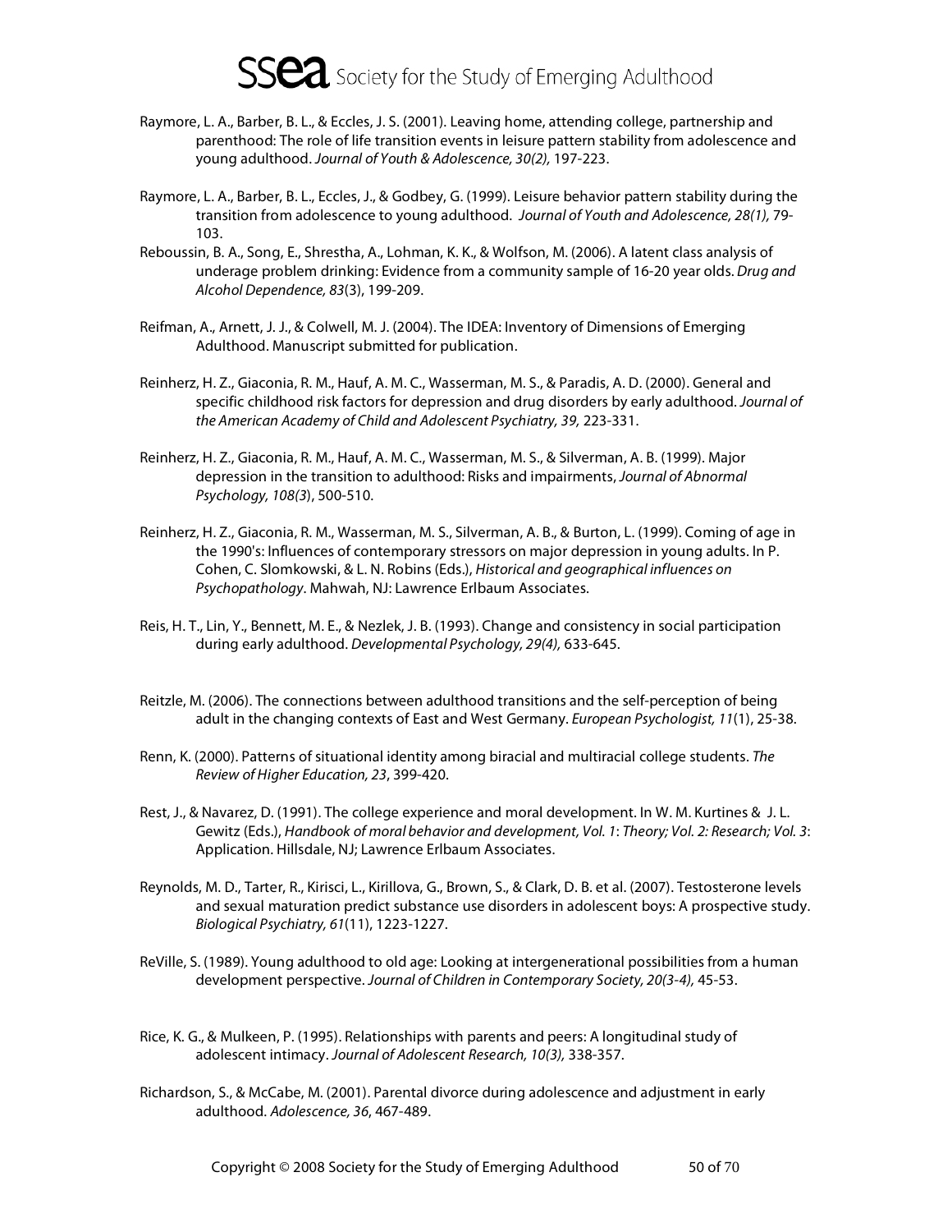Raymore, L. A., Barber, B. L., & Eccles, J. S. (2001). Leaving home, attending college, partnership and parenthood: The role of life transition events in leisure pattern stability from adolescence and young adulthood. *Journal of Youth & Adolescence, 30(2),* 197-223.

Raymore, L. A., Barber, B. L., Eccles, J., & Godbey, G. (1999). Leisure behavior pattern stability during the transition from adolescence to young adulthood. *Journal of Youth and Adolescence, 28(1),* 79-103.

Reboussin, B. A., Song, E., Shrestha, A., Lohman, K. K., & Wolfson, M. (2006). A latent class analysis of underage problem drinking: Evidence from a community sample of 16-20 year olds. *Drug and Alcohol Dependence, 83*(3), 199-209.

Reifman, A., Arnett, J. J., & Colwell, M. J. (2004). The IDEA: Inventory of Dimensions of Emerging Adulthood. Manuscript submitted for publication.

Reinherz, H. Z., Giaconia, R. M., Hauf, A. M. C., Wasserman, M. S., & Paradis, A. D. (2000). General and specific childhood risk factors for depression and drug disorders by early adulthood. *Journal of the American Academy of Child and Adolescent Psychiatry, 39,* 223-331.

Reinherz, H. Z., Giaconia, R. M., Hauf, A. M. C., Wasserman, M. S., & Silverman, A. B. (1999). Major depression in the transition to adulthood: Risks and impairments, *Journal of Abnormal Psychology, 108(3*), 500-510.

Reinherz, H. Z., Giaconia, R. M., Wasserman, M. S., Silverman, A. B., & Burton, L. (1999). Coming of age in the 1990's: Influences of contemporary stressors on major depression in young adults. In P. Cohen, C. Slomkowski, & L. N. Robins (Eds.), *Historical and geographical influences on Psychopathology*. Mahwah, NJ: Lawrence Erlbaum Associates.

Reis, H. T., Lin, Y., Bennett, M. E., & Nezlek, J. B. (1993). Change and consistency in social participation during early adulthood. *Developmental Psychology, 29(4),* 633-645.

Reitzle, M. (2006). The connections between adulthood transitions and the self-perception of being adult in the changing contexts of East and West Germany. *European Psychologist, 11*(1), 25-38.

Renn, K. (2000). Patterns of situational identity among biracial and multiracial college students. *The Review of Higher Education, 23*, 399-420.

Rest, J., & Navarez, D. (1991). The college experience and moral development. In W. M. Kurtines & J. L. Gewitz (Eds.), *Handbook of moral behavior and development, Vol. 1*: *Theory; Vol. 2: Research; Vol. 3*: Application. Hillsdale, NJ; Lawrence Erlbaum Associates.

Reynolds, M. D., Tarter, R., Kirisci, L., Kirillova, G., Brown, S., & Clark, D. B. et al. (2007). Testosterone levels and sexual maturation predict substance use disorders in adolescent boys: A prospective study. *Biological Psychiatry, 61*(11), 1223-1227.

ReVille, S. (1989). Young adulthood to old age: Looking at intergenerational possibilities from a human development perspective. *Journal of Children in Contemporary Society, 20(3-4),* 45-53.

Rice, K. G., & Mulkeen, P. (1995). Relationships with parents and peers: A longitudinal study of adolescent intimacy. *Journal of Adolescent Research, 10(3),* 338-357.

Richardson, S., & McCabe, M. (2001). Parental divorce during adolescence and adjustment in early adulthood. *Adolescence, 36*, 467-489.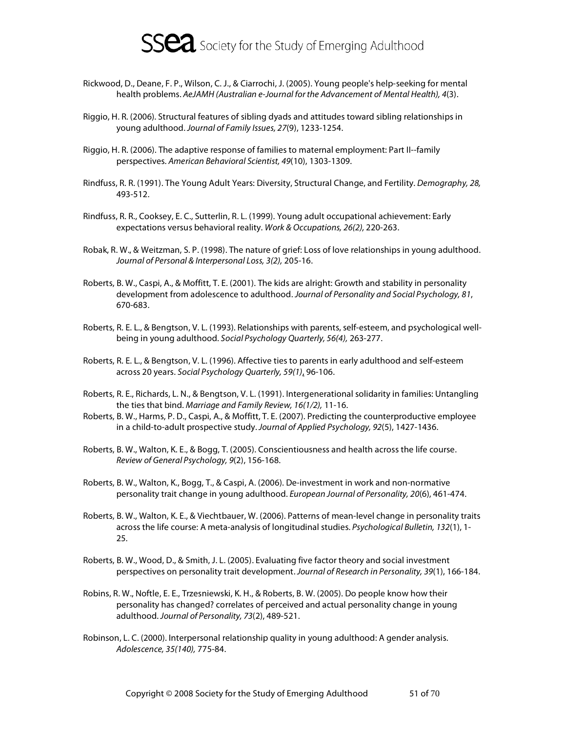Rickwood, D., Deane, F. P., Wilson, C. J., & Ciarrochi, J. (2005). Young people's help-seeking for mental health problems. *AeJAMH (Australian e-Journal for the Advancement of Mental Health), 4*(3).

Riggio, H. R. (2006). Structural features of sibling dyads and attitudes toward sibling relationships in young adulthood. *Journal of Family Issues, 27*(9), 1233-1254.

Riggio, H. R. (2006). The adaptive response of families to maternal employment: Part II--family perspectives. *American Behavioral Scientist, 49*(10), 1303-1309.

Rindfuss, R. R. (1991). The Young Adult Years: Diversity, Structural Change, and Fertility. *Demography, 28,* 493-512.

Rindfuss, R. R., Cooksey, E. C., Sutterlin, R. L. (1999). Young adult occupational achievement: Early expectations versus behavioral reality. *Work & Occupations, 26(2),* 220-263.

Robak, R. W., & Weitzman, S. P. (1998). The nature of grief: Loss of love relationships in young adulthood. *Journal of Personal & Interpersonal Loss, 3(2),* 205-16.

Roberts, B. W., Caspi, A., & Moffitt, T. E. (2001). The kids are alright: Growth and stability in personality development from adolescence to adulthood. *Journal of Personality and Social Psychology, 81*, 670-683.

Roberts, R. E. L., & Bengtson, V. L. (1993). Relationships with parents, self-esteem, and psychological well-being in young adulthood. *Social Psychology Quarterly, 56(4),* 263-277.

Roberts, R. E. L., & Bengtson, V. L. (1996). Affective ties to parents in early adulthood and self-esteem across 20 years. *Social Psychology Quarterly, 59(1),* 96-106.

Roberts, R. E., Richards, L. N., & Bengtson, V. L. (1991). Intergenerational solidarity in families: Untangling the ties that bind. *Marriage and Family Review, 16(1/2),* 11-16.

Roberts, B. W., Harms, P. D., Caspi, A., & Moffitt, T. E. (2007). Predicting the counterproductive employee in a child-to-adult prospective study. *Journal of Applied Psychology, 92*(5), 1427-1436.

Roberts, B. W., Walton, K. E., & Bogg, T. (2005). Conscientiousness and health across the life course. *Review of General Psychology, 9*(2), 156-168.

Roberts, B. W., Walton, K., Bogg, T., & Caspi, A. (2006). De-investment in work and non-normative personality trait change in young adulthood. *European Journal of Personality, 20*(6), 461-474.

Roberts, B. W., Walton, K. E., & Viechtbauer, W. (2006). Patterns of mean-level change in personality traits across the life course: A meta-analysis of longitudinal studies. *Psychological Bulletin, 132*(1), 1-25.

Roberts, B. W., Wood, D., & Smith, J. L. (2005). Evaluating five factor theory and social investment perspectives on personality trait development. *Journal of Research in Personality, 39*(1), 166-184.

Robins, R. W., Noftle, E. E., Trzesniewski, K. H., & Roberts, B. W. (2005). Do people know how their personality has changed? correlates of perceived and actual personality change in young adulthood. *Journal of Personality, 73*(2), 489-521.

Robinson, L. C. (2000). Interpersonal relationship quality in young adulthood: A gender analysis. *Adolescence, 35(140),* 775-84.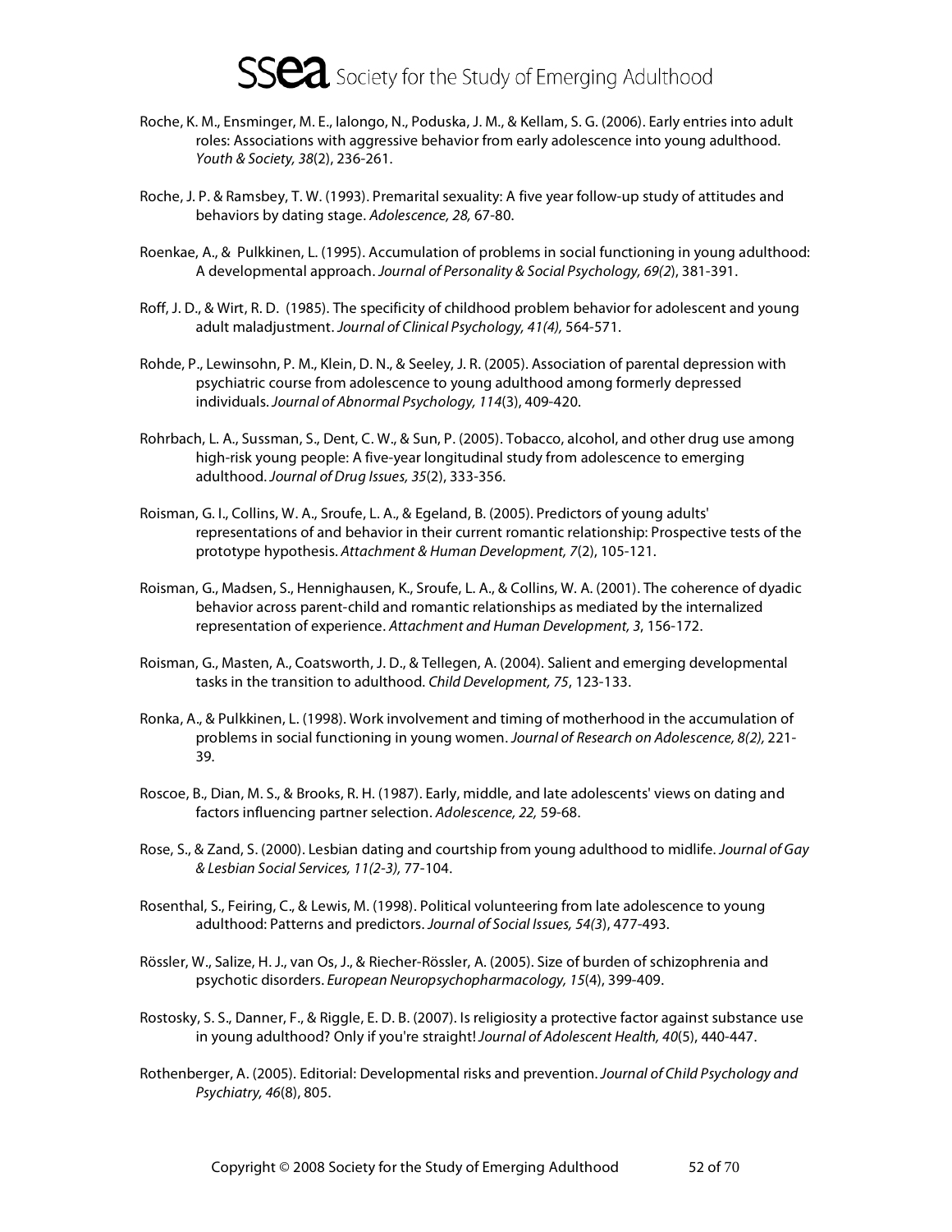Roche, K. M., Ensminger, M. E., Ialongo, N., Poduska, J. M., & Kellam, S. G. (2006). Early entries into adult roles: Associations with aggressive behavior from early adolescence into young adulthood. *Youth & Society, 38*(2), 236-261.

Roche, J. P. & Ramsbey, T. W. (1993). Premarital sexuality: A five year follow-up study of attitudes and behaviors by dating stage. *Adolescence, 28,* 67-80.

Roenkae, A., & Pulkkinen, L. (1995). Accumulation of problems in social functioning in young adulthood: A developmental approach. *Journal of Personality & Social Psychology, 69(2)*, 381-391.

Roff, J. D., & Wirt, R. D. (1985). The specificity of childhood problem behavior for adolescent and young adult maladjustment. *Journal of Clinical Psychology, 41(4),* 564-571.

Rohde, P., Lewinsohn, P. M., Klein, D. N., & Seeley, J. R. (2005). Association of parental depression with psychiatric course from adolescence to young adulthood among formerly depressed individuals. *Journal of Abnormal Psychology, 114*(3), 409-420.

Rohrbach, L. A., Sussman, S., Dent, C. W., & Sun, P. (2005). Tobacco, alcohol, and other drug use among high-risk young people: A five-year longitudinal study from adolescence to emerging adulthood. *Journal of Drug Issues, 35*(2), 333-356.

Roisman, G. I., Collins, W. A., Sroufe, L. A., & Egeland, B. (2005). Predictors of young adults' representations of and behavior in their current romantic relationship: Prospective tests of the prototype hypothesis. *Attachment & Human Development, 7*(2), 105-121.

Roisman, G., Madsen, S., Hennighausen, K., Sroufe, L. A., & Collins, W. A. (2001). The coherence of dyadic behavior across parent-child and romantic relationships as mediated by the internalized representation of experience. *Attachment and Human Development, 3*, 156-172.

Roisman, G., Masten, A., Coatsworth, J. D., & Tellegen, A. (2004). Salient and emerging developmental tasks in the transition to adulthood. *Child Development, 75*, 123-133.

Ronka, A., & Pulkkinen, L. (1998). Work involvement and timing of motherhood in the accumulation of problems in social functioning in young women. *Journal of Research on Adolescence, 8(2),* 221-39.

Roscoe, B., Dian, M. S., & Brooks, R. H. (1987). Early, middle, and late adolescents' views on dating and factors influencing partner selection. *Adolescence, 22,* 59-68.

Rose, S., & Zand, S. (2000). Lesbian dating and courtship from young adulthood to midlife. *Journal of Gay & Lesbian Social Services, 11(2-3),* 77-104.

Rosenthal, S., Feiring, C., & Lewis, M. (1998). Political volunteering from late adolescence to young adulthood: Patterns and predictors. *Journal of Social Issues, 54(3*), 477-493.

Rössler, W., Salize, H. J., van Os, J., & Riecher-Rössler, A. (2005). Size of burden of schizophrenia and psychotic disorders. *European Neuropsychopharmacology, 15*(4), 399-409.

Rostosky, S. S., Danner, F., & Riggle, E. D. B. (2007). Is religiosity a protective factor against substance use in young adulthood? Only if you're straight! *Journal of Adolescent Health, 40*(5), 440-447.

Rothenberger, A. (2005). Editorial: Developmental risks and prevention. *Journal of Child Psychology and Psychiatry, 46*(8), 805.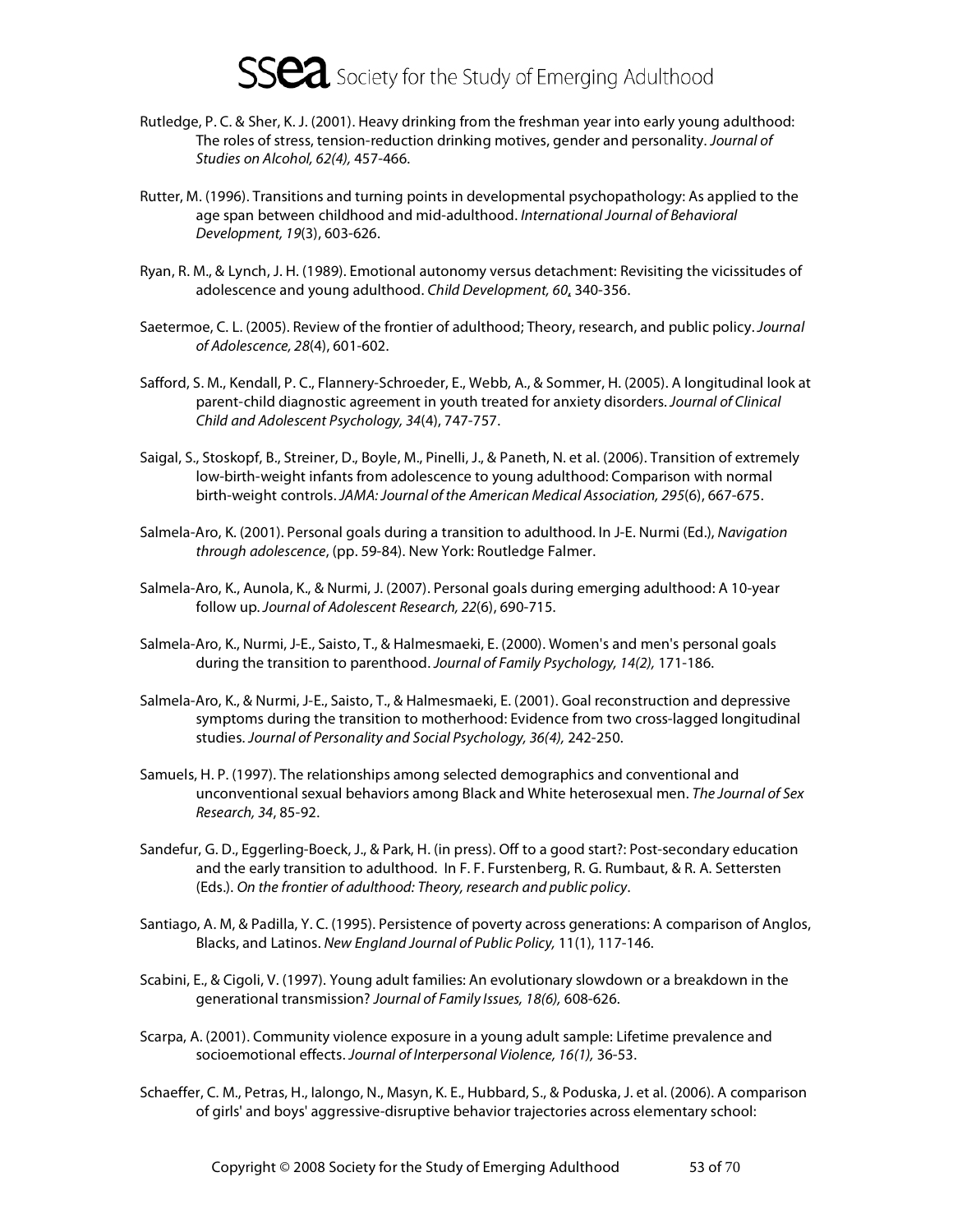Rutledge, P. C. & Sher, K. J. (2001). Heavy drinking from the freshman year into early young adulthood: The roles of stress, tension-reduction drinking motives, gender and personality. *Journal of Studies on Alcohol, 62(4),* 457-466.

Rutter, M. (1996). Transitions and turning points in developmental psychopathology: As applied to the age span between childhood and mid-adulthood. *International Journal of Behavioral Development, 19*(3), 603-626.

Ryan, R. M., & Lynch, J. H. (1989). Emotional autonomy versus detachment: Revisiting the vicissitudes of adolescence and young adulthood. *Child Development, 60*, 340-356.

Saetermoe, C. L. (2005). Review of the frontier of adulthood; Theory, research, and public policy. *Journal of Adolescence, 28*(4), 601-602.

Safford, S. M., Kendall, P. C., Flannery-Schroeder, E., Webb, A., & Sommer, H. (2005). A longitudinal look at parent-child diagnostic agreement in youth treated for anxiety disorders. *Journal of Clinical Child and Adolescent Psychology, 34*(4), 747-757.

Saigal, S., Stoskopf, B., Streiner, D., Boyle, M., Pinelli, J., & Paneth, N. et al. (2006). Transition of extremely low-birth-weight infants from adolescence to young adulthood: Comparison with normal birth-weight controls. *JAMA: Journal of the American Medical Association, 295*(6), 667-675.

Salmela-Aro, K. (2001). Personal goals during a transition to adulthood. In J-E. Nurmi (Ed.), *Navigation through adolescence*, (pp. 59-84). New York: Routledge Falmer.

Salmela-Aro, K., Aunola, K., & Nurmi, J. (2007). Personal goals during emerging adulthood: A 10-year follow up. *Journal of Adolescent Research, 22*(6), 690-715.

Salmela-Aro, K., Nurmi, J-E., Saisto, T., & Halmesmaeki, E. (2000). Women's and men's personal goals during the transition to parenthood. *Journal of Family Psychology, 14(2),* 171-186.

Salmela-Aro, K., & Nurmi, J-E., Saisto, T., & Halmesmaeki, E. (2001). Goal reconstruction and depressive symptoms during the transition to motherhood: Evidence from two cross-lagged longitudinal studies. *Journal of Personality and Social Psychology, 36(4),* 242-250.

Samuels, H. P. (1997). The relationships among selected demographics and conventional and unconventional sexual behaviors among Black and White heterosexual men. *The Journal of Sex Research, 34*, 85-92.

Sandefur, G. D., Eggerling-Boeck, J., & Park, H. (in press). Off to a good start?: Post-secondary education and the early transition to adulthood. In F. F. Furstenberg, R. G. Rumbaut, & R. A. Settersten (Eds.). *On the frontier of adulthood: Theory, research and public policy*.

Santiago, A. M, & Padilla, Y. C. (1995). Persistence of poverty across generations: A comparison of Anglos, Blacks, and Latinos. *New England Journal of Public Policy,* 11(1), 117-146.

Scabini, E., & Cigoli, V. (1997). Young adult families: An evolutionary slowdown or a breakdown in the generational transmission? *Journal of Family Issues, 18(6),* 608-626.

Scarpa, A. (2001). Community violence exposure in a young adult sample: Lifetime prevalence and socioemotional effects. *Journal of Interpersonal Violence, 16(1),* 36-53.

Schaeffer, C. M., Petras, H., Ialongo, N., Masyn, K. E., Hubbard, S., & Poduska, J. et al. (2006). A comparison of girls' and boys' aggressive-disruptive behavior trajectories across elementary school: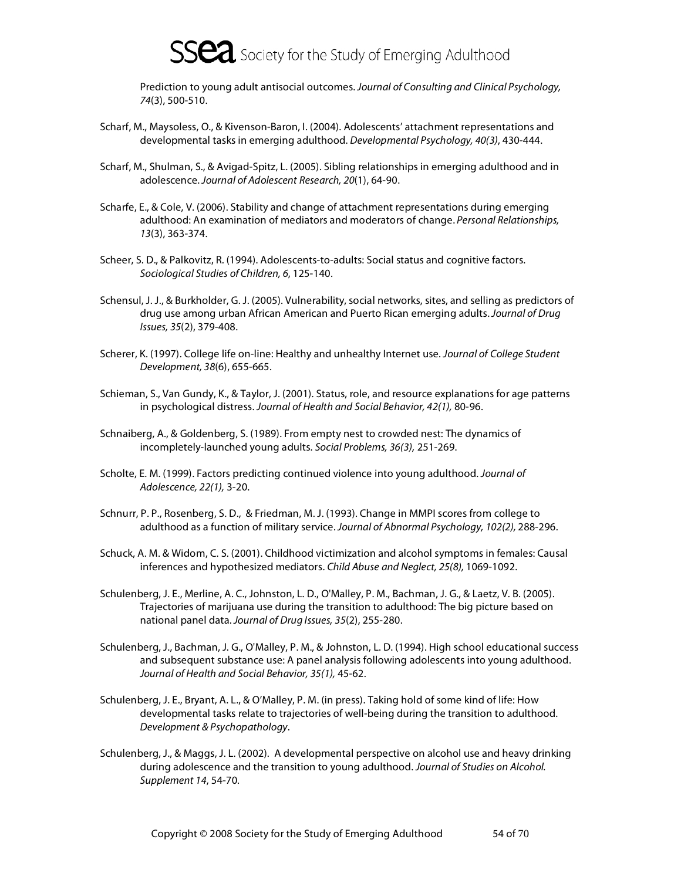Prediction to young adult antisocial outcomes. *Journal of Consulting and Clinical Psychology, 74*(3), 500-510.

Scharf, M., Maysoless, O., & Kivenson-Baron, I. (2004). Adolescents' attachment representations and developmental tasks in emerging adulthood. *Developmental Psychology, 40(3)*, 430-444.

Scharf, M., Shulman, S., & Avigad-Spitz, L. (2005). Sibling relationships in emerging adulthood and in adolescence. *Journal of Adolescent Research, 20*(1), 64-90.

Scharfe, E., & Cole, V. (2006). Stability and change of attachment representations during emerging adulthood: An examination of mediators and moderators of change. *Personal Relationships, 13*(3), 363-374.

Scheer, S. D., & Palkovitz, R. (1994). Adolescents-to-adults: Social status and cognitive factors. *Sociological Studies of Children, 6*, 125-140.

Schensul, J. J., & Burkholder, G. J. (2005). Vulnerability, social networks, sites, and selling as predictors of drug use among urban African American and Puerto Rican emerging adults. *Journal of Drug Issues, 35*(2), 379-408.

Scherer, K. (1997). College life on-line: Healthy and unhealthy Internet use. *Journal of College Student Development, 38*(6), 655-665.

Schieman, S., Van Gundy, K., & Taylor, J. (2001). Status, role, and resource explanations for age patterns in psychological distress. *Journal of Health and Social Behavior, 42(1),* 80-96.

Schnaiberg, A., & Goldenberg, S. (1989). From empty nest to crowded nest: The dynamics of incompletely-launched young adults. *Social Problems, 36(3),* 251-269.

Scholte, E. M. (1999). Factors predicting continued violence into young adulthood. *Journal of Adolescence, 22(1),* 3-20.

Schnurr, P. P., Rosenberg, S. D., & Friedman, M. J. (1993). Change in MMPI scores from college to adulthood as a function of military service. *Journal of Abnormal Psychology, 102(2),* 288-296.

Schuck, A. M. & Widom, C. S. (2001). Childhood victimization and alcohol symptoms in females: Causal inferences and hypothesized mediators. *Child Abuse and Neglect, 25(8),* 1069-1092.

Schulenberg, J. E., Merline, A. C., Johnston, L. D., O'Malley, P. M., Bachman, J. G., & Laetz, V. B. (2005). Trajectories of marijuana use during the transition to adulthood: The big picture based on national panel data. *Journal of Drug Issues, 35*(2), 255-280.

Schulenberg, J., Bachman, J. G., O'Malley, P. M., & Johnston, L. D. (1994). High school educational success and subsequent substance use: A panel analysis following adolescents into young adulthood. *Journal of Health and Social Behavior, 35(1),* 45-62.

Schulenberg, J. E., Bryant, A. L., & O'Malley, P. M. (in press). Taking hold of some kind of life: How developmental tasks relate to trajectories of well-being during the transition to adulthood. *Development & Psychopathology*.

Schulenberg, J., & Maggs, J. L. (2002). A developmental perspective on alcohol use and heavy drinking during adolescence and the transition to young adulthood. *Journal of Studies on Alcohol. Supplement 14*, 54-70.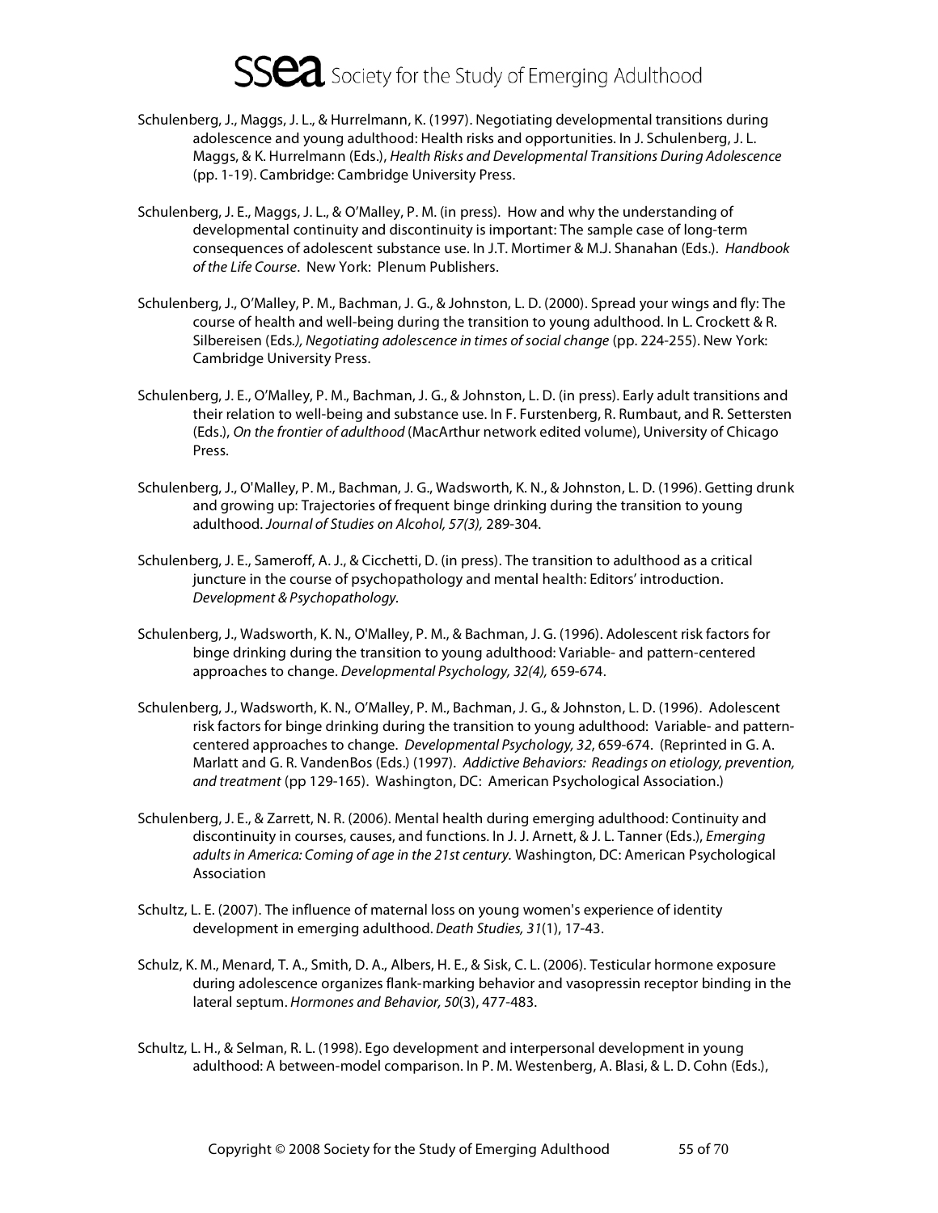Schulenberg, J., Maggs, J. L., & Hurrelmann, K. (1997). Negotiating developmental transitions during adolescence and young adulthood: Health risks and opportunities. In J. Schulenberg, J. L. Maggs, & K. Hurrelmann (Eds.), *Health Risks and Developmental Transitions During Adolescence* (pp. 1-19). Cambridge: Cambridge University Press.

Schulenberg, J. E., Maggs, J. L., & O'Malley, P. M. (in press). How and why the understanding of developmental continuity and discontinuity is important: The sample case of long-term consequences of adolescent substance use. In J.T. Mortimer & M.J. Shanahan (Eds.). *Handbook of the Life Course*. New York: Plenum Publishers.

Schulenberg, J., O'Malley, P. M., Bachman, J. G., & Johnston, L. D. (2000). Spread your wings and fly: The course of health and well-being during the transition to young adulthood. In L. Crockett & R. Silbereisen (Eds*.), Negotiating adolescence in times of social change* (pp. 224-255). New York: Cambridge University Press.

Schulenberg, J. E., O'Malley, P. M., Bachman, J. G., & Johnston, L. D. (in press). Early adult transitions and their relation to well-being and substance use. In F. Furstenberg, R. Rumbaut, and R. Settersten (Eds.), *On the frontier of adulthood* (MacArthur network edited volume), University of Chicago Press.

Schulenberg, J., O'Malley, P. M., Bachman, J. G., Wadsworth, K. N., & Johnston, L. D. (1996). Getting drunk and growing up: Trajectories of frequent binge drinking during the transition to young adulthood. *Journal of Studies on Alcohol, 57(3),* 289-304.

Schulenberg, J. E., Sameroff, A. J., & Cicchetti, D. (in press). The transition to adulthood as a critical juncture in the course of psychopathology and mental health: Editors' introduction. *Development & Psychopathology.*

Schulenberg, J., Wadsworth, K. N., O'Malley, P. M., & Bachman, J. G. (1996). Adolescent risk factors for binge drinking during the transition to young adulthood: Variable- and pattern-centered approaches to change. *Developmental Psychology, 32(4),* 659-674.

Schulenberg, J., Wadsworth, K. N., O'Malley, P. M., Bachman, J. G., & Johnston, L. D. (1996). Adolescent risk factors for binge drinking during the transition to young adulthood: Variable- and pattern-centered approaches to change. *Developmental Psychology, 32*, 659-674. (Reprinted in G. A. Marlatt and G. R. VandenBos (Eds.) (1997). *Addictive Behaviors: Readings on etiology, prevention, and treatment* (pp 129-165). Washington, DC: American Psychological Association.)

Schulenberg, J. E., & Zarrett, N. R. (2006). Mental health during emerging adulthood: Continuity and discontinuity in courses, causes, and functions. In J. J. Arnett, & J. L. Tanner (Eds.), *Emerging adults in America: Coming of age in the 21st century.* Washington, DC: American Psychological Association

Schultz, L. E. (2007). The influence of maternal loss on young women's experience of identity development in emerging adulthood. *Death Studies, 31*(1), 17-43.

Schulz, K. M., Menard, T. A., Smith, D. A., Albers, H. E., & Sisk, C. L. (2006). Testicular hormone exposure during adolescence organizes flank-marking behavior and vasopressin receptor binding in the lateral septum. *Hormones and Behavior, 50*(3), 477-483.

Schultz, L. H., & Selman, R. L. (1998). Ego development and interpersonal development in young adulthood: A between-model comparison. In P. M. Westenberg, A. Blasi, & L. D. Cohn (Eds.),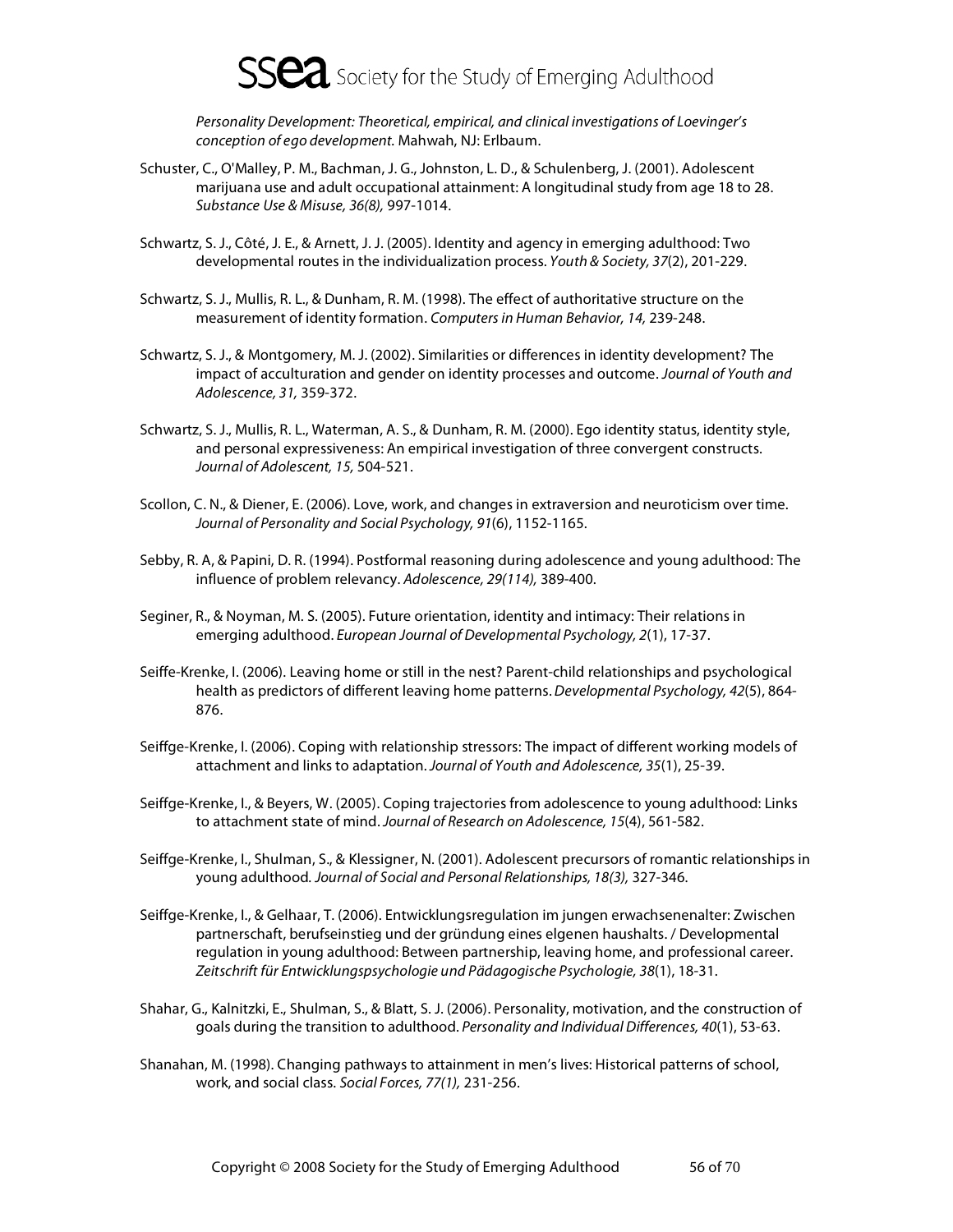*Personality Development: Theoretical, empirical, and clinical investigations of Loevinger's conception of ego development.* Mahwah, NJ: Erlbaum.

Schuster, C., O'Malley, P. M., Bachman, J. G., Johnston, L. D., & Schulenberg, J. (2001). Adolescent marijuana use and adult occupational attainment: A longitudinal study from age 18 to 28. *Substance Use & Misuse, 36(8),* 997-1014.

Schwartz, S. J., Côté, J. E., & Arnett, J. J. (2005). Identity and agency in emerging adulthood: Two developmental routes in the individualization process. *Youth & Society, 37*(2), 201-229.

Schwartz, S. J., Mullis, R. L., & Dunham, R. M. (1998). The effect of authoritative structure on the measurement of identity formation. *Computers in Human Behavior, 14,* 239-248.

Schwartz, S. J., & Montgomery, M. J. (2002). Similarities or differences in identity development? The impact of acculturation and gender on identity processes and outcome. *Journal of Youth and Adolescence, 31,* 359-372.

Schwartz, S. J., Mullis, R. L., Waterman, A. S., & Dunham, R. M. (2000). Ego identity status, identity style, and personal expressiveness: An empirical investigation of three convergent constructs. *Journal of Adolescent, 15,* 504-521.

Scollon, C. N., & Diener, E. (2006). Love, work, and changes in extraversion and neuroticism over time. *Journal of Personality and Social Psychology, 91*(6), 1152-1165.

Sebby, R. A, & Papini, D. R. (1994). Postformal reasoning during adolescence and young adulthood: The influence of problem relevancy. *Adolescence, 29(114),* 389-400.

Seginer, R., & Noyman, M. S. (2005). Future orientation, identity and intimacy: Their relations in emerging adulthood. *European Journal of Developmental Psychology, 2*(1), 17-37.

Seiffe-Krenke, I. (2006). Leaving home or still in the nest? Parent-child relationships and psychological health as predictors of different leaving home patterns. *Developmental Psychology, 42*(5), 864-876.

Seiffge-Krenke, I. (2006). Coping with relationship stressors: The impact of different working models of attachment and links to adaptation. *Journal of Youth and Adolescence, 35*(1), 25-39.

Seiffge-Krenke, I., & Beyers, W. (2005). Coping trajectories from adolescence to young adulthood: Links to attachment state of mind. *Journal of Research on Adolescence, 15*(4), 561-582.

Seiffge-Krenke, I., Shulman, S., & Klessigner, N. (2001). Adolescent precursors of romantic relationships in young adulthood. *Journal of Social and Personal Relationships, 18(3),* 327-346.

Seiffge-Krenke, I., & Gelhaar, T. (2006). Entwicklungsregulation im jungen erwachsenenalter: Zwischen partnerschaft, berufseinstieg und der gründung eines elgenen haushalts. / Developmental regulation in young adulthood: Between partnership, leaving home, and professional career. *Zeitschrift für Entwicklungspsychologie und Pädagogische Psychologie, 38*(1), 18-31.

Shahar, G., Kalnitzki, E., Shulman, S., & Blatt, S. J. (2006). Personality, motivation, and the construction of goals during the transition to adulthood. *Personality and Individual Differences, 40*(1), 53-63.

Shanahan, M. (1998). Changing pathways to attainment in men's lives: Historical patterns of school, work, and social class. *Social Forces, 77(1),* 231-256.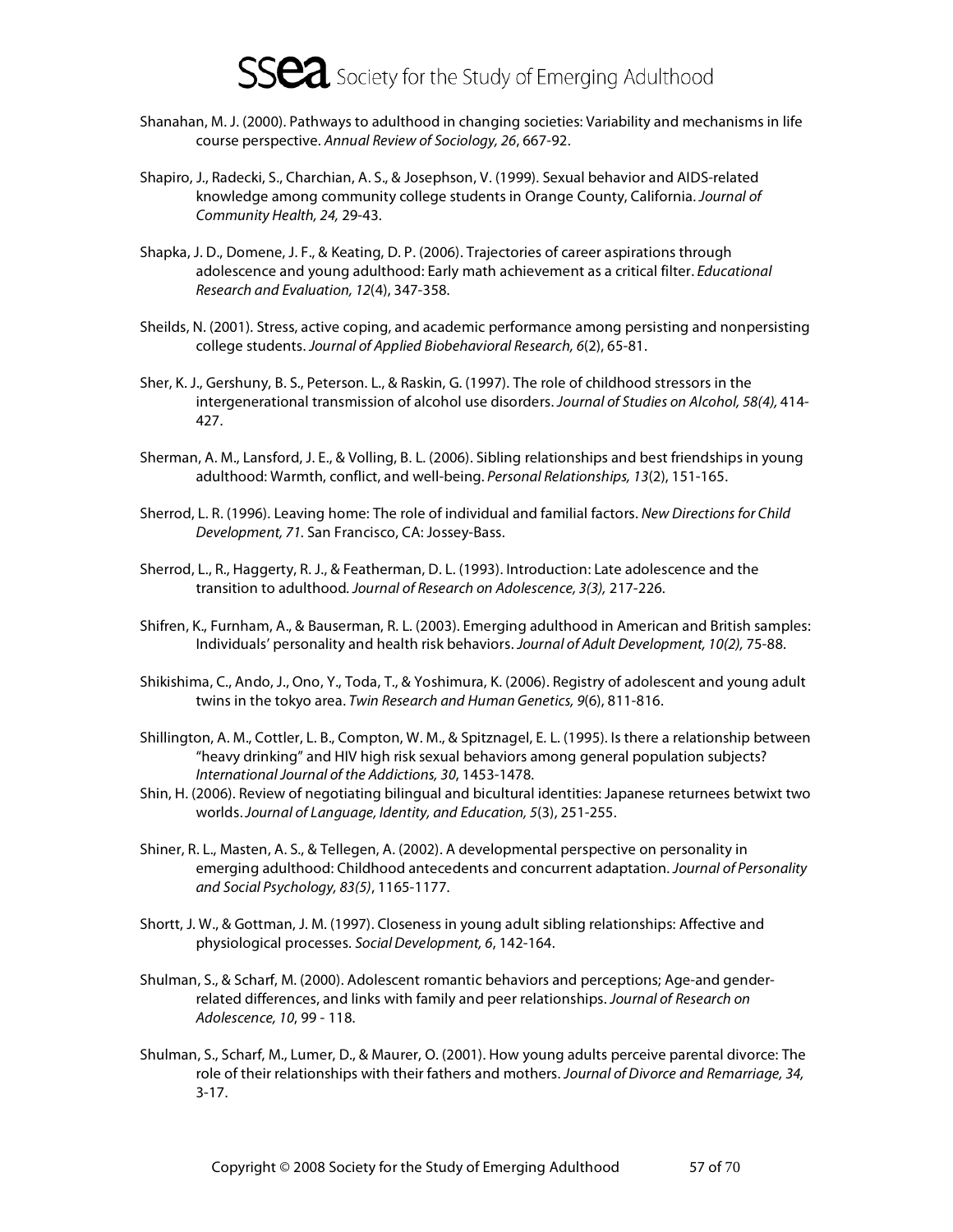Shanahan, M. J. (2000). Pathways to adulthood in changing societies: Variability and mechanisms in life course perspective. *Annual Review of Sociology, 26*, 667-92.

Shapiro, J., Radecki, S., Charchian, A. S., & Josephson, V. (1999). Sexual behavior and AIDS-related knowledge among community college students in Orange County, California. *Journal of Community Health, 24,* 29-43.

Shapka, J. D., Domene, J. F., & Keating, D. P. (2006). Trajectories of career aspirations through adolescence and young adulthood: Early math achievement as a critical filter. *Educational Research and Evaluation, 12*(4), 347-358.

Sheilds, N. (2001). Stress, active coping, and academic performance among persisting and nonpersisting college students. *Journal of Applied Biobehavioral Research, 6*(2), 65-81.

Sher, K. J., Gershuny, B. S., Peterson. L., & Raskin, G. (1997). The role of childhood stressors in the intergenerational transmission of alcohol use disorders. *Journal of Studies on Alcohol, 58(4),* 414-427.

Sherman, A. M., Lansford, J. E., & Volling, B. L. (2006). Sibling relationships and best friendships in young adulthood: Warmth, conflict, and well-being. *Personal Relationships, 13*(2), 151-165.

Sherrod, L. R. (1996). Leaving home: The role of individual and familial factors. *New Directions for Child Development, 71.* San Francisco, CA: Jossey-Bass.

Sherrod, L., R., Haggerty, R. J., & Featherman, D. L. (1993). Introduction: Late adolescence and the transition to adulthood. *Journal of Research on Adolescence, 3(3),* 217-226.

Shifren, K., Furnham, A., & Bauserman, R. L. (2003). Emerging adulthood in American and British samples: Individuals' personality and health risk behaviors. *Journal of Adult Development, 10(2),* 75-88.

Shikishima, C., Ando, J., Ono, Y., Toda, T., & Yoshimura, K. (2006). Registry of adolescent and young adult twins in the tokyo area. *Twin Research and Human Genetics, 9*(6), 811-816.

Shillington, A. M., Cottler, L. B., Compton, W. M., & Spitznagel, E. L. (1995). Is there a relationship between "heavy drinking" and HIV high risk sexual behaviors among general population subjects? *International Journal of the Addictions, 30*, 1453-1478.

Shin, H. (2006). Review of negotiating bilingual and bicultural identities: Japanese returnees betwixt two worlds. *Journal of Language, Identity, and Education, 5*(3), 251-255.

Shiner, R. L., Masten, A. S., & Tellegen, A. (2002). A developmental perspective on personality in emerging adulthood: Childhood antecedents and concurrent adaptation. *Journal of Personality and Social Psychology, 83(5)*, 1165-1177.

Shortt, J. W., & Gottman, J. M. (1997). Closeness in young adult sibling relationships: Affective and physiological processes. *Social Development, 6*, 142-164.

Shulman, S., & Scharf, M. (2000). Adolescent romantic behaviors and perceptions; Age-and gender-related differences, and links with family and peer relationships. *Journal of Research on Adolescence, 10*, 99 - 118.

Shulman, S., Scharf, M., Lumer, D., & Maurer, O. (2001). How young adults perceive parental divorce: The role of their relationships with their fathers and mothers. *Journal of Divorce and Remarriage, 34,* 3-17.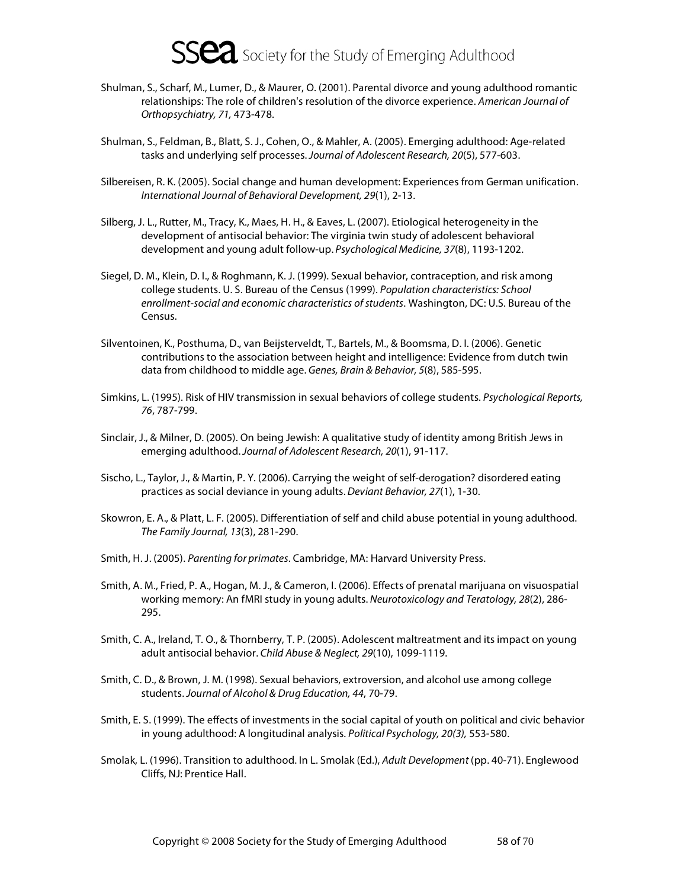Shulman, S., Scharf, M., Lumer, D., & Maurer, O. (2001). Parental divorce and young adulthood romantic relationships: The role of children's resolution of the divorce experience. *American Journal of Orthopsychiatry, 71,* 473-478.

Shulman, S., Feldman, B., Blatt, S. J., Cohen, O., & Mahler, A. (2005). Emerging adulthood: Age-related tasks and underlying self processes. *Journal of Adolescent Research, 20*(5), 577-603.

Silbereisen, R. K. (2005). Social change and human development: Experiences from German unification. *International Journal of Behavioral Development, 29*(1), 2-13.

Silberg, J. L., Rutter, M., Tracy, K., Maes, H. H., & Eaves, L. (2007). Etiological heterogeneity in the development of antisocial behavior: The virginia twin study of adolescent behavioral development and young adult follow-up. *Psychological Medicine, 37*(8), 1193-1202.

Siegel, D. M., Klein, D. I., & Roghmann, K. J. (1999). Sexual behavior, contraception, and risk among college students. U. S. Bureau of the Census (1999). *Population characteristics: School enrollment-social and economic characteristics of students*. Washington, DC: U.S. Bureau of the Census.

Silventoinen, K., Posthuma, D., van Beijsterveldt, T., Bartels, M., & Boomsma, D. I. (2006). Genetic contributions to the association between height and intelligence: Evidence from dutch twin data from childhood to middle age. *Genes, Brain & Behavior, 5*(8), 585-595.

Simkins, L. (1995). Risk of HIV transmission in sexual behaviors of college students. *Psychological Reports, 76*, 787-799.

Sinclair, J., & Milner, D. (2005). On being Jewish: A qualitative study of identity among British Jews in emerging adulthood. *Journal of Adolescent Research, 20*(1), 91-117.

Sischo, L., Taylor, J., & Martin, P. Y. (2006). Carrying the weight of self-derogation? disordered eating practices as social deviance in young adults. *Deviant Behavior, 27*(1), 1-30.

Skowron, E. A., & Platt, L. F. (2005). Differentiation of self and child abuse potential in young adulthood. *The Family Journal, 13*(3), 281-290.

Smith, H. J. (2005). *Parenting for primates*. Cambridge, MA: Harvard University Press.

Smith, A. M., Fried, P. A., Hogan, M. J., & Cameron, I. (2006). Effects of prenatal marijuana on visuospatial working memory: An fMRI study in young adults. *Neurotoxicology and Teratology, 28*(2), 286-295.

Smith, C. A., Ireland, T. O., & Thornberry, T. P. (2005). Adolescent maltreatment and its impact on young adult antisocial behavior. *Child Abuse & Neglect, 29*(10), 1099-1119.

Smith, C. D., & Brown, J. M. (1998). Sexual behaviors, extroversion, and alcohol use among college students. *Journal of Alcohol & Drug Education, 44*, 70-79.

Smith, E. S. (1999). The effects of investments in the social capital of youth on political and civic behavior in young adulthood: A longitudinal analysis. *Political Psychology, 20(3),* 553-580.

Smolak, L. (1996). Transition to adulthood. In L. Smolak (Ed.), *Adult Development* (pp. 40-71). Englewood Cliffs, NJ: Prentice Hall.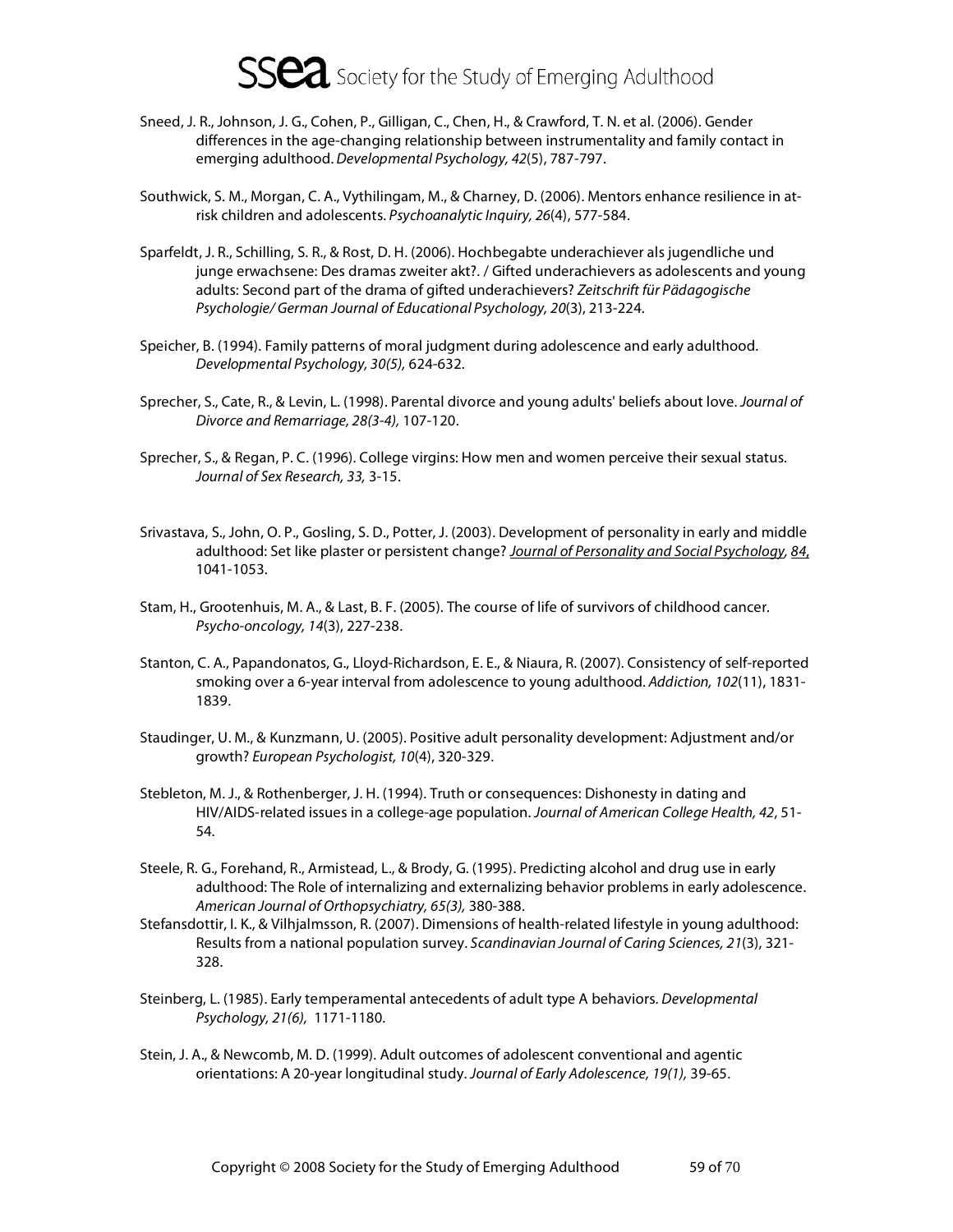Sneed, J. R., Johnson, J. G., Cohen, P., Gilligan, C., Chen, H., & Crawford, T. N. et al. (2006). Gender differences in the age-changing relationship between instrumentality and family contact in emerging adulthood. *Developmental Psychology, 42*(5), 787-797.

Southwick, S. M., Morgan, C. A., Vythilingam, M., & Charney, D. (2006). Mentors enhance resilience in at-risk children and adolescents. *Psychoanalytic Inquiry, 26*(4), 577-584.

Sparfeldt, J. R., Schilling, S. R., & Rost, D. H. (2006). Hochbegabte underachiever als jugendliche und junge erwachsene: Des dramas zweiter akt?. / Gifted underachievers as adolescents and young adults: Second part of the drama of gifted underachievers? *Zeitschrift für Pädagogische Psychologie/ German Journal of Educational Psychology, 20*(3), 213-224.

Speicher, B. (1994). Family patterns of moral judgment during adolescence and early adulthood. *Developmental Psychology, 30(5),* 624-632.

Sprecher, S., Cate, R., & Levin, L. (1998). Parental divorce and young adults' beliefs about love. *Journal of Divorce and Remarriage, 28(3-4),* 107-120.

Sprecher, S., & Regan, P. C. (1996). College virgins: How men and women perceive their sexual status. *Journal of Sex Research, 33,* 3-15.

Srivastava, S., John, O. P., Gosling, S. D., Potter, J. (2003). Development of personality in early and middle adulthood: Set like plaster or persistent change? *Journal of Personality and Social Psychology, 84*, 1041-1053.

Stam, H., Grootenhuis, M. A., & Last, B. F. (2005). The course of life of survivors of childhood cancer. *Psycho-oncology, 14*(3), 227-238.

Stanton, C. A., Papandonatos, G., Lloyd-Richardson, E. E., & Niaura, R. (2007). Consistency of self-reported smoking over a 6-year interval from adolescence to young adulthood. *Addiction, 102*(11), 1831-1839.

Staudinger, U. M., & Kunzmann, U. (2005). Positive adult personality development: Adjustment and/or growth? *European Psychologist, 10*(4), 320-329.

Stebleton, M. J., & Rothenberger, J. H. (1994). Truth or consequences: Dishonesty in dating and HIV/AIDS-related issues in a college-age population. *Journal of American College Health, 42*, 51-54.

Steele, R. G., Forehand, R., Armistead, L., & Brody, G. (1995). Predicting alcohol and drug use in early adulthood: The Role of internalizing and externalizing behavior problems in early adolescence. *American Journal of Orthopsychiatry, 65(3),* 380-388.

Stefansdottir, I. K., & Vilhjalmsson, R. (2007). Dimensions of health-related lifestyle in young adulthood: Results from a national population survey. *Scandinavian Journal of Caring Sciences, 21*(3), 321-328.

Steinberg, L. (1985). Early temperamental antecedents of adult type A behaviors. *Developmental Psychology, 21(6),* 1171-1180.

Stein, J. A., & Newcomb, M. D. (1999). Adult outcomes of adolescent conventional and agentic orientations: A 20-year longitudinal study. *Journal of Early Adolescence, 19(1),* 39-65.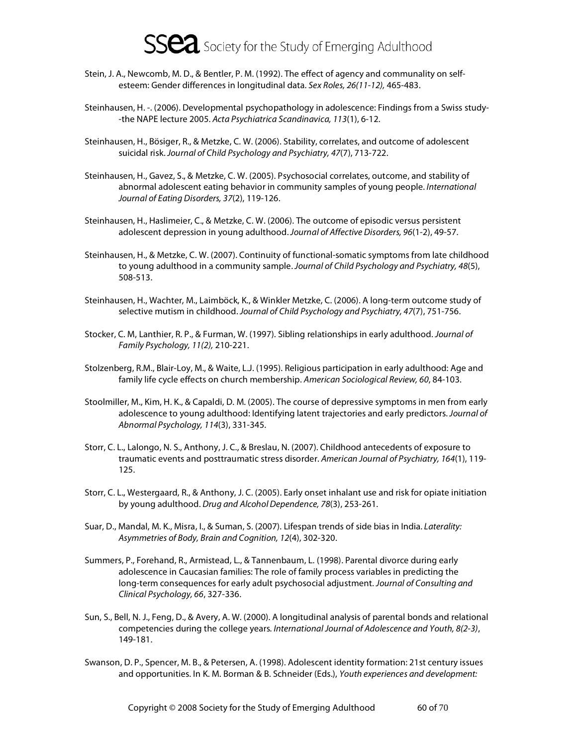Stein, J. A., Newcomb, M. D., & Bentler, P. M. (1992). The effect of agency and communality on self-esteem: Gender differences in longitudinal data. *Sex Roles, 26(11-12),* 465-483.

Steinhausen, H. -. (2006). Developmental psychopathology in adolescence: Findings from a Swiss study--the NAPE lecture 2005. *Acta Psychiatrica Scandinavica, 113*(1), 6-12.

Steinhausen, H., Bösiger, R., & Metzke, C. W. (2006). Stability, correlates, and outcome of adolescent suicidal risk. *Journal of Child Psychology and Psychiatry, 47*(7), 713-722.

Steinhausen, H., Gavez, S., & Metzke, C. W. (2005). Psychosocial correlates, outcome, and stability of abnormal adolescent eating behavior in community samples of young people. *International Journal of Eating Disorders, 37*(2), 119-126.

Steinhausen, H., Haslimeier, C., & Metzke, C. W. (2006). The outcome of episodic versus persistent adolescent depression in young adulthood. *Journal of Affective Disorders, 96*(1-2), 49-57.

Steinhausen, H., & Metzke, C. W. (2007). Continuity of functional-somatic symptoms from late childhood to young adulthood in a community sample. *Journal of Child Psychology and Psychiatry, 48*(5), 508-513.

Steinhausen, H., Wachter, M., Laimböck, K., & Winkler Metzke, C. (2006). A long-term outcome study of selective mutism in childhood. *Journal of Child Psychology and Psychiatry, 47*(7), 751-756.

Stocker, C. M, Lanthier, R. P., & Furman, W. (1997). Sibling relationships in early adulthood. *Journal of Family Psychology, 11(2),* 210-221.

Stolzenberg, R.M., Blair-Loy, M., & Waite, L.J. (1995). Religious participation in early adulthood: Age and family life cycle effects on church membership. *American Sociological Review, 60*, 84-103.

Stoolmiller, M., Kim, H. K., & Capaldi, D. M. (2005). The course of depressive symptoms in men from early adolescence to young adulthood: Identifying latent trajectories and early predictors. *Journal of Abnormal Psychology, 114*(3), 331-345.

Storr, C. L., Lalongo, N. S., Anthony, J. C., & Breslau, N. (2007). Childhood antecedents of exposure to traumatic events and posttraumatic stress disorder. *American Journal of Psychiatry, 164*(1), 119-125.

Storr, C. L., Westergaard, R., & Anthony, J. C. (2005). Early onset inhalant use and risk for opiate initiation by young adulthood. *Drug and Alcohol Dependence, 78*(3), 253-261.

Suar, D., Mandal, M. K., Misra, I., & Suman, S. (2007). Lifespan trends of side bias in India. *Laterality: Asymmetries of Body, Brain and Cognition, 12*(4), 302-320.

Summers, P., Forehand, R., Armistead, L., & Tannenbaum, L. (1998). Parental divorce during early adolescence in Caucasian families: The role of family process variables in predicting the long-term consequences for early adult psychosocial adjustment. *Journal of Consulting and Clinical Psychology, 66*, 327-336.

Sun, S., Bell, N. J., Feng, D., & Avery, A. W. (2000). A longitudinal analysis of parental bonds and relational competencies during the college years. *International Journal of Adolescence and Youth, 8(2-3)*, 149-181.

Swanson, D. P., Spencer, M. B., & Petersen, A. (1998). Adolescent identity formation: 21st century issues and opportunities. In K. M. Borman & B. Schneider (Eds.), *Youth experiences and development:*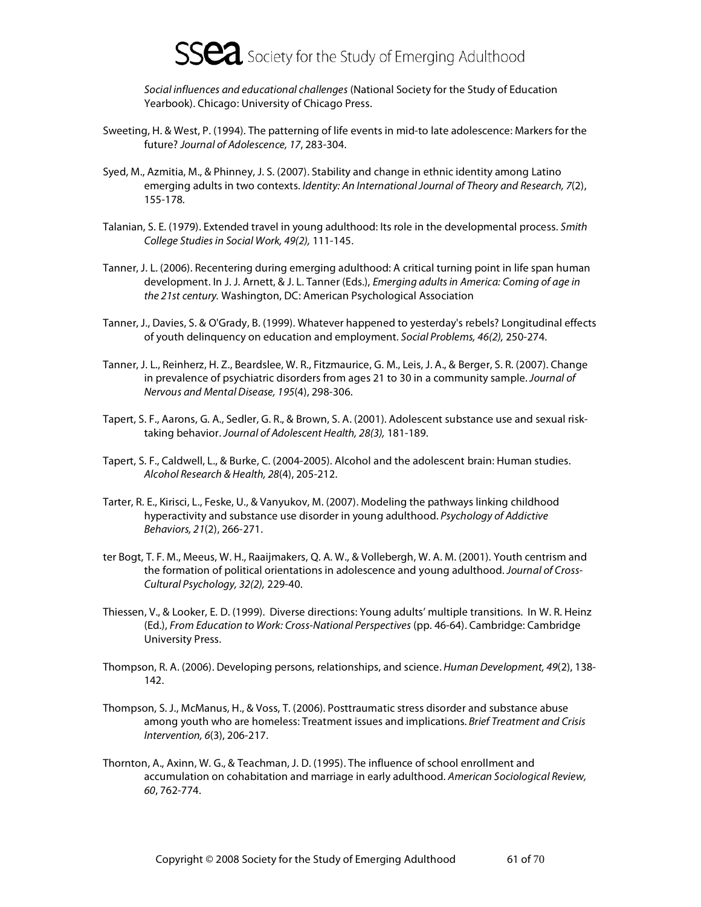*Social influences and educational challenges* (National Society for the Study of Education Yearbook). Chicago: University of Chicago Press.

Sweeting, H. & West, P. (1994). The patterning of life events in mid-to late adolescence: Markers for the future? *Journal of Adolescence, 17*, 283-304.

Syed, M., Azmitia, M., & Phinney, J. S. (2007). Stability and change in ethnic identity among Latino emerging adults in two contexts. *Identity: An International Journal of Theory and Research, 7*(2), 155-178.

Talanian, S. E. (1979). Extended travel in young adulthood: Its role in the developmental process. *Smith College Studies in Social Work, 49(2),* 111-145.

Tanner, J. L. (2006). Recentering during emerging adulthood: A critical turning point in life span human development. In J. J. Arnett, & J. L. Tanner (Eds.), *Emerging adults in America: Coming of age in the 21st century.* Washington, DC: American Psychological Association

Tanner, J., Davies, S. & O'Grady, B. (1999). Whatever happened to yesterday's rebels? Longitudinal effects of youth delinquency on education and employment. *Social Problems, 46(2),* 250-274.

Tanner, J. L., Reinherz, H. Z., Beardslee, W. R., Fitzmaurice, G. M., Leis, J. A., & Berger, S. R. (2007). Change in prevalence of psychiatric disorders from ages 21 to 30 in a community sample. *Journal of Nervous and Mental Disease, 195*(4), 298-306.

Tapert, S. F., Aarons, G. A., Sedler, G. R., & Brown, S. A. (2001). Adolescent substance use and sexual risk-taking behavior. *Journal of Adolescent Health, 28(3),* 181-189.

Tapert, S. F., Caldwell, L., & Burke, C. (2004-2005). Alcohol and the adolescent brain: Human studies. *Alcohol Research & Health, 28*(4), 205-212.

Tarter, R. E., Kirisci, L., Feske, U., & Vanyukov, M. (2007). Modeling the pathways linking childhood hyperactivity and substance use disorder in young adulthood. *Psychology of Addictive Behaviors, 21*(2), 266-271.

ter Bogt, T. F. M., Meeus, W. H., Raaijmakers, Q. A. W., & Vollebergh, W. A. M. (2001). Youth centrism and the formation of political orientations in adolescence and young adulthood. *Journal of Cross-Cultural Psychology, 32(2),* 229-40.

Thiessen, V., & Looker, E. D. (1999). Diverse directions: Young adults' multiple transitions. In W. R. Heinz (Ed.), *From Education to Work: Cross-National Perspectives* (pp. 46-64). Cambridge: Cambridge University Press.

Thompson, R. A. (2006). Developing persons, relationships, and science. *Human Development, 49*(2), 138-142.

Thompson, S. J., McManus, H., & Voss, T. (2006). Posttraumatic stress disorder and substance abuse among youth who are homeless: Treatment issues and implications. *Brief Treatment and Crisis Intervention, 6*(3), 206-217.

Thornton, A., Axinn, W. G., & Teachman, J. D. (1995). The influence of school enrollment and accumulation on cohabitation and marriage in early adulthood. *American Sociological Review, 60*, 762-774.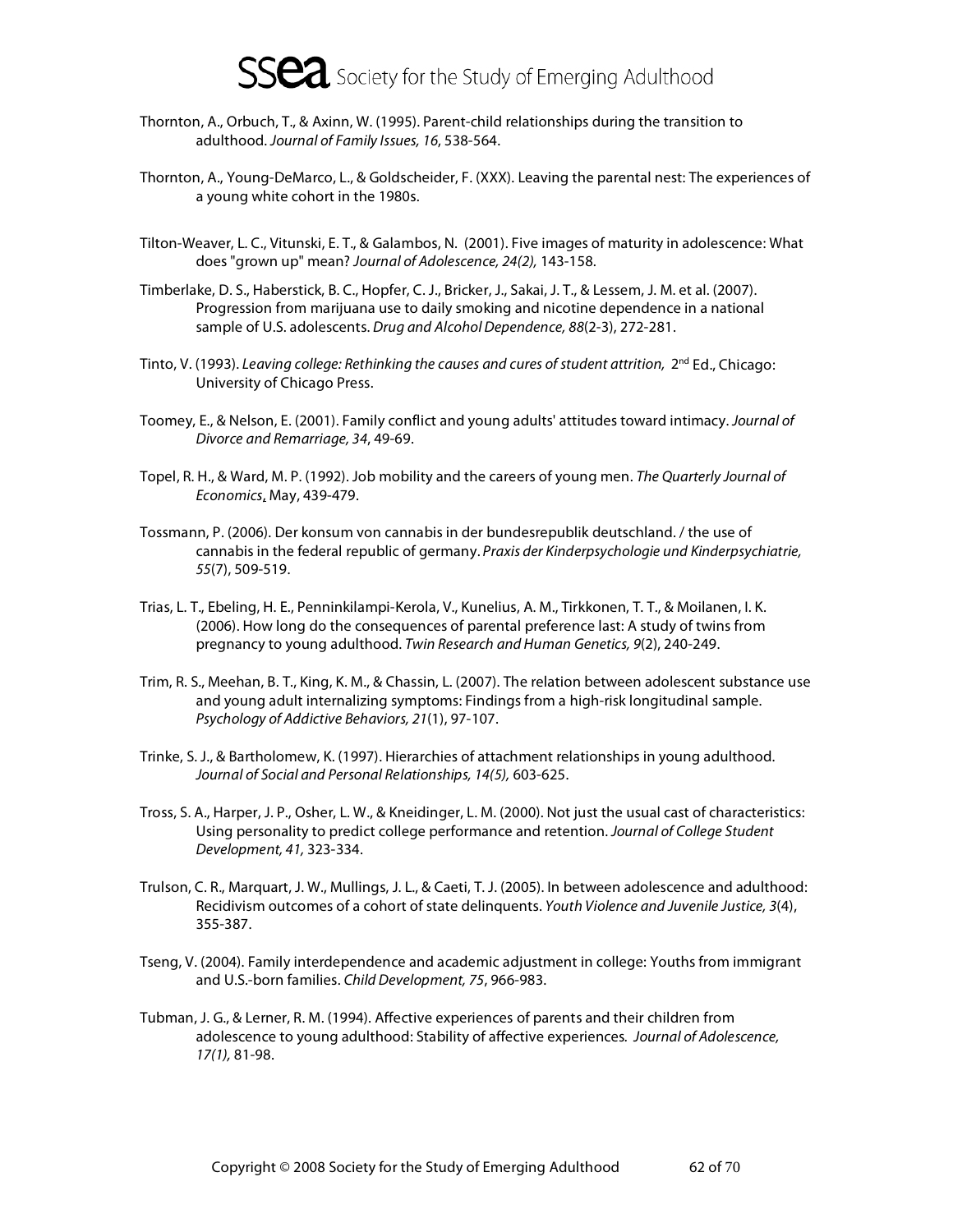Thornton, A., Orbuch, T., & Axinn, W. (1995). Parent-child relationships during the transition to adulthood. *Journal of Family Issues, 16*, 538-564.

Thornton, A., Young-DeMarco, L., & Goldscheider, F. (XXX). Leaving the parental nest: The experiences of a young white cohort in the 1980s.

Tilton-Weaver, L. C., Vitunski, E. T., & Galambos, N. (2001). Five images of maturity in adolescence: What does "grown up" mean? *Journal of Adolescence, 24(2),* 143-158.

Timberlake, D. S., Haberstick, B. C., Hopfer, C. J., Bricker, J., Sakai, J. T., & Lessem, J. M. et al. (2007). Progression from marijuana use to daily smoking and nicotine dependence in a national sample of U.S. adolescents. *Drug and Alcohol Dependence, 88*(2-3), 272-281.

Tinto, V. (1993). *Leaving college: Rethinking the causes and cures of student attrition,* 2nd Ed., Chicago: University of Chicago Press.

Toomey, E., & Nelson, E. (2001). Family conflict and young adults' attitudes toward intimacy. *Journal of Divorce and Remarriage, 34*, 49-69.

Topel, R. H., & Ward, M. P. (1992). Job mobility and the careers of young men. *The Quarterly Journal of Economics*, May, 439-479.

Tossmann, P. (2006). Der konsum von cannabis in der bundesrepublik deutschland. / the use of cannabis in the federal republic of germany. *Praxis der Kinderpsychologie und Kinderpsychiatrie, 55*(7), 509-519.

Trias, L. T., Ebeling, H. E., Penninkilampi-Kerola, V., Kunelius, A. M., Tirkkonen, T. T., & Moilanen, I. K. (2006). How long do the consequences of parental preference last: A study of twins from pregnancy to young adulthood. *Twin Research and Human Genetics, 9*(2), 240-249.

Trim, R. S., Meehan, B. T., King, K. M., & Chassin, L. (2007). The relation between adolescent substance use and young adult internalizing symptoms: Findings from a high-risk longitudinal sample. *Psychology of Addictive Behaviors, 21*(1), 97-107.

Trinke, S. J., & Bartholomew, K. (1997). Hierarchies of attachment relationships in young adulthood. *Journal of Social and Personal Relationships, 14(5),* 603-625.

Tross, S. A., Harper, J. P., Osher, L. W., & Kneidinger, L. M. (2000). Not just the usual cast of characteristics: Using personality to predict college performance and retention. *Journal of College Student Development, 41,* 323-334.

Trulson, C. R., Marquart, J. W., Mullings, J. L., & Caeti, T. J. (2005). In between adolescence and adulthood: Recidivism outcomes of a cohort of state delinquents. *Youth Violence and Juvenile Justice, 3*(4), 355-387.

Tseng, V. (2004). Family interdependence and academic adjustment in college: Youths from immigrant and U.S.-born families. *Child Development, 75*, 966-983.

Tubman, J. G., & Lerner, R. M. (1994). Affective experiences of parents and their children from adolescence to young adulthood: Stability of affective experiences. *Journal of Adolescence, 17(1),* 81-98.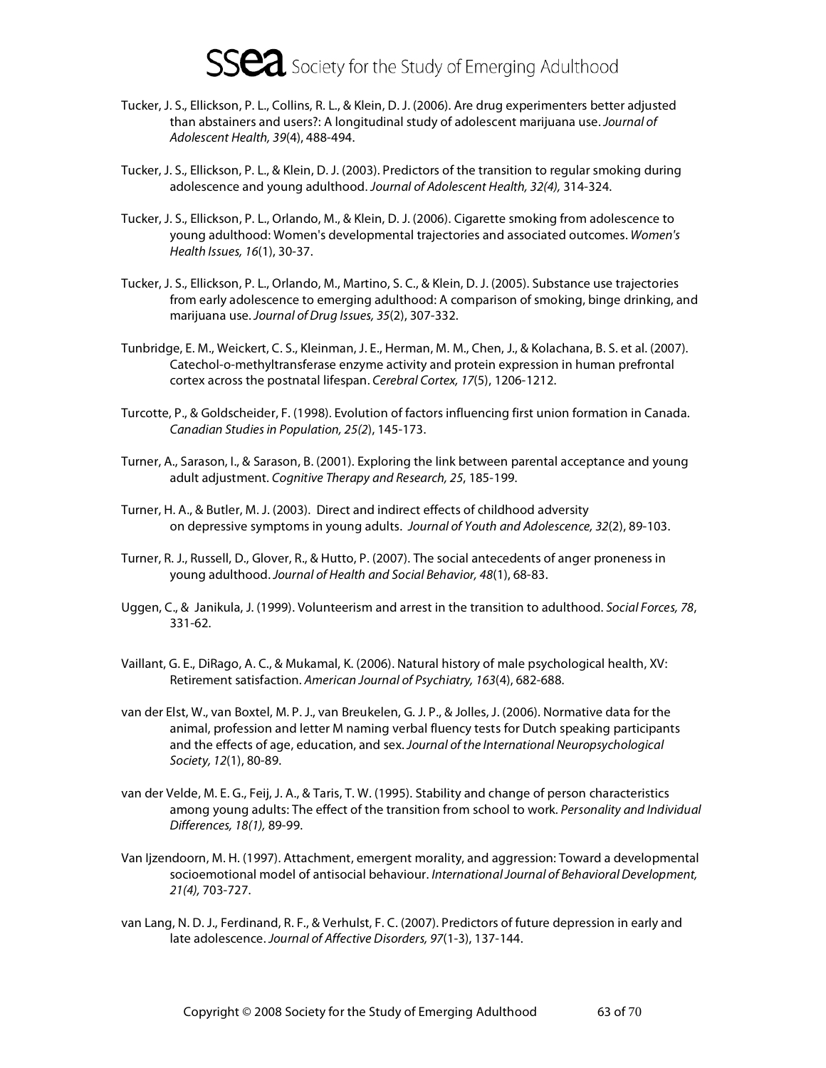Tucker, J. S., Ellickson, P. L., Collins, R. L., & Klein, D. J. (2006). Are drug experimenters better adjusted than abstainers and users?: A longitudinal study of adolescent marijuana use. *Journal of Adolescent Health, 39*(4), 488-494.

Tucker, J. S., Ellickson, P. L., & Klein, D. J. (2003). Predictors of the transition to regular smoking during adolescence and young adulthood. *Journal of Adolescent Health, 32(4),* 314-324.

Tucker, J. S., Ellickson, P. L., Orlando, M., & Klein, D. J. (2006). Cigarette smoking from adolescence to young adulthood: Women's developmental trajectories and associated outcomes. *Women's Health Issues, 16*(1), 30-37.

Tucker, J. S., Ellickson, P. L., Orlando, M., Martino, S. C., & Klein, D. J. (2005). Substance use trajectories from early adolescence to emerging adulthood: A comparison of smoking, binge drinking, and marijuana use. *Journal of Drug Issues, 35*(2), 307-332.

Tunbridge, E. M., Weickert, C. S., Kleinman, J. E., Herman, M. M., Chen, J., & Kolachana, B. S. et al. (2007). Catechol-o-methyltransferase enzyme activity and protein expression in human prefrontal cortex across the postnatal lifespan. *Cerebral Cortex, 17*(5), 1206-1212.

Turcotte, P., & Goldscheider, F. (1998). Evolution of factors influencing first union formation in Canada. *Canadian Studies in Population, 25(2*), 145-173.

Turner, A., Sarason, I., & Sarason, B. (2001). Exploring the link between parental acceptance and young adult adjustment. *Cognitive Therapy and Research, 25*, 185-199.

Turner, H. A., & Butler, M. J. (2003). Direct and indirect effects of childhood adversity on depressive symptoms in young adults. *Journal of Youth and Adolescence, 32*(2), 89-103.

Turner, R. J., Russell, D., Glover, R., & Hutto, P. (2007). The social antecedents of anger proneness in young adulthood. *Journal of Health and Social Behavior, 48*(1), 68-83.

Uggen, C., & Janikula, J. (1999). Volunteerism and arrest in the transition to adulthood. *Social Forces, 78*, 331-62.

Vaillant, G. E., DiRago, A. C., & Mukamal, K. (2006). Natural history of male psychological health, XV: Retirement satisfaction. *American Journal of Psychiatry, 163*(4), 682-688.

van der Elst, W., van Boxtel, M. P. J., van Breukelen, G. J. P., & Jolles, J. (2006). Normative data for the animal, profession and letter M naming verbal fluency tests for Dutch speaking participants and the effects of age, education, and sex. *Journal of the International Neuropsychological Society, 12*(1), 80-89.

van der Velde, M. E. G., Feij, J. A., & Taris, T. W. (1995). Stability and change of person characteristics among young adults: The effect of the transition from school to work. *Personality and Individual Differences, 18(1),* 89-99.

Van Ijzendoorn, M. H. (1997). Attachment, emergent morality, and aggression: Toward a developmental socioemotional model of antisocial behaviour. *International Journal of Behavioral Development, 21(4),* 703-727.

van Lang, N. D. J., Ferdinand, R. F., & Verhulst, F. C. (2007). Predictors of future depression in early and late adolescence. *Journal of Affective Disorders, 97*(1-3), 137-144.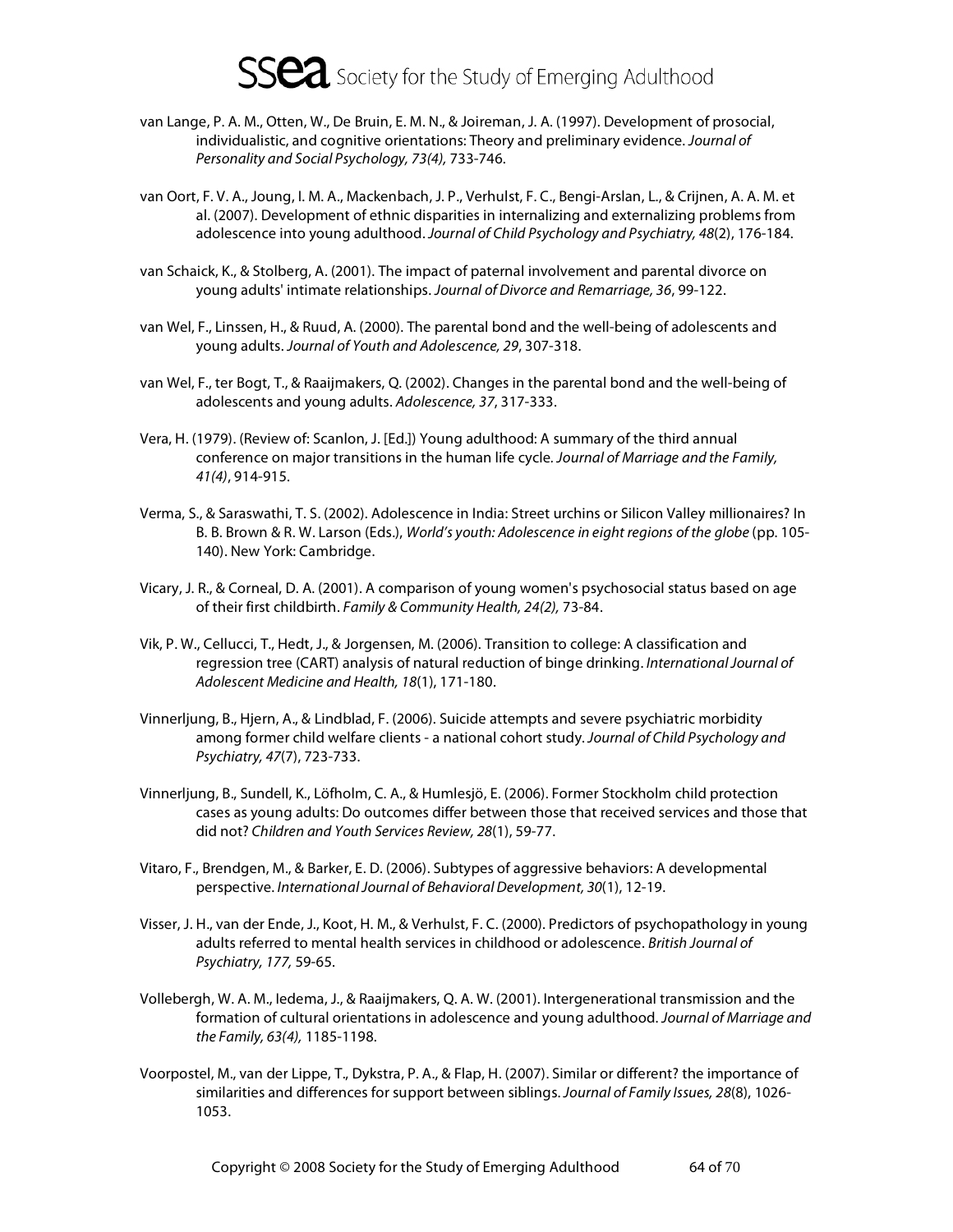van Lange, P. A. M., Otten, W., De Bruin, E. M. N., & Joireman, J. A. (1997). Development of prosocial, individualistic, and cognitive orientations: Theory and preliminary evidence. *Journal of Personality and Social Psychology, 73(4),* 733-746.

van Oort, F. V. A., Joung, I. M. A., Mackenbach, J. P., Verhulst, F. C., Bengi-Arslan, L., & Crijnen, A. A. M. et al. (2007). Development of ethnic disparities in internalizing and externalizing problems from adolescence into young adulthood. *Journal of Child Psychology and Psychiatry, 48*(2), 176-184.

van Schaick, K., & Stolberg, A. (2001). The impact of paternal involvement and parental divorce on young adults' intimate relationships. *Journal of Divorce and Remarriage, 36*, 99-122.

van Wel, F., Linssen, H., & Ruud, A. (2000). The parental bond and the well-being of adolescents and young adults. *Journal of Youth and Adolescence, 29*, 307-318.

van Wel, F., ter Bogt, T., & Raaijmakers, Q. (2002). Changes in the parental bond and the well-being of adolescents and young adults. *Adolescence, 37*, 317-333.

Vera, H. (1979). (Review of: Scanlon, J. [Ed.]) Young adulthood: A summary of the third annual conference on major transitions in the human life cycle. *Journal of Marriage and the Family, 41(4)*, 914-915.

Verma, S., & Saraswathi, T. S. (2002). Adolescence in India: Street urchins or Silicon Valley millionaires? In B. B. Brown & R. W. Larson (Eds.), *World's youth: Adolescence in eight regions of the globe* (pp. 105-140). New York: Cambridge.

Vicary, J. R., & Corneal, D. A. (2001). A comparison of young women's psychosocial status based on age of their first childbirth. *Family & Community Health, 24(2),* 73-84.

Vik, P. W., Cellucci, T., Hedt, J., & Jorgensen, M. (2006). Transition to college: A classification and regression tree (CART) analysis of natural reduction of binge drinking. *International Journal of Adolescent Medicine and Health, 18*(1), 171-180.

Vinnerljung, B., Hjern, A., & Lindblad, F. (2006). Suicide attempts and severe psychiatric morbidity among former child welfare clients - a national cohort study. *Journal of Child Psychology and Psychiatry, 47*(7), 723-733.

Vinnerljung, B., Sundell, K., Löfholm, C. A., & Humlesjö, E. (2006). Former Stockholm child protection cases as young adults: Do outcomes differ between those that received services and those that did not? *Children and Youth Services Review, 28*(1), 59-77.

Vitaro, F., Brendgen, M., & Barker, E. D. (2006). Subtypes of aggressive behaviors: A developmental perspective. *International Journal of Behavioral Development, 30*(1), 12-19.

Visser, J. H., van der Ende, J., Koot, H. M., & Verhulst, F. C. (2000). Predictors of psychopathology in young adults referred to mental health services in childhood or adolescence. *British Journal of Psychiatry, 177,* 59-65.

Vollebergh, W. A. M., Iedema, J., & Raaijmakers, Q. A. W. (2001). Intergenerational transmission and the formation of cultural orientations in adolescence and young adulthood. *Journal of Marriage and the Family, 63(4),* 1185-1198.

Voorpostel, M., van der Lippe, T., Dykstra, P. A., & Flap, H. (2007). Similar or different? the importance of similarities and differences for support between siblings. *Journal of Family Issues, 28*(8), 1026-1053.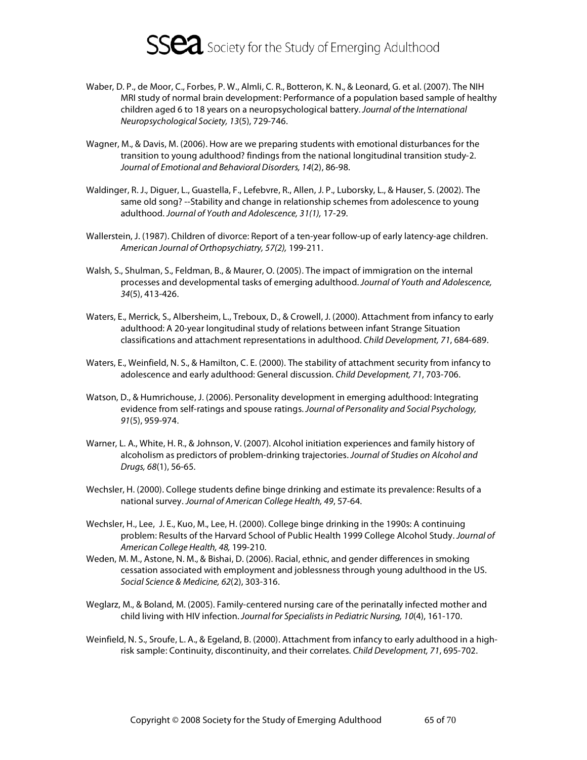Waber, D. P., de Moor, C., Forbes, P. W., Almli, C. R., Botteron, K. N., & Leonard, G. et al. (2007). The NIH MRI study of normal brain development: Performance of a population based sample of healthy children aged 6 to 18 years on a neuropsychological battery. *Journal of the International Neuropsychological Society, 13*(5), 729-746.

Wagner, M., & Davis, M. (2006). How are we preparing students with emotional disturbances for the transition to young adulthood? findings from the national longitudinal transition study-2. *Journal of Emotional and Behavioral Disorders, 14*(2), 86-98.

Waldinger, R. J., Diguer, L., Guastella, F., Lefebvre, R., Allen, J. P., Luborsky, L., & Hauser, S. (2002). The same old song? --Stability and change in relationship schemes from adolescence to young adulthood. *Journal of Youth and Adolescence, 31(1),* 17-29.

Wallerstein, J. (1987). Children of divorce: Report of a ten-year follow-up of early latency-age children. *American Journal of Orthopsychiatry, 57(2),* 199-211.

Walsh, S., Shulman, S., Feldman, B., & Maurer, O. (2005). The impact of immigration on the internal processes and developmental tasks of emerging adulthood. *Journal of Youth and Adolescence, 34*(5), 413-426.

Waters, E., Merrick, S., Albersheim, L., Treboux, D., & Crowell, J. (2000). Attachment from infancy to early adulthood: A 20-year longitudinal study of relations between infant Strange Situation classifications and attachment representations in adulthood. *Child Development, 71*, 684-689.

Waters, E., Weinfield, N. S., & Hamilton, C. E. (2000). The stability of attachment security from infancy to adolescence and early adulthood: General discussion. *Child Development, 71*, 703-706.

Watson, D., & Humrichouse, J. (2006). Personality development in emerging adulthood: Integrating evidence from self-ratings and spouse ratings. *Journal of Personality and Social Psychology, 91*(5), 959-974.

Warner, L. A., White, H. R., & Johnson, V. (2007). Alcohol initiation experiences and family history of alcoholism as predictors of problem-drinking trajectories. *Journal of Studies on Alcohol and Drugs, 68*(1), 56-65.

Wechsler, H. (2000). College students define binge drinking and estimate its prevalence: Results of a national survey. *Journal of American College Health, 49*, 57-64.

Wechsler, H., Lee, J. E., Kuo, M., Lee, H. (2000). College binge drinking in the 1990s: A continuing problem: Results of the Harvard School of Public Health 1999 College Alcohol Study. *Journal of American College Health, 48,* 199-210.

Weden, M. M., Astone, N. M., & Bishai, D. (2006). Racial, ethnic, and gender differences in smoking cessation associated with employment and joblessness through young adulthood in the US. *Social Science & Medicine, 62*(2), 303-316.

Weglarz, M., & Boland, M. (2005). Family-centered nursing care of the perinatally infected mother and child living with HIV infection. *Journal for Specialists in Pediatric Nursing, 10*(4), 161-170.

Weinfield, N. S., Sroufe, L. A., & Egeland, B. (2000). Attachment from infancy to early adulthood in a high-risk sample: Continuity, discontinuity, and their correlates. *Child Development, 71*, 695-702.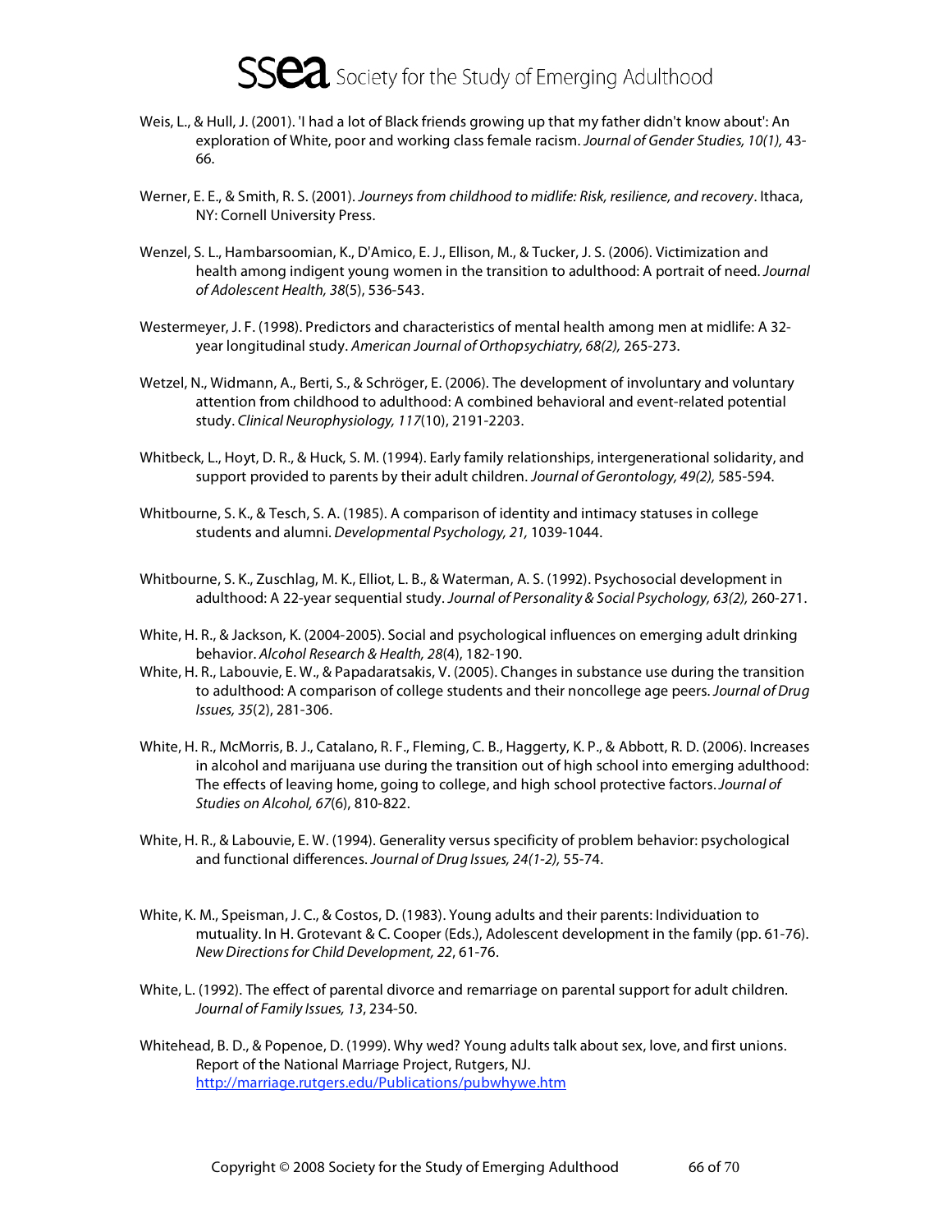Weis, L., & Hull, J. (2001). 'I had a lot of Black friends growing up that my father didn't know about': An exploration of White, poor and working class female racism. *Journal of Gender Studies, 10(1),* 43-66.

Werner, E. E., & Smith, R. S. (2001). *Journeys from childhood to midlife: Risk, resilience, and recovery*. Ithaca, NY: Cornell University Press.

Wenzel, S. L., Hambarsoomian, K., D'Amico, E. J., Ellison, M., & Tucker, J. S. (2006). Victimization and health among indigent young women in the transition to adulthood: A portrait of need. *Journal of Adolescent Health, 38*(5), 536-543.

Westermeyer, J. F. (1998). Predictors and characteristics of mental health among men at midlife: A 32-year longitudinal study. *American Journal of Orthopsychiatry, 68(2),* 265-273.

Wetzel, N., Widmann, A., Berti, S., & Schröger, E. (2006). The development of involuntary and voluntary attention from childhood to adulthood: A combined behavioral and event-related potential study. *Clinical Neurophysiology, 117*(10), 2191-2203.

Whitbeck, L., Hoyt, D. R., & Huck, S. M. (1994). Early family relationships, intergenerational solidarity, and support provided to parents by their adult children. *Journal of Gerontology, 49(2),* 585-594.

Whitbourne, S. K., & Tesch, S. A. (1985). A comparison of identity and intimacy statuses in college students and alumni. *Developmental Psychology, 21,* 1039-1044.

Whitbourne, S. K., Zuschlag, M. K., Elliot, L. B., & Waterman, A. S. (1992). Psychosocial development in adulthood: A 22-year sequential study. *Journal of Personality & Social Psychology, 63(2),* 260-271.

White, H. R., & Jackson, K. (2004-2005). Social and psychological influences on emerging adult drinking behavior. *Alcohol Research & Health, 28*(4), 182-190.

White, H. R., Labouvie, E. W., & Papadaratsakis, V. (2005). Changes in substance use during the transition to adulthood: A comparison of college students and their noncollege age peers. *Journal of Drug Issues, 35*(2), 281-306.

White, H. R., McMorris, B. J., Catalano, R. F., Fleming, C. B., Haggerty, K. P., & Abbott, R. D. (2006). Increases in alcohol and marijuana use during the transition out of high school into emerging adulthood: The effects of leaving home, going to college, and high school protective factors. *Journal of Studies on Alcohol, 67*(6), 810-822.

White, H. R., & Labouvie, E. W. (1994). Generality versus specificity of problem behavior: psychological and functional differences. *Journal of Drug Issues, 24(1-2),* 55-74.

White, K. M., Speisman, J. C., & Costos, D. (1983). Young adults and their parents: Individuation to mutuality. In H. Grotevant & C. Cooper (Eds.), Adolescent development in the family (pp. 61-76). *New Directions for Child Development, 22*, 61-76.

White, L. (1992). The effect of parental divorce and remarriage on parental support for adult children. *Journal of Family Issues, 13*, 234-50.

Whitehead, B. D., & Popenoe, D. (1999). Why wed? Young adults talk about sex, love, and first unions. Report of the National Marriage Project, Rutgers, NJ. http://marriage.rutgers.edu/Publications/pubwhywe.htm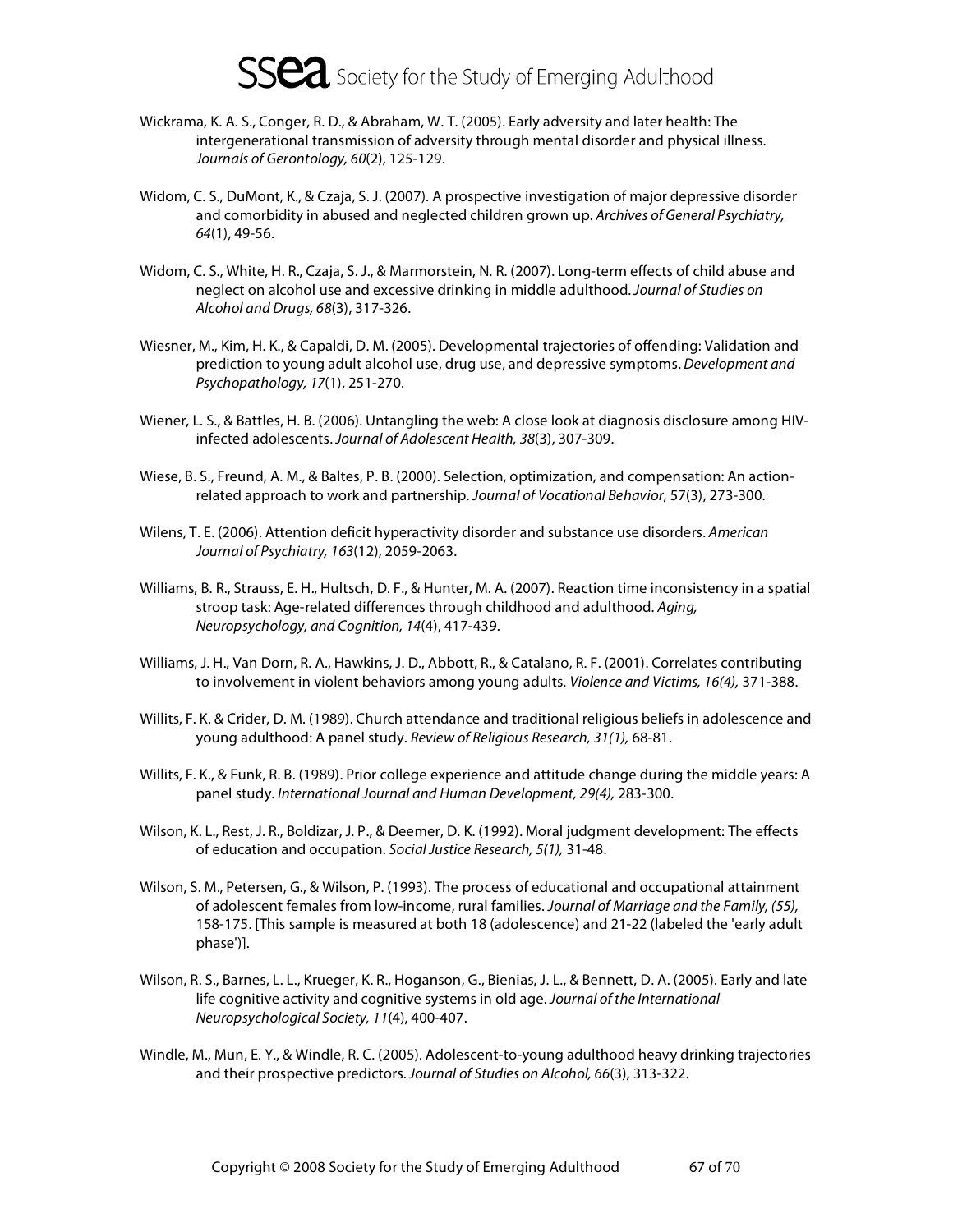Wickrama, K. A. S., Conger, R. D., & Abraham, W. T. (2005). Early adversity and later health: The intergenerational transmission of adversity through mental disorder and physical illness. *Journals of Gerontology, 60*(2), 125-129.

Widom, C. S., DuMont, K., & Czaja, S. J. (2007). A prospective investigation of major depressive disorder and comorbidity in abused and neglected children grown up. *Archives of General Psychiatry, 64*(1), 49-56.

Widom, C. S., White, H. R., Czaja, S. J., & Marmorstein, N. R. (2007). Long-term effects of child abuse and neglect on alcohol use and excessive drinking in middle adulthood. *Journal of Studies on Alcohol and Drugs, 68*(3), 317-326.

Wiesner, M., Kim, H. K., & Capaldi, D. M. (2005). Developmental trajectories of offending: Validation and prediction to young adult alcohol use, drug use, and depressive symptoms. *Development and Psychopathology, 17*(1), 251-270.

Wiener, L. S., & Battles, H. B. (2006). Untangling the web: A close look at diagnosis disclosure among HIV-infected adolescents. *Journal of Adolescent Health, 38*(3), 307-309.

Wiese, B. S., Freund, A. M., & Baltes, P. B. (2000). Selection, optimization, and compensation: An action-related approach to work and partnership. *Journal of Vocational Behavior*, 57(3), 273-300.

Wilens, T. E. (2006). Attention deficit hyperactivity disorder and substance use disorders. *American Journal of Psychiatry, 163*(12), 2059-2063.

Williams, B. R., Strauss, E. H., Hultsch, D. F., & Hunter, M. A. (2007). Reaction time inconsistency in a spatial stroop task: Age-related differences through childhood and adulthood. *Aging, Neuropsychology, and Cognition, 14*(4), 417-439.

Williams, J. H., Van Dorn, R. A., Hawkins, J. D., Abbott, R., & Catalano, R. F. (2001). Correlates contributing to involvement in violent behaviors among young adults. *Violence and Victims, 16(4),* 371-388.

Willits, F. K. & Crider, D. M. (1989). Church attendance and traditional religious beliefs in adolescence and young adulthood: A panel study. *Review of Religious Research, 31(1),* 68-81.

Willits, F. K., & Funk, R. B. (1989). Prior college experience and attitude change during the middle years: A panel study. *International Journal and Human Development, 29(4),* 283-300.

Wilson, K. L., Rest, J. R., Boldizar, J. P., & Deemer, D. K. (1992). Moral judgment development: The effects of education and occupation. *Social Justice Research, 5(1),* 31-48.

Wilson, S. M., Petersen, G., & Wilson, P. (1993). The process of educational and occupational attainment of adolescent females from low-income, rural families. *Journal of Marriage and the Family, (55),* 158-175. [This sample is measured at both 18 (adolescence) and 21-22 (labeled the 'early adult phase')].

Wilson, R. S., Barnes, L. L., Krueger, K. R., Hoganson, G., Bienias, J. L., & Bennett, D. A. (2005). Early and late life cognitive activity and cognitive systems in old age. *Journal of the International Neuropsychological Society, 11*(4), 400-407.

Windle, M., Mun, E. Y., & Windle, R. C. (2005). Adolescent-to-young adulthood heavy drinking trajectories and their prospective predictors. *Journal of Studies on Alcohol, 66*(3), 313-322.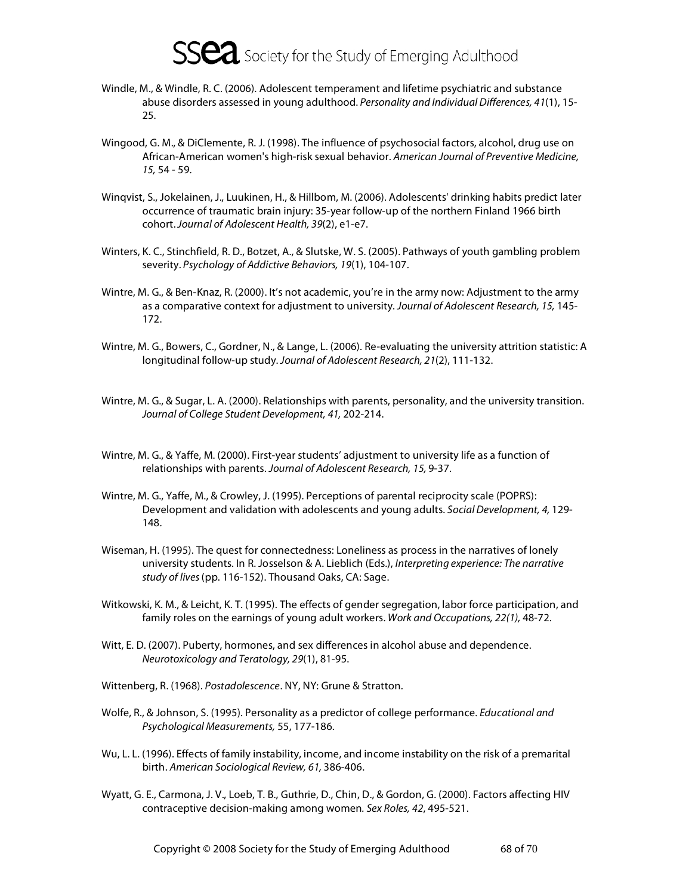Windle, M., & Windle, R. C. (2006). Adolescent temperament and lifetime psychiatric and substance abuse disorders assessed in young adulthood. *Personality and Individual Differences, 41*(1), 15-25.

Wingood, G. M., & DiClemente, R. J. (1998). The influence of psychosocial factors, alcohol, drug use on African-American women's high-risk sexual behavior. *American Journal of Preventive Medicine, 15,* 54 - 59.

Winqvist, S., Jokelainen, J., Luukinen, H., & Hillbom, M. (2006). Adolescents' drinking habits predict later occurrence of traumatic brain injury: 35-year follow-up of the northern Finland 1966 birth cohort. *Journal of Adolescent Health, 39*(2), e1-e7.

Winters, K. C., Stinchfield, R. D., Botzet, A., & Slutske, W. S. (2005). Pathways of youth gambling problem severity. *Psychology of Addictive Behaviors, 19*(1), 104-107.

Wintre, M. G., & Ben-Knaz, R. (2000). It's not academic, you're in the army now: Adjustment to the army as a comparative context for adjustment to university. *Journal of Adolescent Research, 15,* 145-172.

Wintre, M. G., Bowers, C., Gordner, N., & Lange, L. (2006). Re-evaluating the university attrition statistic: A longitudinal follow-up study. *Journal of Adolescent Research, 21*(2), 111-132.

Wintre, M. G., & Sugar, L. A. (2000). Relationships with parents, personality, and the university transition. *Journal of College Student Development, 41,* 202-214.

Wintre, M. G., & Yaffe, M. (2000). First-year students' adjustment to university life as a function of relationships with parents. *Journal of Adolescent Research, 15,* 9-37.

Wintre, M. G., Yaffe, M., & Crowley, J. (1995). Perceptions of parental reciprocity scale (POPRS): Development and validation with adolescents and young adults. *Social Development, 4,* 129-148.

Wiseman, H. (1995). The quest for connectedness: Loneliness as process in the narratives of lonely university students. In R. Josselson & A. Lieblich (Eds.), *Interpreting experience: The narrative study of lives* (pp. 116-152). Thousand Oaks, CA: Sage.

Witkowski, K. M., & Leicht, K. T. (1995). The effects of gender segregation, labor force participation, and family roles on the earnings of young adult workers. *Work and Occupations, 22(1),* 48-72.

Witt, E. D. (2007). Puberty, hormones, and sex differences in alcohol abuse and dependence. *Neurotoxicology and Teratology, 29*(1), 81-95.

Wittenberg, R. (1968). *Postadolescence*. NY, NY: Grune & Stratton.

Wolfe, R., & Johnson, S. (1995). Personality as a predictor of college performance. *Educational and Psychological Measurements,* 55, 177-186.

Wu, L. L. (1996). Effects of family instability, income, and income instability on the risk of a premarital birth. *American Sociological Review, 61,* 386-406.

Wyatt, G. E., Carmona, J. V., Loeb, T. B., Guthrie, D., Chin, D., & Gordon, G. (2000). Factors affecting HIV contraceptive decision-making among women. *Sex Roles, 42*, 495-521.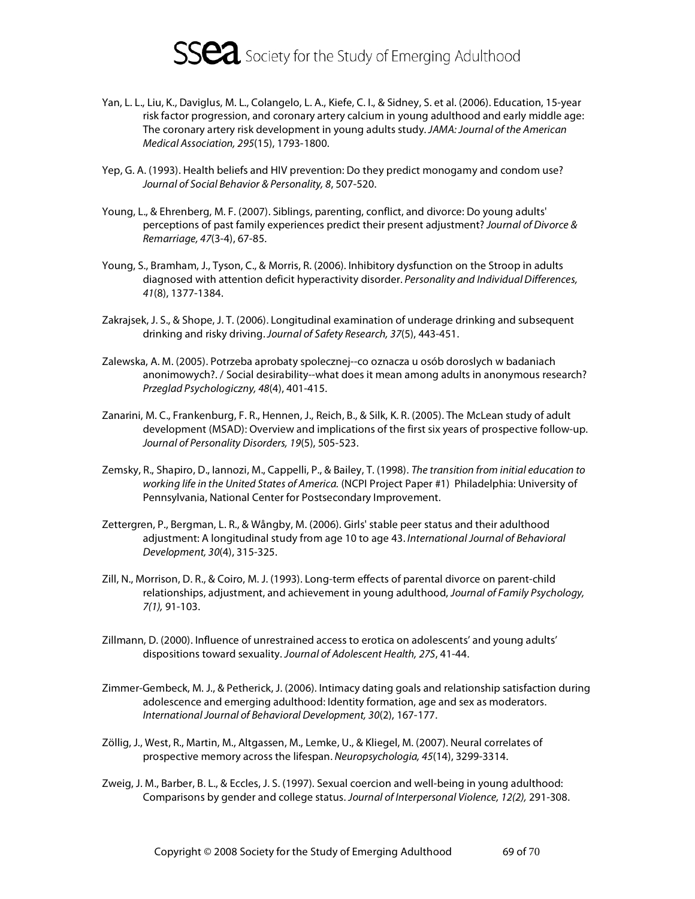Yan, L. L., Liu, K., Daviglus, M. L., Colangelo, L. A., Kiefe, C. I., & Sidney, S. et al. (2006). Education, 15-year risk factor progression, and coronary artery calcium in young adulthood and early middle age: The coronary artery risk development in young adults study. *JAMA: Journal of the American Medical Association, 295*(15), 1793-1800.

Yep, G. A. (1993). Health beliefs and HIV prevention: Do they predict monogamy and condom use? *Journal of Social Behavior & Personality, 8*, 507-520.

Young, L., & Ehrenberg, M. F. (2007). Siblings, parenting, conflict, and divorce: Do young adults' perceptions of past family experiences predict their present adjustment? *Journal of Divorce & Remarriage, 47*(3-4), 67-85.

Young, S., Bramham, J., Tyson, C., & Morris, R. (2006). Inhibitory dysfunction on the Stroop in adults diagnosed with attention deficit hyperactivity disorder. *Personality and Individual Differences, 41*(8), 1377-1384.

Zakrajsek, J. S., & Shope, J. T. (2006). Longitudinal examination of underage drinking and subsequent drinking and risky driving. *Journal of Safety Research, 37*(5), 443-451.

Zalewska, A. M. (2005). Potrzeba aprobaty spolecznej--co oznacza u osób doroslych w badaniach anonimowych?. / Social desirability--what does it mean among adults in anonymous research? *Przeglad Psychologiczny, 48*(4), 401-415.

Zanarini, M. C., Frankenburg, F. R., Hennen, J., Reich, B., & Silk, K. R. (2005). The McLean study of adult development (MSAD): Overview and implications of the first six years of prospective follow-up. *Journal of Personality Disorders, 19*(5), 505-523.

Zemsky, R., Shapiro, D., Iannozi, M., Cappelli, P., & Bailey, T. (1998). *The transition from initial education to working life in the United States of America.* (NCPI Project Paper #1) Philadelphia: University of Pennsylvania, National Center for Postsecondary Improvement.

Zettergren, P., Bergman, L. R., & Wångby, M. (2006). Girls' stable peer status and their adulthood adjustment: A longitudinal study from age 10 to age 43. *International Journal of Behavioral Development, 30*(4), 315-325.

Zill, N., Morrison, D. R., & Coiro, M. J. (1993). Long-term effects of parental divorce on parent-child relationships, adjustment, and achievement in young adulthood, *Journal of Family Psychology, 7(1),* 91-103.

Zillmann, D. (2000). Influence of unrestrained access to erotica on adolescents' and young adults' dispositions toward sexuality. *Journal of Adolescent Health, 27S*, 41-44.

Zimmer-Gembeck, M. J., & Petherick, J. (2006). Intimacy dating goals and relationship satisfaction during adolescence and emerging adulthood: Identity formation, age and sex as moderators. *International Journal of Behavioral Development, 30*(2), 167-177.

Zöllig, J., West, R., Martin, M., Altgassen, M., Lemke, U., & Kliegel, M. (2007). Neural correlates of prospective memory across the lifespan. *Neuropsychologia, 45*(14), 3299-3314.

Zweig, J. M., Barber, B. L., & Eccles, J. S. (1997). Sexual coercion and well-being in young adulthood: Comparisons by gender and college status. *Journal of Interpersonal Violence, 12(2),* 291-308.